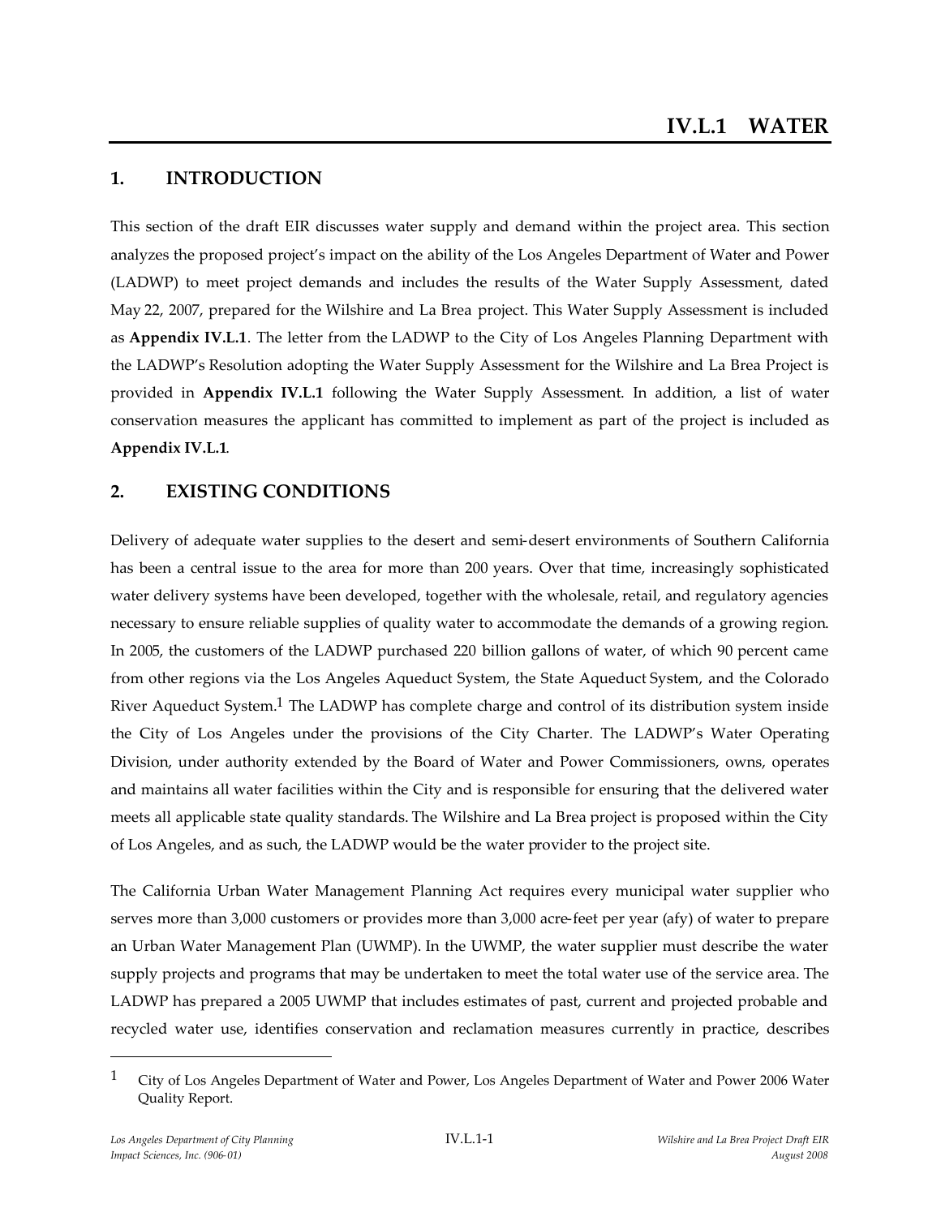# IV.L.1 WATER

## 1. INTRODUCTION

This section of the draft EIR discusses water supply and demand within the project area. This section analyzes the proposed project's impact on the ability of the Los Angeles Department of Water and Power (LADWP) to meet project demands and includes the results of the Water Supply Assessment, dated May 22, 2007, prepared for the Wilshire and La Brea project. This Water Supply Assessment is included as **Appendix IV.L.1**. The letter from the LADWP to the City of Los Angeles Planning Department with the LADWP's Resolution adopting the Water Supply Assessment for the Wilshire and La Brea Project is provided in **Appendix IV.L.1** following the Water Supply Assessment. In addition, a list of water conservation measures the applicant has committed to implement as part of the project is included as **Appendix IV.L.1**.

## 2. EXISTING CONDITIONS

Delivery of adequate water supplies to the desert and semi-desert environments of Southern California has been a central issue to the area for more than 200 years. Over that time, increasingly sophisticated water delivery systems have been developed, together with the wholesale, retail, and regulatory agencies necessary to ensure reliable supplies of quality water to accommodate the demands of a growing region. In 2005, the customers of the LADWP purchased 220 billion gallons of water, of which 90 percent came from other regions via the Los Angeles Aqueduct System, the State Aqueduct System, and the Colorado River Aqueduct System.[1] The LADWP has complete charge and control of its distribution system inside the City of Los Angeles under the provisions of the City Charter. The LADWP's Water Operating Division, under authority extended by the Board of Water and Power Commissioners, owns, operates and maintains all water facilities within the City and is responsible for ensuring that the delivered water meets all applicable state quality standards. The Wilshire and La Brea project is proposed within the City of Los Angeles, and as such, the LADWP would be the water provider to the project site.

The California Urban Water Management Planning Act requires every municipal water supplier who serves more than 3,000 customers or provides more than 3,000 acre-feet per year (afy) of water to prepare an Urban Water Management Plan (UWMP). In the UWMP, the water supplier must describe the water supply projects and programs that may be undertaken to meet the total water use of the service area. The LADWP has prepared a 2005 UWMP that includes estimates of past, current and projected probable and recycled water use, identifies conservation and reclamation measures currently in practice, describes

---

[1] City of Los Angeles Department of Water and Power, Los Angeles Department of Water and Power 2006 Water Quality Report.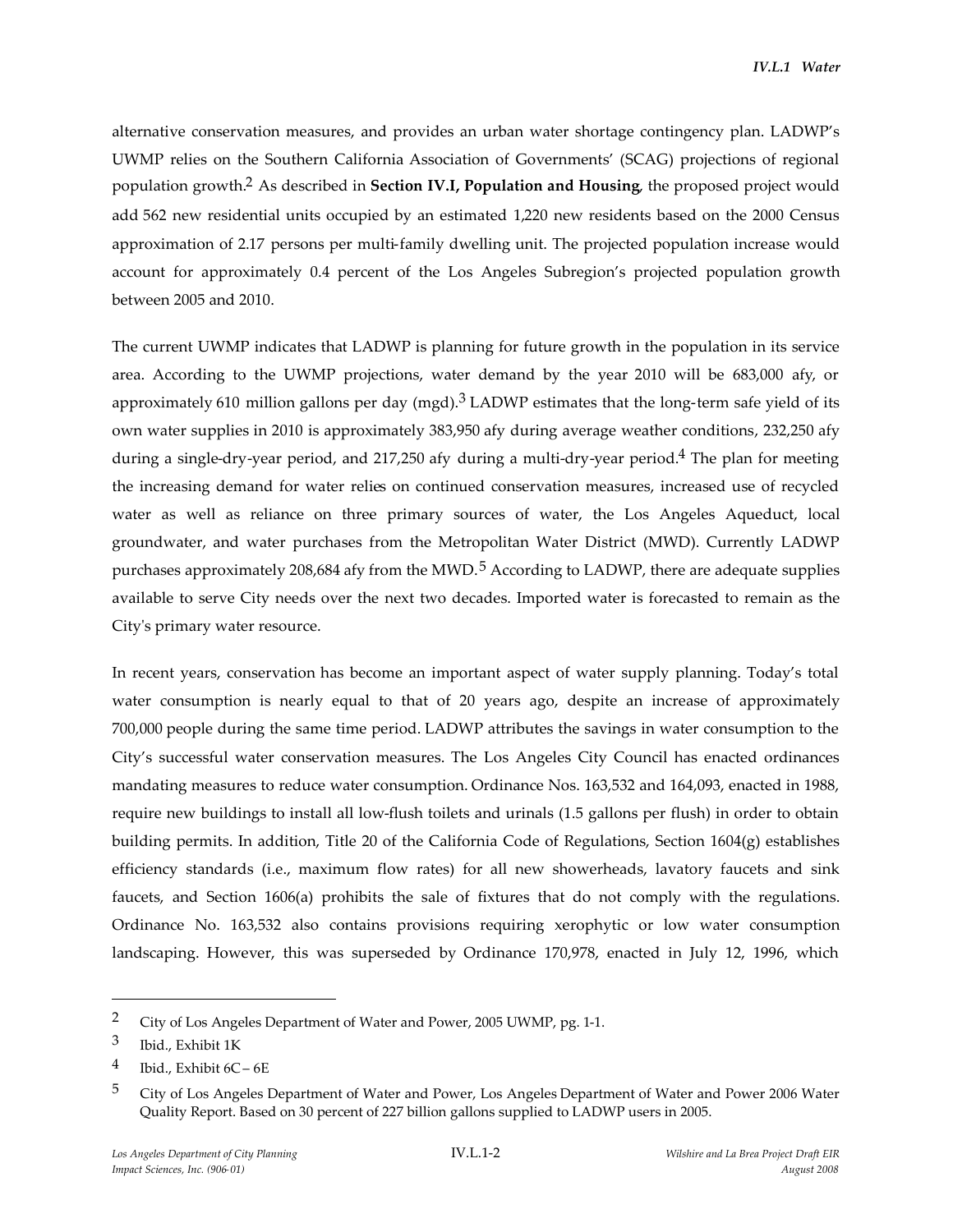alternative conservation measures, and provides an urban water shortage contingency plan. LADWP's UWMP relies on the Southern California Association of Governments' (SCAG) projections of regional population growth.[2] As described in **Section IV.I, Population and Housing**, the proposed project would add 562 new residential units occupied by an estimated 1,220 new residents based on the 2000 Census approximation of 2.17 persons per multi-family dwelling unit. The projected population increase would account for approximately 0.4 percent of the Los Angeles Subregion's projected population growth between 2005 and 2010.

The current UWMP indicates that LADWP is planning for future growth in the population in its service area. According to the UWMP projections, water demand by the year 2010 will be 683,000 afy, or approximately 610 million gallons per day (mgd).[3] LADWP estimates that the long-term safe yield of its own water supplies in 2010 is approximately 383,950 afy during average weather conditions, 232,250 afy during a single-dry-year period, and 217,250 afy during a multi-dry-year period.[4] The plan for meeting the increasing demand for water relies on continued conservation measures, increased use of recycled water as well as reliance on three primary sources of water, the Los Angeles Aqueduct, local groundwater, and water purchases from the Metropolitan Water District (MWD). Currently LADWP purchases approximately 208,684 afy from the MWD.[5] According to LADWP, there are adequate supplies available to serve City needs over the next two decades. Imported water is forecasted to remain as the City's primary water resource.

In recent years, conservation has become an important aspect of water supply planning. Today's total water consumption is nearly equal to that of 20 years ago, despite an increase of approximately 700,000 people during the same time period. LADWP attributes the savings in water consumption to the City's successful water conservation measures. The Los Angeles City Council has enacted ordinances mandating measures to reduce water consumption. Ordinance Nos. 163,532 and 164,093, enacted in 1988, require new buildings to install all low-flush toilets and urinals (1.5 gallons per flush) in order to obtain building permits. In addition, Title 20 of the California Code of Regulations, Section 1604(g) establishes efficiency standards (i.e., maximum flow rates) for all new showerheads, lavatory faucets and sink faucets, and Section 1606(a) prohibits the sale of fixtures that do not comply with the regulations. Ordinance No. 163,532 also contains provisions requiring xerophytic or low water consumption landscaping. However, this was superseded by Ordinance 170,978, enacted in July 12, 1996, which

---

[2] City of Los Angeles Department of Water and Power, 2005 UWMP, pg. 1-1.

[3] Ibid., Exhibit 1K

[4] Ibid., Exhibit 6C – 6E

[5] City of Los Angeles Department of Water and Power, Los Angeles Department of Water and Power 2006 Water Quality Report. Based on 30 percent of 227 billion gallons supplied to LADWP users in 2005.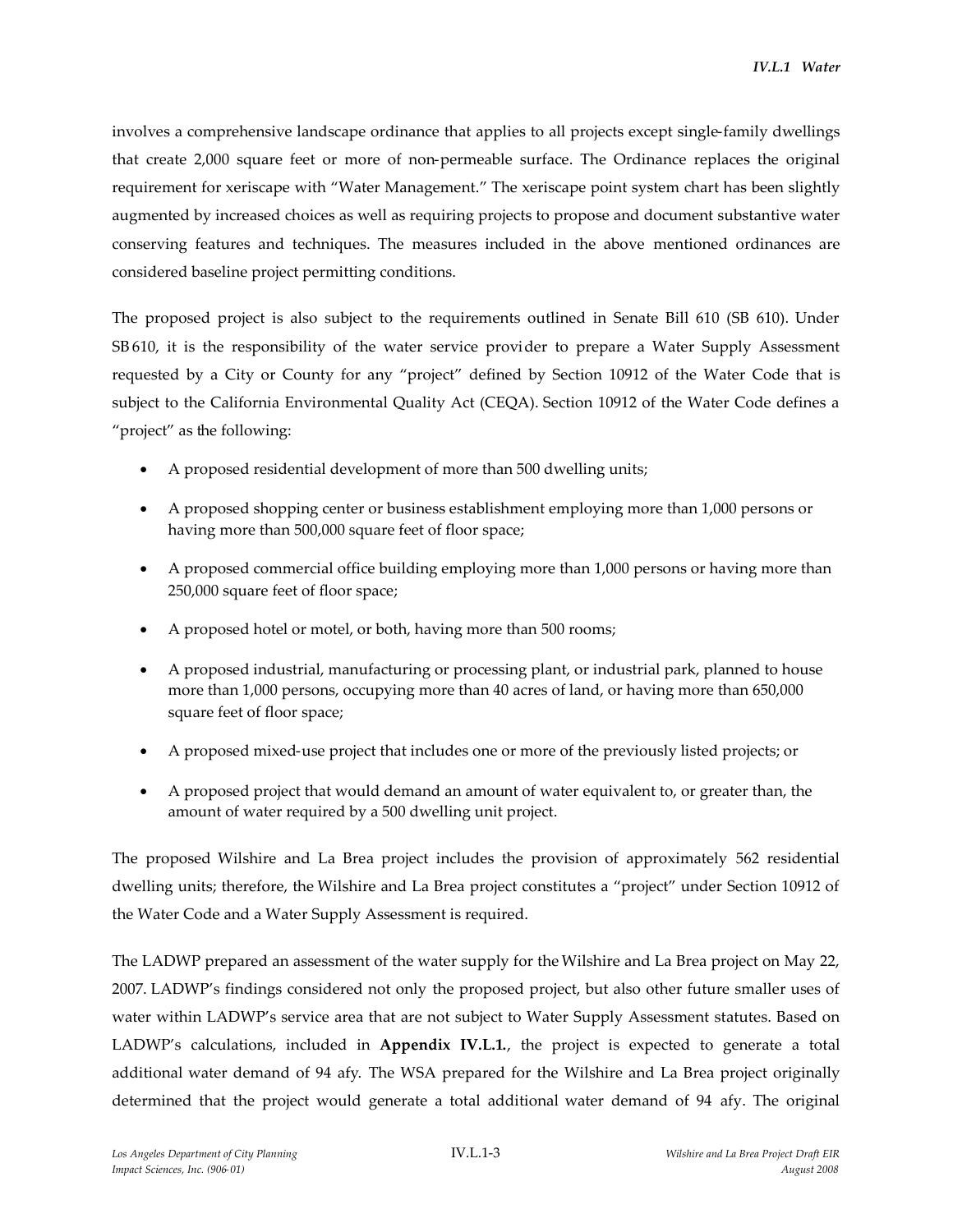involves a comprehensive landscape ordinance that applies to all projects except single-family dwellings that create 2,000 square feet or more of non-permeable surface. The Ordinance replaces the original requirement for xeriscape with "Water Management." The xeriscape point system chart has been slightly augmented by increased choices as well as requiring projects to propose and document substantive water conserving features and techniques. The measures included in the above mentioned ordinances are considered baseline project permitting conditions.

The proposed project is also subject to the requirements outlined in Senate Bill 610 (SB 610). Under SB 610, it is the responsibility of the water service provider to prepare a Water Supply Assessment requested by a City or County for any "project" defined by Section 10912 of the Water Code that is subject to the California Environmental Quality Act (CEQA). Section 10912 of the Water Code defines a "project" as the following:

- A proposed residential development of more than 500 dwelling units;
- A proposed shopping center or business establishment employing more than 1,000 persons or having more than 500,000 square feet of floor space;
- A proposed commercial office building employing more than 1,000 persons or having more than 250,000 square feet of floor space;
- A proposed hotel or motel, or both, having more than 500 rooms;
- A proposed industrial, manufacturing or processing plant, or industrial park, planned to house more than 1,000 persons, occupying more than 40 acres of land, or having more than 650,000 square feet of floor space;
- A proposed mixed-use project that includes one or more of the previously listed projects; or
- A proposed project that would demand an amount of water equivalent to, or greater than, the amount of water required by a 500 dwelling unit project.

The proposed Wilshire and La Brea project includes the provision of approximately 562 residential dwelling units; therefore, the Wilshire and La Brea project constitutes a "project" under Section 10912 of the Water Code and a Water Supply Assessment is required.

The LADWP prepared an assessment of the water supply for the Wilshire and La Brea project on May 22, 2007. LADWP's findings considered not only the proposed project, but also other future smaller uses of water within LADWP's service area that are not subject to Water Supply Assessment statutes. Based on LADWP's calculations, included in **Appendix IV.L.1.**, the project is expected to generate a total additional water demand of 94 afy. The WSA prepared for the Wilshire and La Brea project originally determined that the project would generate a total additional water demand of 94 afy. The original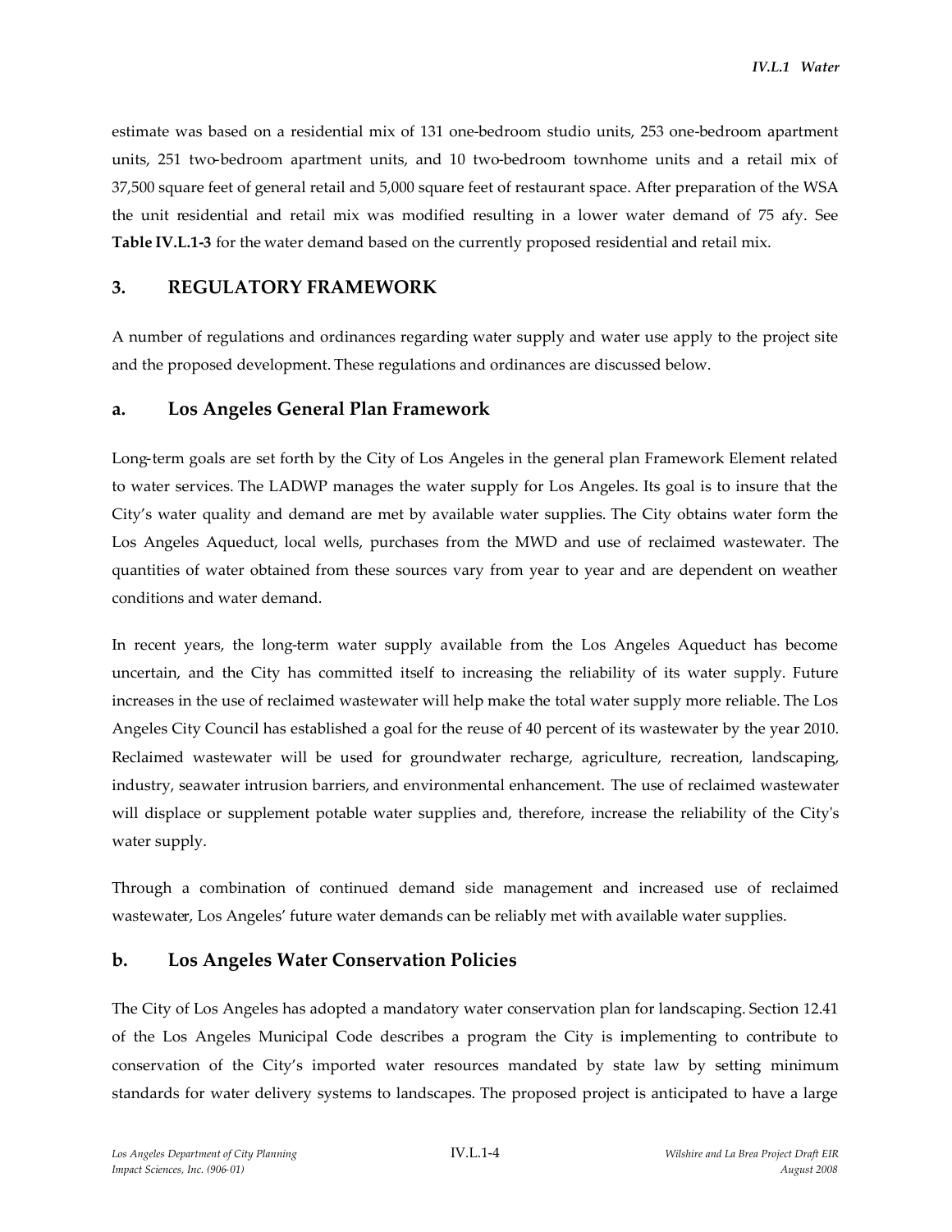estimate was based on a residential mix of 131 one-bedroom studio units, 253 one-bedroom apartment units, 251 two-bedroom apartment units, and 10 two-bedroom townhome units and a retail mix of 37,500 square feet of general retail and 5,000 square feet of restaurant space. After preparation of the WSA the unit residential and retail mix was modified resulting in a lower water demand of 75 afy. See **Table IV.L.1-3** for the water demand based on the currently proposed residential and retail mix.

## 3. REGULATORY FRAMEWORK

A number of regulations and ordinances regarding water supply and water use apply to the project site and the proposed development. These regulations and ordinances are discussed below.

### a. Los Angeles General Plan Framework

Long-term goals are set forth by the City of Los Angeles in the general plan Framework Element related to water services. The LADWP manages the water supply for Los Angeles. Its goal is to insure that the City's water quality and demand are met by available water supplies. The City obtains water form the Los Angeles Aqueduct, local wells, purchases from the MWD and use of reclaimed wastewater. The quantities of water obtained from these sources vary from year to year and are dependent on weather conditions and water demand.

In recent years, the long-term water supply available from the Los Angeles Aqueduct has become uncertain, and the City has committed itself to increasing the reliability of its water supply. Future increases in the use of reclaimed wastewater will help make the total water supply more reliable. The Los Angeles City Council has established a goal for the reuse of 40 percent of its wastewater by the year 2010. Reclaimed wastewater will be used for groundwater recharge, agriculture, recreation, landscaping, industry, seawater intrusion barriers, and environmental enhancement. The use of reclaimed wastewater will displace or supplement potable water supplies and, therefore, increase the reliability of the City's water supply.

Through a combination of continued demand side management and increased use of reclaimed wastewater, Los Angeles' future water demands can be reliably met with available water supplies.

### b. Los Angeles Water Conservation Policies

The City of Los Angeles has adopted a mandatory water conservation plan for landscaping. Section 12.41 of the Los Angeles Municipal Code describes a program the City is implementing to contribute to conservation of the City's imported water resources mandated by state law by setting minimum standards for water delivery systems to landscapes. The proposed project is anticipated to have a large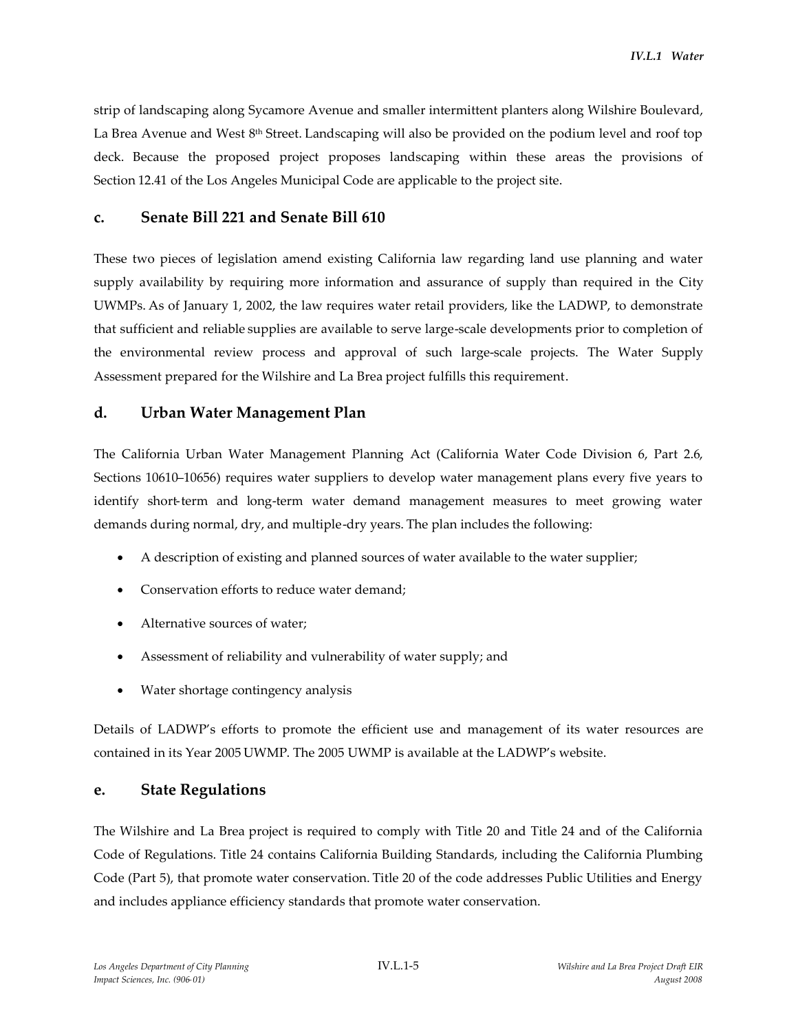strip of landscaping along Sycamore Avenue and smaller intermittent planters along Wilshire Boulevard, La Brea Avenue and West 8th Street. Landscaping will also be provided on the podium level and roof top deck. Because the proposed project proposes landscaping within these areas the provisions of Section 12.41 of the Los Angeles Municipal Code are applicable to the project site.

### c. Senate Bill 221 and Senate Bill 610

These two pieces of legislation amend existing California law regarding land use planning and water supply availability by requiring more information and assurance of supply than required in the City UWMPs. As of January 1, 2002, the law requires water retail providers, like the LADWP, to demonstrate that sufficient and reliable supplies are available to serve large-scale developments prior to completion of the environmental review process and approval of such large-scale projects. The Water Supply Assessment prepared for the Wilshire and La Brea project fulfills this requirement.

### d. Urban Water Management Plan

The California Urban Water Management Planning Act (California Water Code Division 6, Part 2.6, Sections 10610–10656) requires water suppliers to develop water management plans every five years to identify short-term and long-term water demand management measures to meet growing water demands during normal, dry, and multiple-dry years. The plan includes the following:

- A description of existing and planned sources of water available to the water supplier;
- Conservation efforts to reduce water demand;
- Alternative sources of water;
- Assessment of reliability and vulnerability of water supply; and
- Water shortage contingency analysis

Details of LADWP's efforts to promote the efficient use and management of its water resources are contained in its Year 2005 UWMP. The 2005 UWMP is available at the LADWP's website.

### e. State Regulations

The Wilshire and La Brea project is required to comply with Title 20 and Title 24 and of the California Code of Regulations. Title 24 contains California Building Standards, including the California Plumbing Code (Part 5), that promote water conservation. Title 20 of the code addresses Public Utilities and Energy and includes appliance efficiency standards that promote water conservation.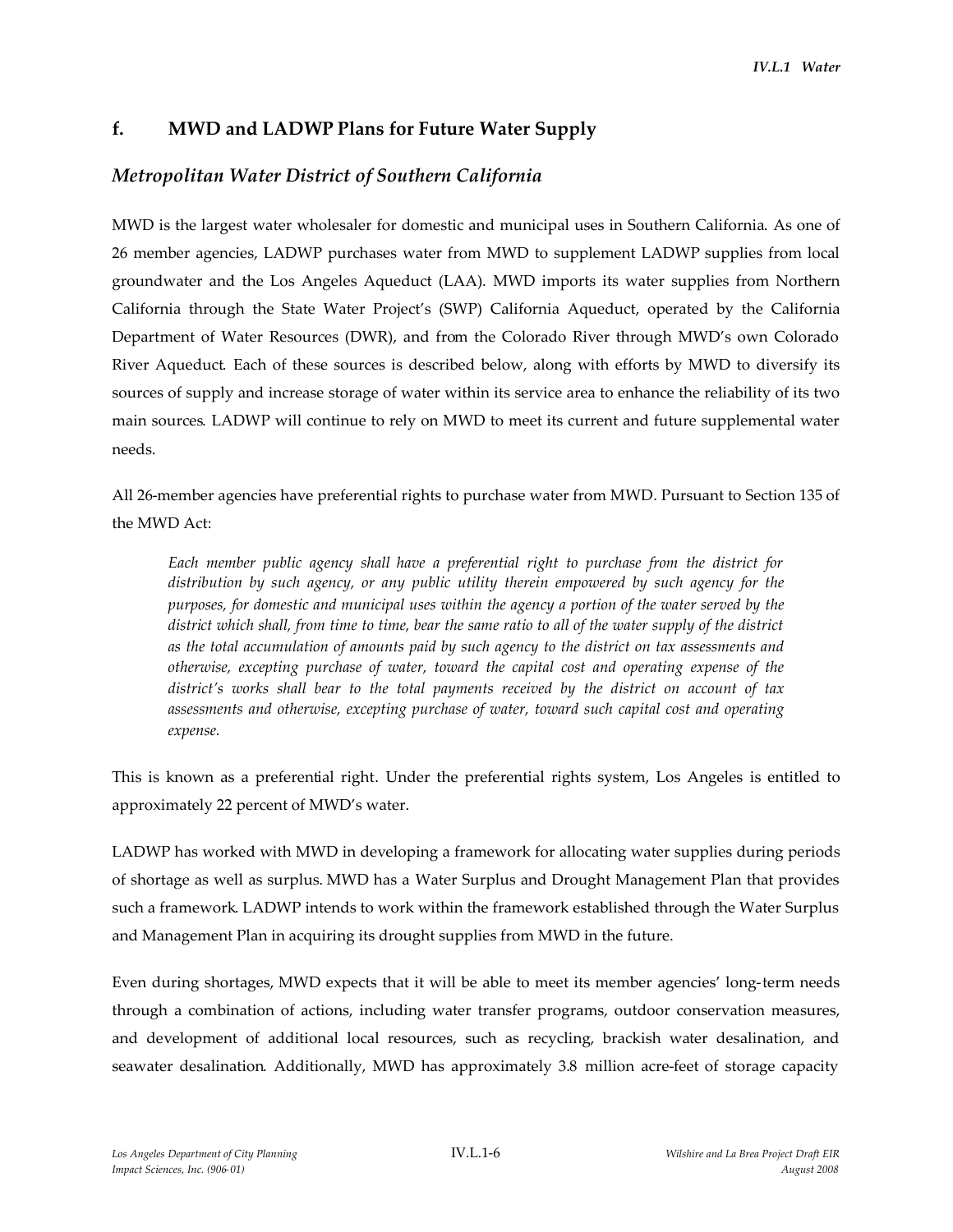## f. MWD and LADWP Plans for Future Water Supply

### *Metropolitan Water District of Southern California*

MWD is the largest water wholesaler for domestic and municipal uses in Southern California. As one of 26 member agencies, LADWP purchases water from MWD to supplement LADWP supplies from local groundwater and the Los Angeles Aqueduct (LAA). MWD imports its water supplies from Northern California through the State Water Project's (SWP) California Aqueduct, operated by the California Department of Water Resources (DWR), and from the Colorado River through MWD's own Colorado River Aqueduct. Each of these sources is described below, along with efforts by MWD to diversify its sources of supply and increase storage of water within its service area to enhance the reliability of its two main sources. LADWP will continue to rely on MWD to meet its current and future supplemental water needs.

All 26-member agencies have preferential rights to purchase water from MWD. Pursuant to Section 135 of the MWD Act:

> *Each member public agency shall have a preferential right to purchase from the district for distribution by such agency, or any public utility therein empowered by such agency for the purposes, for domestic and municipal uses within the agency a portion of the water served by the district which shall, from time to time, bear the same ratio to all of the water supply of the district as the total accumulation of amounts paid by such agency to the district on tax assessments and otherwise, excepting purchase of water, toward the capital cost and operating expense of the district's works shall bear to the total payments received by the district on account of tax assessments and otherwise, excepting purchase of water, toward such capital cost and operating expense.*

This is known as a preferential right. Under the preferential rights system, Los Angeles is entitled to approximately 22 percent of MWD's water.

LADWP has worked with MWD in developing a framework for allocating water supplies during periods of shortage as well as surplus. MWD has a Water Surplus and Drought Management Plan that provides such a framework. LADWP intends to work within the framework established through the Water Surplus and Management Plan in acquiring its drought supplies from MWD in the future.

Even during shortages, MWD expects that it will be able to meet its member agencies' long-term needs through a combination of actions, including water transfer programs, outdoor conservation measures, and development of additional local resources, such as recycling, brackish water desalination, and seawater desalination. Additionally, MWD has approximately 3.8 million acre-feet of storage capacity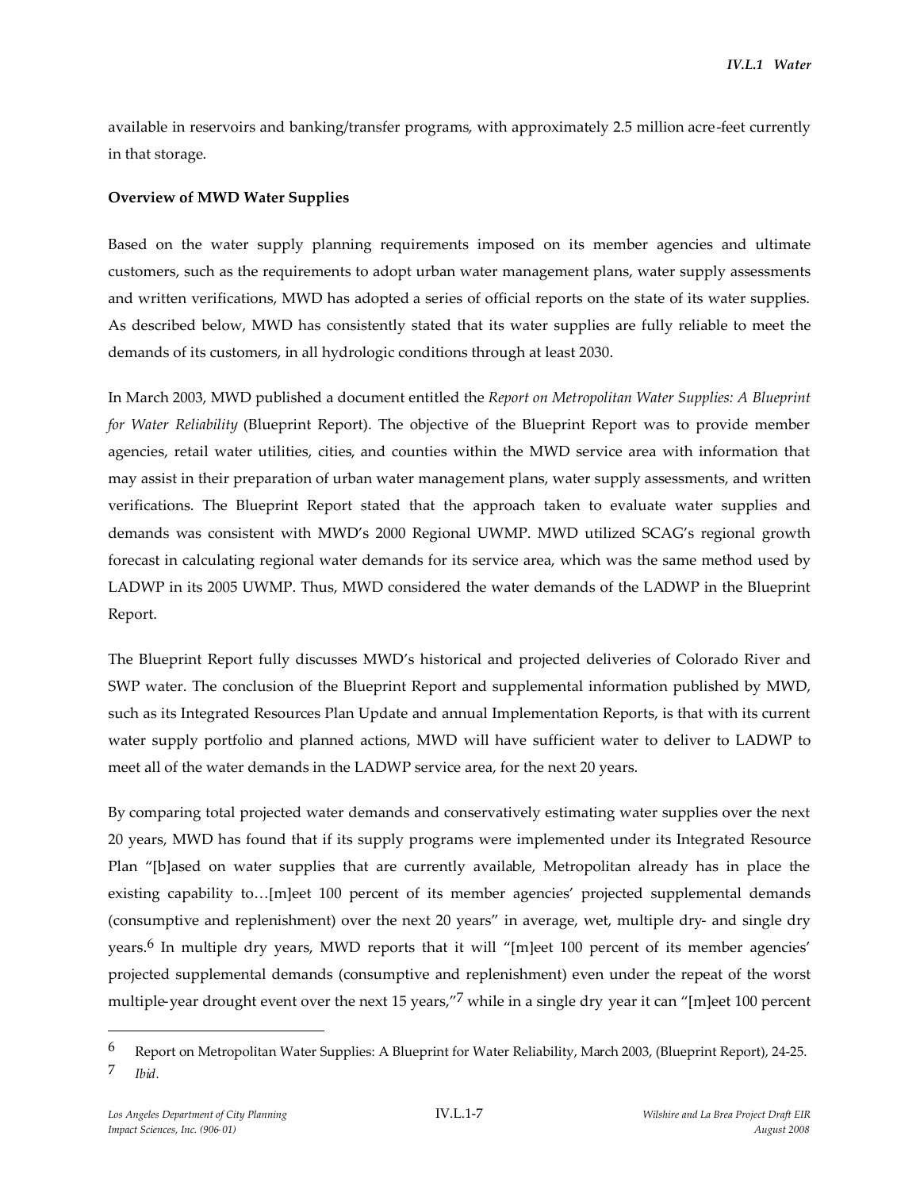available in reservoirs and banking/transfer programs, with approximately 2.5 million acre-feet currently in that storage.

**Overview of MWD Water Supplies**

Based on the water supply planning requirements imposed on its member agencies and ultimate customers, such as the requirements to adopt urban water management plans, water supply assessments and written verifications, MWD has adopted a series of official reports on the state of its water supplies. As described below, MWD has consistently stated that its water supplies are fully reliable to meet the demands of its customers, in all hydrologic conditions through at least 2030.

In March 2003, MWD published a document entitled the *Report on Metropolitan Water Supplies: A Blueprint for Water Reliability* (Blueprint Report). The objective of the Blueprint Report was to provide member agencies, retail water utilities, cities, and counties within the MWD service area with information that may assist in their preparation of urban water management plans, water supply assessments, and written verifications. The Blueprint Report stated that the approach taken to evaluate water supplies and demands was consistent with MWD's 2000 Regional UWMP. MWD utilized SCAG's regional growth forecast in calculating regional water demands for its service area, which was the same method used by LADWP in its 2005 UWMP. Thus, MWD considered the water demands of the LADWP in the Blueprint Report.

The Blueprint Report fully discusses MWD's historical and projected deliveries of Colorado River and SWP water. The conclusion of the Blueprint Report and supplemental information published by MWD, such as its Integrated Resources Plan Update and annual Implementation Reports, is that with its current water supply portfolio and planned actions, MWD will have sufficient water to deliver to LADWP to meet all of the water demands in the LADWP service area, for the next 20 years.

By comparing total projected water demands and conservatively estimating water supplies over the next 20 years, MWD has found that if its supply programs were implemented under its Integrated Resource Plan "[b]ased on water supplies that are currently available, Metropolitan already has in place the existing capability to…[m]eet 100 percent of its member agencies' projected supplemental demands (consumptive and replenishment) over the next 20 years" in average, wet, multiple dry- and single dry years.[6] In multiple dry years, MWD reports that it will "[m]eet 100 percent of its member agencies' projected supplemental demands (consumptive and replenishment) even under the repeat of the worst multiple-year drought event over the next 15 years,"[7] while in a single dry year it can "[m]eet 100 percent

---

[6] Report on Metropolitan Water Supplies: A Blueprint for Water Reliability, March 2003, (Blueprint Report), 24-25.

[7] *Ibid.*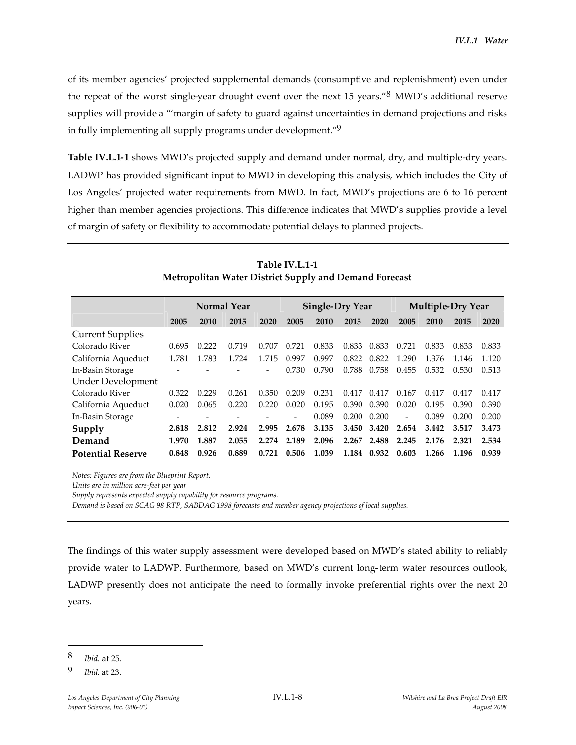of its member agencies' projected supplemental demands (consumptive and replenishment) even under the repeat of the worst single-year drought event over the next 15 years."[8] MWD's additional reserve supplies will provide a "'margin of safety to guard against uncertainties in demand projections and risks in fully implementing all supply programs under development."[9]

**Table IV.L.1-1** shows MWD's projected supply and demand under normal, dry, and multiple-dry years. LADWP has provided significant input to MWD in developing this analysis, which includes the City of Los Angeles' projected water requirements from MWD. In fact, MWD's projections are 6 to 16 percent higher than member agencies projections. This difference indicates that MWD's supplies provide a level of margin of safety or flexibility to accommodate potential delays to planned projects.

**Table IV.L.1-1**
**Metropolitan Water District Supply and Demand Forecast**

| | Normal Year | | | | Single-Dry Year | | | | Multiple-Dry Year | | | |
|---|---|---|---|---|---|---|---|---|---|---|---|---|
| | **2005** | **2010** | **2015** | **2020** | **2005** | **2010** | **2015** | **2020** | **2005** | **2010** | **2015** | **2020** |
| Current Supplies | | | | | | | | | | | | |
| Colorado River | 0.695 | 0.222 | 0.719 | 0.707 | 0.721 | 0.833 | 0.833 | 0.833 | 0.721 | 0.833 | 0.833 | 0.833 |
| California Aqueduct | 1.781 | 1.783 | 1.724 | 1.715 | 0.997 | 0.997 | 0.822 | 0.822 | 1.290 | 1.376 | 1.146 | 1.120 |
| In-Basin Storage | - | - | - | - | 0.730 | 0.790 | 0.788 | 0.758 | 0.455 | 0.532 | 0.530 | 0.513 |
| Under Development | | | | | | | | | | | | |
| Colorado River | 0.322 | 0.229 | 0.261 | 0.350 | 0.209 | 0.231 | 0.417 | 0.417 | 0.167 | 0.417 | 0.417 | 0.417 |
| California Aqueduct | 0.020 | 0.065 | 0.220 | 0.220 | 0.020 | 0.195 | 0.390 | 0.390 | 0.020 | 0.195 | 0.390 | 0.390 |
| In-Basin Storage | - | - | - | - | - | 0.089 | 0.200 | 0.200 | - | 0.089 | 0.200 | 0.200 |
| **Supply** | **2.818** | **2.812** | **2.924** | **2.995** | **2.678** | **3.135** | **3.450** | **3.420** | **2.654** | **3.442** | **3.517** | **3.473** |
| **Demand** | **1.970** | **1.887** | **2.055** | **2.274** | **2.189** | **2.096** | **2.267** | **2.488** | **2.245** | **2.176** | **2.321** | **2.534** |
| **Potential Reserve** | **0.848** | **0.926** | **0.889** | **0.721** | **0.506** | **1.039** | **1.184** | **0.932** | **0.603** | **1.266** | **1.196** | **0.939** |

*Notes: Figures are from the Blueprint Report.*
*Units are in million acre-feet per year*
*Supply represents expected supply capability for resource programs.*
*Demand is based on SCAG 98 RTP, SABDAG 1998 forecasts and member agency projections of local supplies.*

The findings of this water supply assessment were developed based on MWD's stated ability to reliably provide water to LADWP. Furthermore, based on MWD's current long-term water resources outlook, LADWP presently does not anticipate the need to formally invoke preferential rights over the next 20 years.

---

[8] *Ibid*. at 25.

[9] *Ibid.* at 23.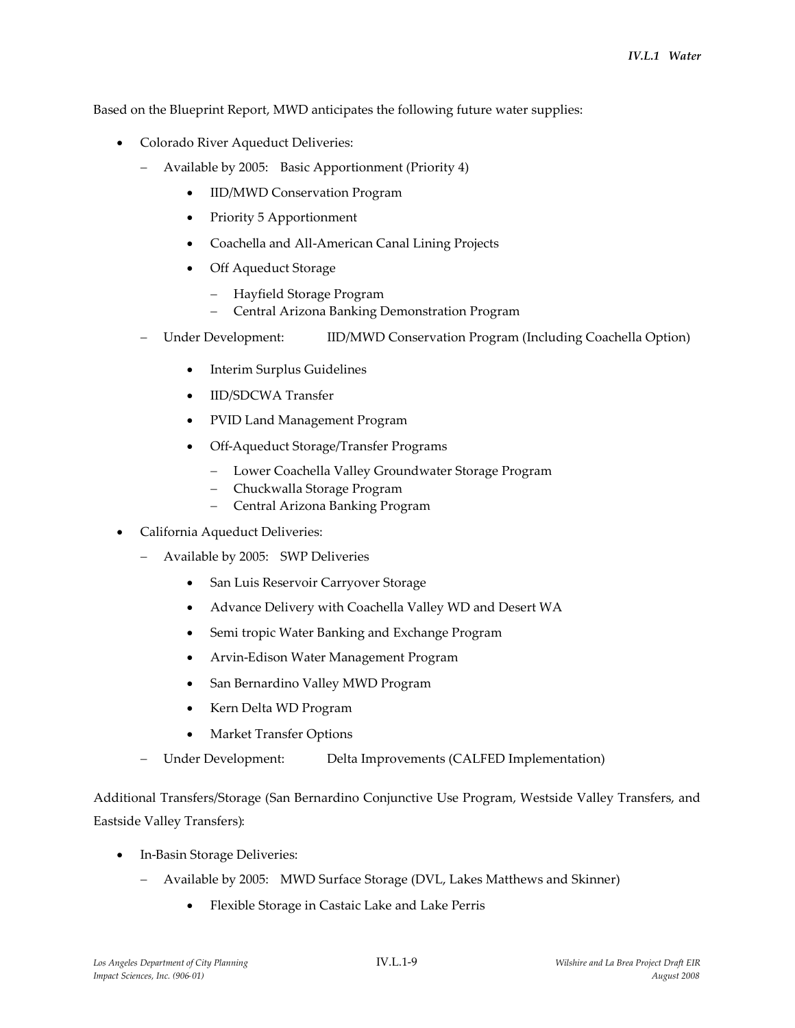Based on the Blueprint Report, MWD anticipates the following future water supplies:

- Colorado River Aqueduct Deliveries:
  - Available by 2005: Basic Apportionment (Priority 4)
    - IID/MWD Conservation Program
    - Priority 5 Apportionment
    - Coachella and All-American Canal Lining Projects
    - Off Aqueduct Storage
      - Hayfield Storage Program
      - Central Arizona Banking Demonstration Program
  - Under Development: IID/MWD Conservation Program (Including Coachella Option)
    - Interim Surplus Guidelines
    - IID/SDCWA Transfer
    - PVID Land Management Program
    - Off-Aqueduct Storage/Transfer Programs
      - Lower Coachella Valley Groundwater Storage Program
      - Chuckwalla Storage Program
      - Central Arizona Banking Program
- California Aqueduct Deliveries:
  - Available by 2005: SWP Deliveries
    - San Luis Reservoir Carryover Storage
    - Advance Delivery with Coachella Valley WD and Desert WA
    - Semi tropic Water Banking and Exchange Program
    - Arvin-Edison Water Management Program
    - San Bernardino Valley MWD Program
    - Kern Delta WD Program
    - Market Transfer Options
  - Under Development: Delta Improvements (CALFED Implementation)

Additional Transfers/Storage (San Bernardino Conjunctive Use Program, Westside Valley Transfers, and Eastside Valley Transfers):

- In-Basin Storage Deliveries:
  - Available by 2005: MWD Surface Storage (DVL, Lakes Matthews and Skinner)
    - Flexible Storage in Castaic Lake and Lake Perris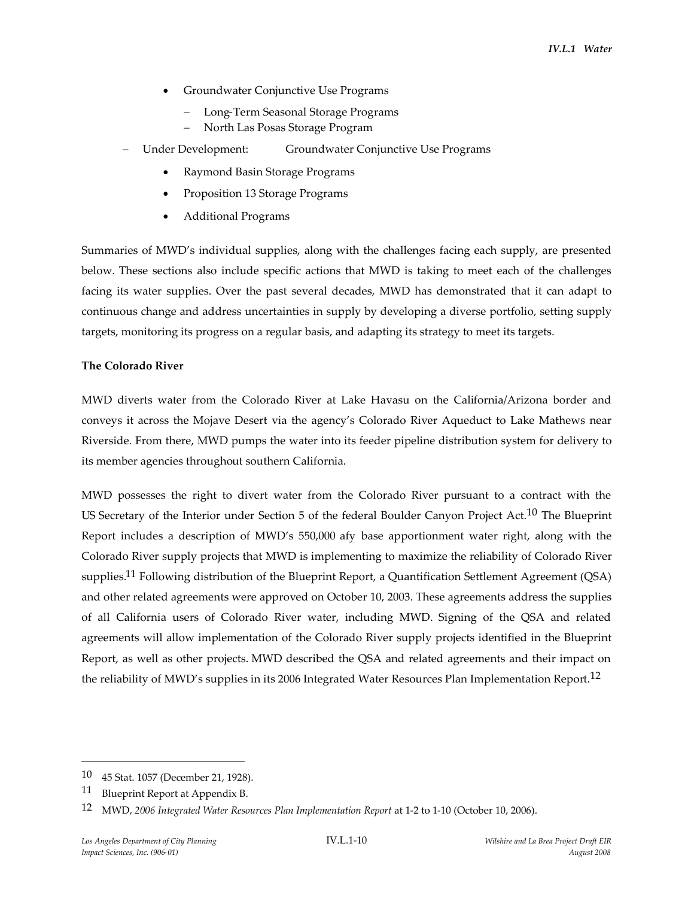- Groundwater Conjunctive Use Programs
  - Long-Term Seasonal Storage Programs
  - North Las Posas Storage Program

- Under Development: Groundwater Conjunctive Use Programs
  - Raymond Basin Storage Programs
  - Proposition 13 Storage Programs
  - Additional Programs

Summaries of MWD's individual supplies, along with the challenges facing each supply, are presented below. These sections also include specific actions that MWD is taking to meet each of the challenges facing its water supplies. Over the past several decades, MWD has demonstrated that it can adapt to continuous change and address uncertainties in supply by developing a diverse portfolio, setting supply targets, monitoring its progress on a regular basis, and adapting its strategy to meet its targets.

**The Colorado River**

MWD diverts water from the Colorado River at Lake Havasu on the California/Arizona border and conveys it across the Mojave Desert via the agency's Colorado River Aqueduct to Lake Mathews near Riverside. From there, MWD pumps the water into its feeder pipeline distribution system for delivery to its member agencies throughout southern California.

MWD possesses the right to divert water from the Colorado River pursuant to a contract with the US Secretary of the Interior under Section 5 of the federal Boulder Canyon Project Act.[10] The Blueprint Report includes a description of MWD's 550,000 afy base apportionment water right, along with the Colorado River supply projects that MWD is implementing to maximize the reliability of Colorado River supplies.[11] Following distribution of the Blueprint Report, a Quantification Settlement Agreement (QSA) and other related agreements were approved on October 10, 2003. These agreements address the supplies of all California users of Colorado River water, including MWD. Signing of the QSA and related agreements will allow implementation of the Colorado River supply projects identified in the Blueprint Report, as well as other projects. MWD described the QSA and related agreements and their impact on the reliability of MWD's supplies in its 2006 Integrated Water Resources Plan Implementation Report.[12]

---

10 45 Stat. 1057 (December 21, 1928).

11 Blueprint Report at Appendix B.

12 MWD, *2006 Integrated Water Resources Plan Implementation Report* at 1-2 to 1-10 (October 10, 2006).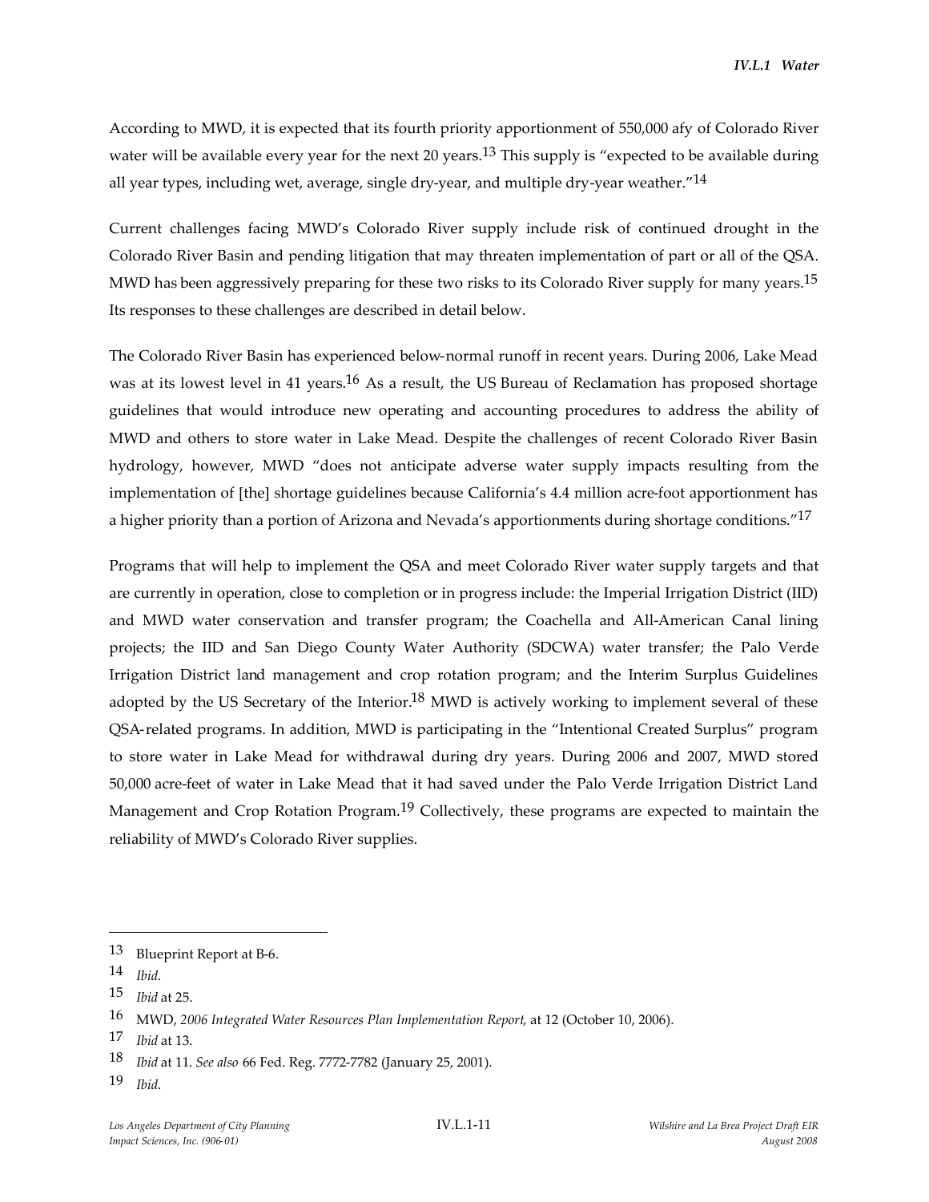According to MWD, it is expected that its fourth priority apportionment of 550,000 afy of Colorado River water will be available every year for the next 20 years.[13] This supply is "expected to be available during all year types, including wet, average, single dry-year, and multiple dry-year weather."[14]

Current challenges facing MWD's Colorado River supply include risk of continued drought in the Colorado River Basin and pending litigation that may threaten implementation of part or all of the QSA. MWD has been aggressively preparing for these two risks to its Colorado River supply for many years.[15] Its responses to these challenges are described in detail below.

The Colorado River Basin has experienced below-normal runoff in recent years. During 2006, Lake Mead was at its lowest level in 41 years.[16] As a result, the US Bureau of Reclamation has proposed shortage guidelines that would introduce new operating and accounting procedures to address the ability of MWD and others to store water in Lake Mead. Despite the challenges of recent Colorado River Basin hydrology, however, MWD "does not anticipate adverse water supply impacts resulting from the implementation of [the] shortage guidelines because California's 4.4 million acre-foot apportionment has a higher priority than a portion of Arizona and Nevada's apportionments during shortage conditions."[17]

Programs that will help to implement the QSA and meet Colorado River water supply targets and that are currently in operation, close to completion or in progress include: the Imperial Irrigation District (IID) and MWD water conservation and transfer program; the Coachella and All-American Canal lining projects; the IID and San Diego County Water Authority (SDCWA) water transfer; the Palo Verde Irrigation District land management and crop rotation program; and the Interim Surplus Guidelines adopted by the US Secretary of the Interior.[18] MWD is actively working to implement several of these QSA-related programs. In addition, MWD is participating in the "Intentional Created Surplus" program to store water in Lake Mead for withdrawal during dry years. During 2006 and 2007, MWD stored 50,000 acre-feet of water in Lake Mead that it had saved under the Palo Verde Irrigation District Land Management and Crop Rotation Program.[19] Collectively, these programs are expected to maintain the reliability of MWD's Colorado River supplies.

---

13 Blueprint Report at B-6.

14 *Ibid*.

15 *Ibid* at 25.

16 MWD, *2006 Integrated Water Resources Plan Implementation Report*, at 12 (October 10, 2006).

17 *Ibid* at 13.

18 *Ibid* at 11. *See also* 66 Fed. Reg. 7772-7782 (January 25, 2001).

19 *Ibid*.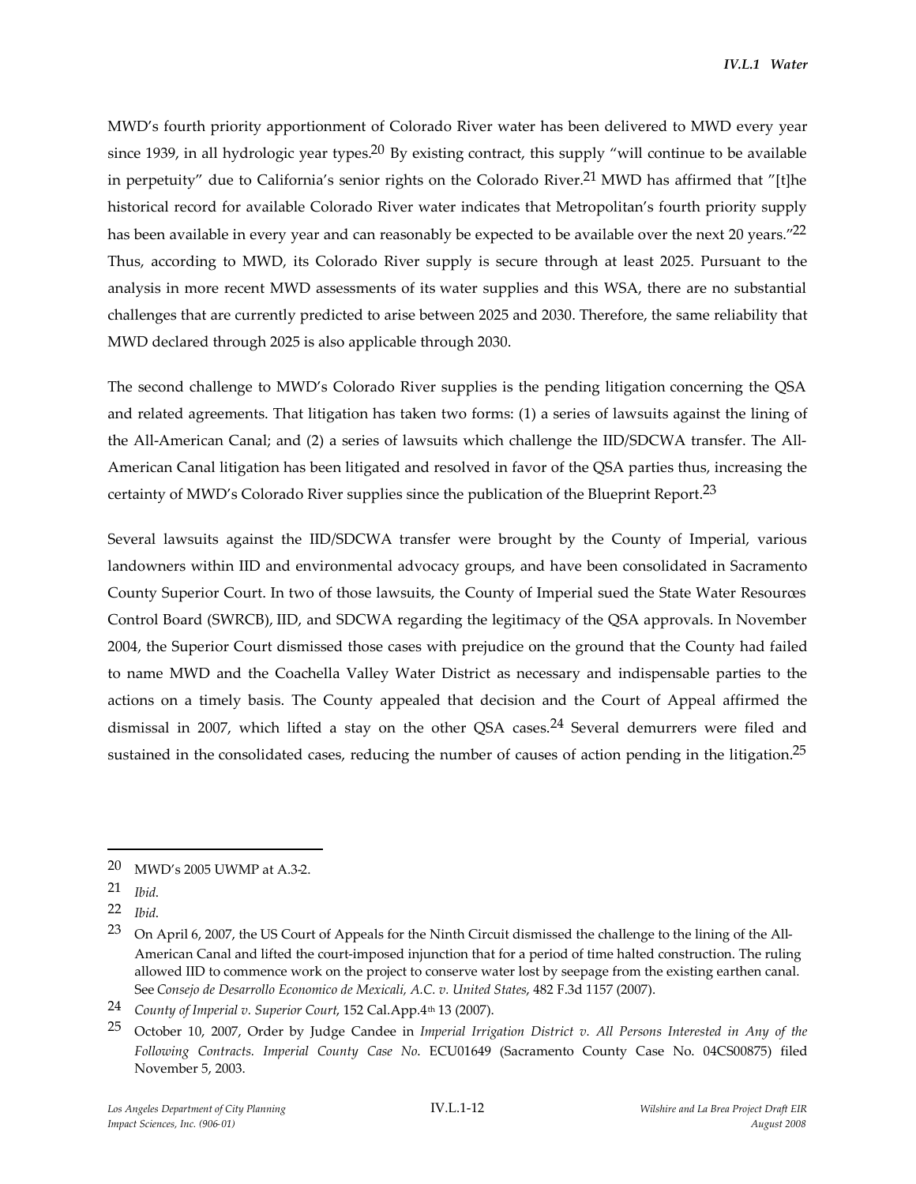MWD's fourth priority apportionment of Colorado River water has been delivered to MWD every year since 1939, in all hydrologic year types.[20] By existing contract, this supply "will continue to be available in perpetuity" due to California's senior rights on the Colorado River.[21] MWD has affirmed that "[t]he historical record for available Colorado River water indicates that Metropolitan's fourth priority supply has been available in every year and can reasonably be expected to be available over the next 20 years."[22] Thus, according to MWD, its Colorado River supply is secure through at least 2025. Pursuant to the analysis in more recent MWD assessments of its water supplies and this WSA, there are no substantial challenges that are currently predicted to arise between 2025 and 2030. Therefore, the same reliability that MWD declared through 2025 is also applicable through 2030.

The second challenge to MWD's Colorado River supplies is the pending litigation concerning the QSA and related agreements. That litigation has taken two forms: (1) a series of lawsuits against the lining of the All-American Canal; and (2) a series of lawsuits which challenge the IID/SDCWA transfer. The All-American Canal litigation has been litigated and resolved in favor of the QSA parties thus, increasing the certainty of MWD's Colorado River supplies since the publication of the Blueprint Report.[23]

Several lawsuits against the IID/SDCWA transfer were brought by the County of Imperial, various landowners within IID and environmental advocacy groups, and have been consolidated in Sacramento County Superior Court. In two of those lawsuits, the County of Imperial sued the State Water Resources Control Board (SWRCB), IID, and SDCWA regarding the legitimacy of the QSA approvals. In November 2004, the Superior Court dismissed those cases with prejudice on the ground that the County had failed to name MWD and the Coachella Valley Water District as necessary and indispensable parties to the actions on a timely basis. The County appealed that decision and the Court of Appeal affirmed the dismissal in 2007, which lifted a stay on the other QSA cases.[24] Several demurrers were filed and sustained in the consolidated cases, reducing the number of causes of action pending in the litigation.[25]

---

[20] MWD's 2005 UWMP at A.3-2.

[21] *Ibid.*

[22] *Ibid.*

[23] On April 6, 2007, the US Court of Appeals for the Ninth Circuit dismissed the challenge to the lining of the All-American Canal and lifted the court-imposed injunction that for a period of time halted construction. The ruling allowed IID to commence work on the project to conserve water lost by seepage from the existing earthen canal. See *Consejo de Desarrollo Economico de Mexicali, A.C. v. United States*, 482 F.3d 1157 (2007).

[24] *County of Imperial v. Superior Court*, 152 Cal.App.4th 13 (2007).

[25] October 10, 2007, Order by Judge Candee in *Imperial Irrigation District v. All Persons Interested in Any of the Following Contracts. Imperial County Case No.* ECU01649 (Sacramento County Case No. 04CS00875) filed November 5, 2003.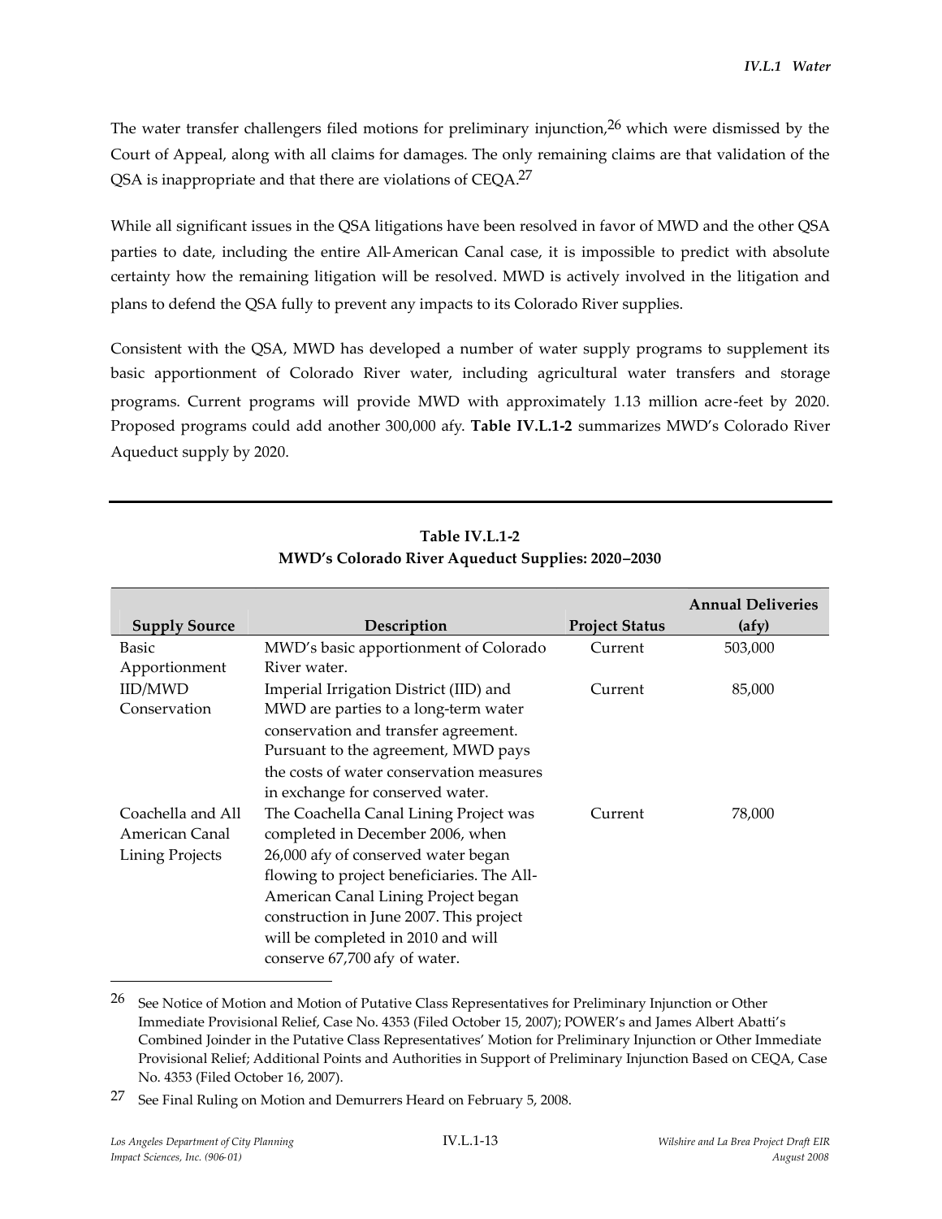The water transfer challengers filed motions for preliminary injunction,[26] which were dismissed by the Court of Appeal, along with all claims for damages. The only remaining claims are that validation of the QSA is inappropriate and that there are violations of CEQA.[27]

While all significant issues in the QSA litigations have been resolved in favor of MWD and the other QSA parties to date, including the entire All-American Canal case, it is impossible to predict with absolute certainty how the remaining litigation will be resolved. MWD is actively involved in the litigation and plans to defend the QSA fully to prevent any impacts to its Colorado River supplies.

Consistent with the QSA, MWD has developed a number of water supply programs to supplement its basic apportionment of Colorado River water, including agricultural water transfers and storage programs. Current programs will provide MWD with approximately 1.13 million acre-feet by 2020. Proposed programs could add another 300,000 afy. **Table IV.L.1-2** summarizes MWD's Colorado River Aqueduct supply by 2020.

**Table IV.L.1-2**
**MWD's Colorado River Aqueduct Supplies: 2020–2030**

| Supply Source | Description | Project Status | Annual Deliveries (afy) |
|---|---|---|---|
| Basic Apportionment | MWD's basic apportionment of Colorado River water. | Current | 503,000 |
| IID/MWD Conservation | Imperial Irrigation District (IID) and MWD are parties to a long-term water conservation and transfer agreement. Pursuant to the agreement, MWD pays the costs of water conservation measures in exchange for conserved water. | Current | 85,000 |
| Coachella and All American Canal Lining Projects | The Coachella Canal Lining Project was completed in December 2006, when 26,000 afy of conserved water began flowing to project beneficiaries. The All-American Canal Lining Project began construction in June 2007. This project will be completed in 2010 and will conserve 67,700 afy of water. | Current | 78,000 |

[26] See Notice of Motion and Motion of Putative Class Representatives for Preliminary Injunction or Other Immediate Provisional Relief, Case No. 4353 (Filed October 15, 2007); POWER's and James Albert Abatti's Combined Joinder in the Putative Class Representatives' Motion for Preliminary Injunction or Other Immediate Provisional Relief; Additional Points and Authorities in Support of Preliminary Injunction Based on CEQA, Case No. 4353 (Filed October 16, 2007).

[27] See Final Ruling on Motion and Demurrers Heard on February 5, 2008.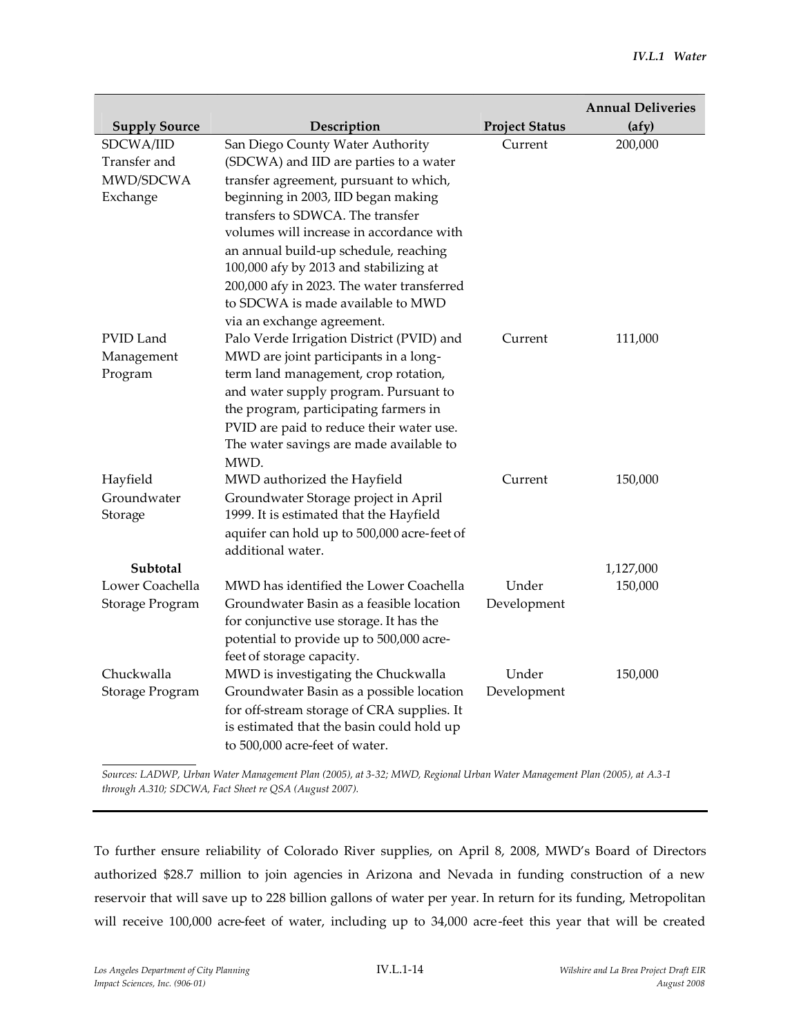| Supply Source | Description | Project Status | Annual Deliveries (afy) |
|---|---|---|---|
| SDCWA/IID Transfer and MWD/SDCWA Exchange | San Diego County Water Authority (SDCWA) and IID are parties to a water transfer agreement, pursuant to which, beginning in 2003, IID began making transfers to SDWCA. The transfer volumes will increase in accordance with an annual build-up schedule, reaching 100,000 afy by 2013 and stabilizing at 200,000 afy in 2023. The water transferred to SDCWA is made available to MWD via an exchange agreement. | Current | 200,000 |
| PVID Land Management Program | Palo Verde Irrigation District (PVID) and MWD are joint participants in a long-term land management, crop rotation, and water supply program. Pursuant to the program, participating farmers in PVID are paid to reduce their water use. The water savings are made available to MWD. | Current | 111,000 |
| Hayfield Groundwater Storage | MWD authorized the Hayfield Groundwater Storage project in April 1999. It is estimated that the Hayfield aquifer can hold up to 500,000 acre-feet of additional water. | Current | 150,000 |
| **Subtotal** | | | 1,127,000 |
| Lower Coachella Storage Program | MWD has identified the Lower Coachella Groundwater Basin as a feasible location for conjunctive use storage. It has the potential to provide up to 500,000 acre-feet of storage capacity. | Under Development | 150,000 |
| Chuckwalla Storage Program | MWD is investigating the Chuckwalla Groundwater Basin as a possible location for off-stream storage of CRA supplies. It is estimated that the basin could hold up to 500,000 acre-feet of water. | Under Development | 150,000 |

*Sources: LADWP, Urban Water Management Plan (2005), at 3-32; MWD, Regional Urban Water Management Plan (2005), at A.3-1 through A.310; SDCWA, Fact Sheet re QSA (August 2007).*

To further ensure reliability of Colorado River supplies, on April 8, 2008, MWD's Board of Directors authorized $28.7 million to join agencies in Arizona and Nevada in funding construction of a new reservoir that will save up to 228 billion gallons of water per year. In return for its funding, Metropolitan will receive 100,000 acre-feet of water, including up to 34,000 acre-feet this year that will be created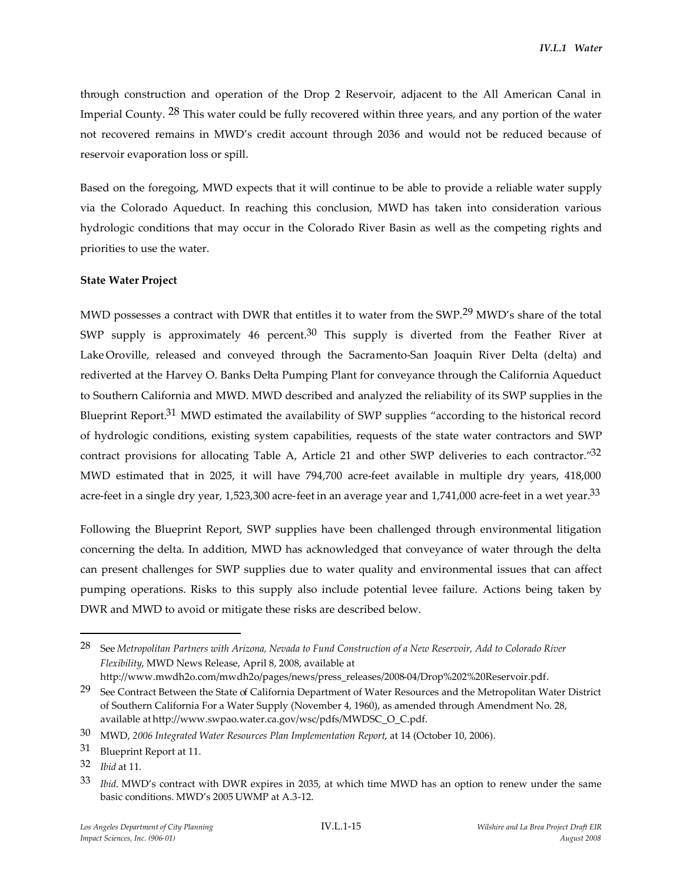through construction and operation of the Drop 2 Reservoir, adjacent to the All American Canal in Imperial County. [28] This water could be fully recovered within three years, and any portion of the water not recovered remains in MWD's credit account through 2036 and would not be reduced because of reservoir evaporation loss or spill.

Based on the foregoing, MWD expects that it will continue to be able to provide a reliable water supply via the Colorado Aqueduct. In reaching this conclusion, MWD has taken into consideration various hydrologic conditions that may occur in the Colorado River Basin as well as the competing rights and priorities to use the water.

**State Water Project**

MWD possesses a contract with DWR that entitles it to water from the SWP.[29] MWD's share of the total SWP supply is approximately 46 percent.[30] This supply is diverted from the Feather River at Lake Oroville, released and conveyed through the Sacramento-San Joaquin River Delta (delta) and rediverted at the Harvey O. Banks Delta Pumping Plant for conveyance through the California Aqueduct to Southern California and MWD. MWD described and analyzed the reliability of its SWP supplies in the Blueprint Report.[31] MWD estimated the availability of SWP supplies "according to the historical record of hydrologic conditions, existing system capabilities, requests of the state water contractors and SWP contract provisions for allocating Table A, Article 21 and other SWP deliveries to each contractor."[32] MWD estimated that in 2025, it will have 794,700 acre-feet available in multiple dry years, 418,000 acre-feet in a single dry year, 1,523,300 acre-feet in an average year and 1,741,000 acre-feet in a wet year.[33]

Following the Blueprint Report, SWP supplies have been challenged through environmental litigation concerning the delta. In addition, MWD has acknowledged that conveyance of water through the delta can present challenges for SWP supplies due to water quality and environmental issues that can affect pumping operations. Risks to this supply also include potential levee failure. Actions being taken by DWR and MWD to avoid or mitigate these risks are described below.

---

28 See *Metropolitan Partners with Arizona, Nevada to Fund Construction of a New Reservoir, Add to Colorado River Flexibility*, MWD News Release, April 8, 2008, available at http://www.mwdh2o.com/mwdh2o/pages/news/press_releases/2008-04/Drop%202%20Reservoir.pdf.

29 See Contract Between the State of California Department of Water Resources and the Metropolitan Water District of Southern California For a Water Supply (November 4, 1960), as amended through Amendment No. 28, available at http://www.swpao.water.ca.gov/wsc/pdfs/MWDSC_O_C.pdf.

30 MWD, *2006 Integrated Water Resources Plan Implementation Report*, at 14 (October 10, 2006).

31 Blueprint Report at 11.

32 *Ibid* at 11.

33 *Ibid*. MWD's contract with DWR expires in 2035, at which time MWD has an option to renew under the same basic conditions. MWD's 2005 UWMP at A.3-12.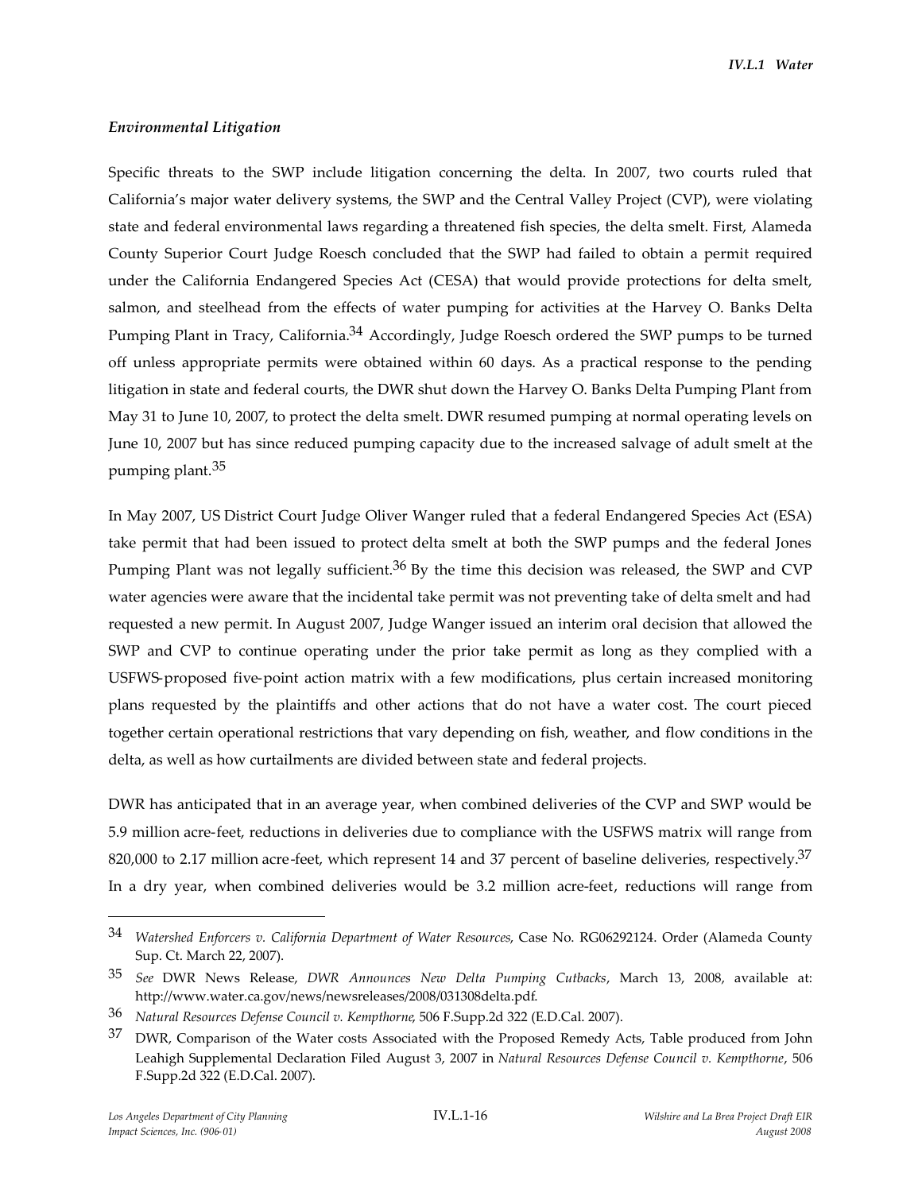### *Environmental Litigation*

Specific threats to the SWP include litigation concerning the delta. In 2007, two courts ruled that California's major water delivery systems, the SWP and the Central Valley Project (CVP), were violating state and federal environmental laws regarding a threatened fish species, the delta smelt. First, Alameda County Superior Court Judge Roesch concluded that the SWP had failed to obtain a permit required under the California Endangered Species Act (CESA) that would provide protections for delta smelt, salmon, and steelhead from the effects of water pumping for activities at the Harvey O. Banks Delta Pumping Plant in Tracy, California.[34] Accordingly, Judge Roesch ordered the SWP pumps to be turned off unless appropriate permits were obtained within 60 days. As a practical response to the pending litigation in state and federal courts, the DWR shut down the Harvey O. Banks Delta Pumping Plant from May 31 to June 10, 2007, to protect the delta smelt. DWR resumed pumping at normal operating levels on June 10, 2007 but has since reduced pumping capacity due to the increased salvage of adult smelt at the pumping plant.[35]

In May 2007, US District Court Judge Oliver Wanger ruled that a federal Endangered Species Act (ESA) take permit that had been issued to protect delta smelt at both the SWP pumps and the federal Jones Pumping Plant was not legally sufficient.[36] By the time this decision was released, the SWP and CVP water agencies were aware that the incidental take permit was not preventing take of delta smelt and had requested a new permit. In August 2007, Judge Wanger issued an interim oral decision that allowed the SWP and CVP to continue operating under the prior take permit as long as they complied with a USFWS-proposed five-point action matrix with a few modifications, plus certain increased monitoring plans requested by the plaintiffs and other actions that do not have a water cost. The court pieced together certain operational restrictions that vary depending on fish, weather, and flow conditions in the delta, as well as how curtailments are divided between state and federal projects.

DWR has anticipated that in an average year, when combined deliveries of the CVP and SWP would be 5.9 million acre-feet, reductions in deliveries due to compliance with the USFWS matrix will range from 820,000 to 2.17 million acre-feet, which represent 14 and 37 percent of baseline deliveries, respectively.[37] In a dry year, when combined deliveries would be 3.2 million acre-feet, reductions will range from

---

[34] *Watershed Enforcers v. California Department of Water Resources*, Case No. RG06292124. Order (Alameda County Sup. Ct. March 22, 2007).

[35] *See* DWR News Release, *DWR Announces New Delta Pumping Cutbacks*, March 13, 2008, available at: http://www.water.ca.gov/news/newsreleases/2008/031308delta.pdf.

[36] *Natural Resources Defense Council v. Kempthorne*, 506 F.Supp.2d 322 (E.D.Cal. 2007).

[37] DWR, Comparison of the Water costs Associated with the Proposed Remedy Acts, Table produced from John Leahigh Supplemental Declaration Filed August 3, 2007 in *Natural Resources Defense Council v. Kempthorne*, 506 F.Supp.2d 322 (E.D.Cal. 2007).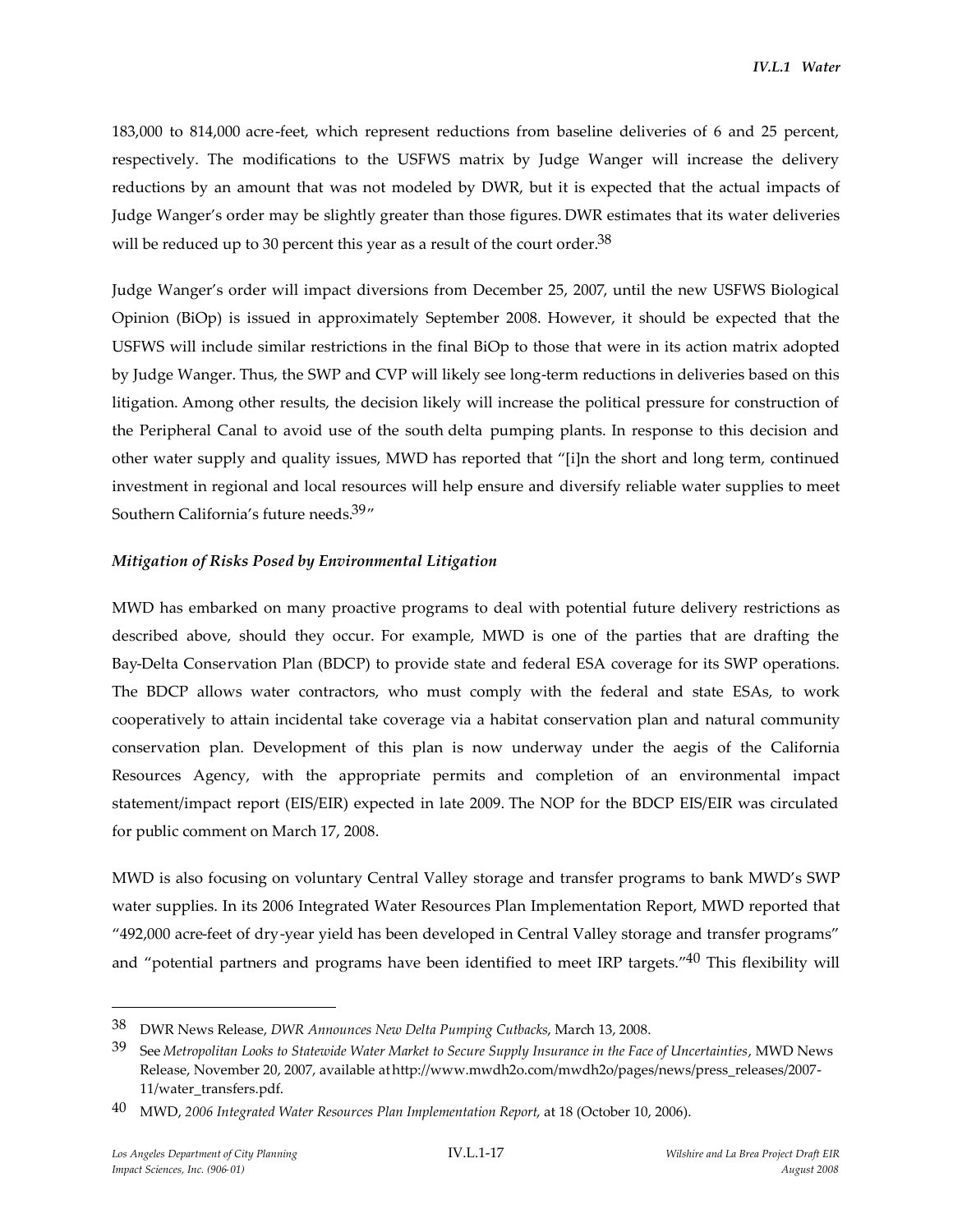183,000 to 814,000 acre-feet, which represent reductions from baseline deliveries of 6 and 25 percent, respectively. The modifications to the USFWS matrix by Judge Wanger will increase the delivery reductions by an amount that was not modeled by DWR, but it is expected that the actual impacts of Judge Wanger's order may be slightly greater than those figures. DWR estimates that its water deliveries will be reduced up to 30 percent this year as a result of the court order.[38]

Judge Wanger's order will impact diversions from December 25, 2007, until the new USFWS Biological Opinion (BiOp) is issued in approximately September 2008. However, it should be expected that the USFWS will include similar restrictions in the final BiOp to those that were in its action matrix adopted by Judge Wanger. Thus, the SWP and CVP will likely see long-term reductions in deliveries based on this litigation. Among other results, the decision likely will increase the political pressure for construction of the Peripheral Canal to avoid use of the south delta pumping plants. In response to this decision and other water supply and quality issues, MWD has reported that "[i]n the short and long term, continued investment in regional and local resources will help ensure and diversify reliable water supplies to meet Southern California's future needs.[39]"

### *Mitigation of Risks Posed by Environmental Litigation*

MWD has embarked on many proactive programs to deal with potential future delivery restrictions as described above, should they occur. For example, MWD is one of the parties that are drafting the Bay-Delta Conservation Plan (BDCP) to provide state and federal ESA coverage for its SWP operations. The BDCP allows water contractors, who must comply with the federal and state ESAs, to work cooperatively to attain incidental take coverage via a habitat conservation plan and natural community conservation plan. Development of this plan is now underway under the aegis of the California Resources Agency, with the appropriate permits and completion of an environmental impact statement/impact report (EIS/EIR) expected in late 2009. The NOP for the BDCP EIS/EIR was circulated for public comment on March 17, 2008.

MWD is also focusing on voluntary Central Valley storage and transfer programs to bank MWD's SWP water supplies. In its 2006 Integrated Water Resources Plan Implementation Report, MWD reported that "492,000 acre-feet of dry-year yield has been developed in Central Valley storage and transfer programs" and "potential partners and programs have been identified to meet IRP targets."[40] This flexibility will

---

[38] DWR News Release, *DWR Announces New Delta Pumping Cutbacks*, March 13, 2008.

[39] See *Metropolitan Looks to Statewide Water Market to Secure Supply Insurance in the Face of Uncertainties*, MWD News Release, November 20, 2007, available at http://www.mwdh2o.com/mwdh2o/pages/news/press_releases/2007-11/water_transfers.pdf.

[40] MWD, *2006 Integrated Water Resources Plan Implementation Report*, at 18 (October 10, 2006).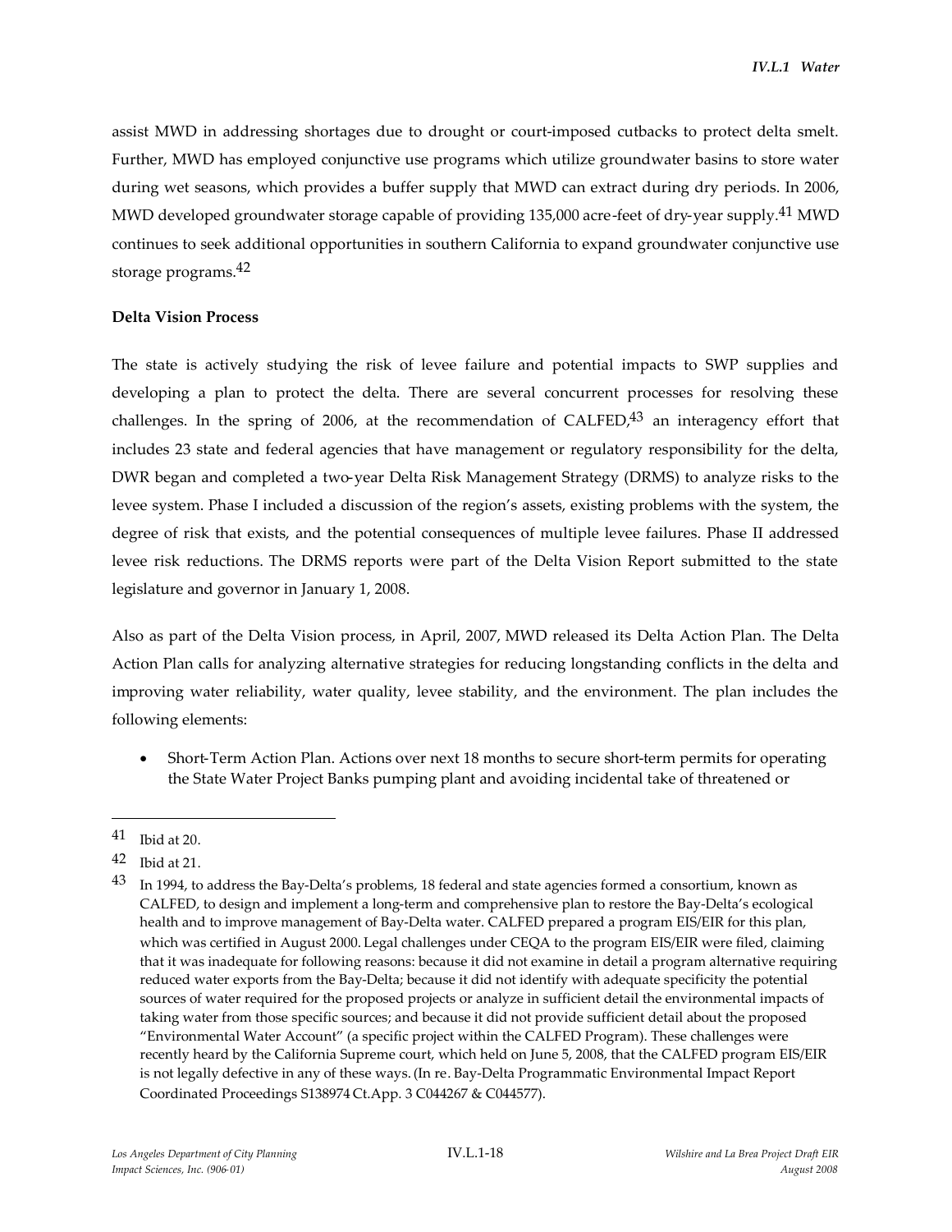assist MWD in addressing shortages due to drought or court-imposed cutbacks to protect delta smelt. Further, MWD has employed conjunctive use programs which utilize groundwater basins to store water during wet seasons, which provides a buffer supply that MWD can extract during dry periods. In 2006, MWD developed groundwater storage capable of providing 135,000 acre-feet of dry-year supply.[41] MWD continues to seek additional opportunities in southern California to expand groundwater conjunctive use storage programs.[42]

**Delta Vision Process**

The state is actively studying the risk of levee failure and potential impacts to SWP supplies and developing a plan to protect the delta. There are several concurrent processes for resolving these challenges. In the spring of 2006, at the recommendation of CALFED,[43] an interagency effort that includes 23 state and federal agencies that have management or regulatory responsibility for the delta, DWR began and completed a two-year Delta Risk Management Strategy (DRMS) to analyze risks to the levee system. Phase I included a discussion of the region's assets, existing problems with the system, the degree of risk that exists, and the potential consequences of multiple levee failures. Phase II addressed levee risk reductions. The DRMS reports were part of the Delta Vision Report submitted to the state legislature and governor in January 1, 2008.

Also as part of the Delta Vision process, in April, 2007, MWD released its Delta Action Plan. The Delta Action Plan calls for analyzing alternative strategies for reducing longstanding conflicts in the delta and improving water reliability, water quality, levee stability, and the environment. The plan includes the following elements:

- Short-Term Action Plan. Actions over next 18 months to secure short-term permits for operating the State Water Project Banks pumping plant and avoiding incidental take of threatened or

---

41 Ibid at 20.

42 Ibid at 21.

43 In 1994, to address the Bay-Delta's problems, 18 federal and state agencies formed a consortium, known as CALFED, to design and implement a long-term and comprehensive plan to restore the Bay-Delta's ecological health and to improve management of Bay-Delta water. CALFED prepared a program EIS/EIR for this plan, which was certified in August 2000. Legal challenges under CEQA to the program EIS/EIR were filed, claiming that it was inadequate for following reasons: because it did not examine in detail a program alternative requiring reduced water exports from the Bay-Delta; because it did not identify with adequate specificity the potential sources of water required for the proposed projects or analyze in sufficient detail the environmental impacts of taking water from those specific sources; and because it did not provide sufficient detail about the proposed "Environmental Water Account" (a specific project within the CALFED Program). These challenges were recently heard by the California Supreme court, which held on June 5, 2008, that the CALFED program EIS/EIR is not legally defective in any of these ways. (In re. Bay-Delta Programmatic Environmental Impact Report Coordinated Proceedings S138974 Ct.App. 3 C044267 & C044577).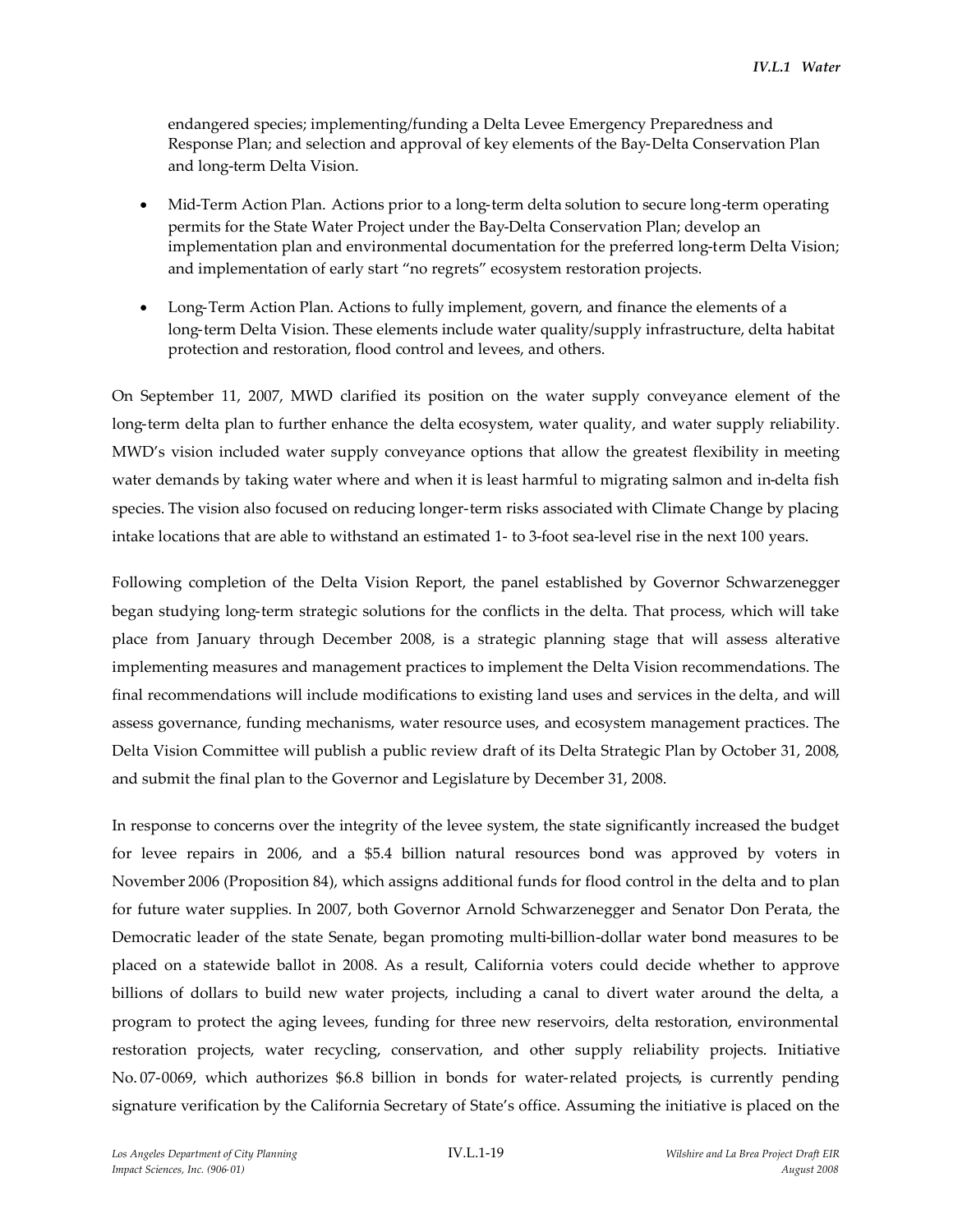endangered species; implementing/funding a Delta Levee Emergency Preparedness and Response Plan; and selection and approval of key elements of the Bay-Delta Conservation Plan and long-term Delta Vision.

- Mid-Term Action Plan. Actions prior to a long-term delta solution to secure long-term operating permits for the State Water Project under the Bay-Delta Conservation Plan; develop an implementation plan and environmental documentation for the preferred long-term Delta Vision; and implementation of early start "no regrets" ecosystem restoration projects.

- Long-Term Action Plan. Actions to fully implement, govern, and finance the elements of a long-term Delta Vision. These elements include water quality/supply infrastructure, delta habitat protection and restoration, flood control and levees, and others.

On September 11, 2007, MWD clarified its position on the water supply conveyance element of the long-term delta plan to further enhance the delta ecosystem, water quality, and water supply reliability. MWD's vision included water supply conveyance options that allow the greatest flexibility in meeting water demands by taking water where and when it is least harmful to migrating salmon and in-delta fish species. The vision also focused on reducing longer-term risks associated with Climate Change by placing intake locations that are able to withstand an estimated 1- to 3-foot sea-level rise in the next 100 years.

Following completion of the Delta Vision Report, the panel established by Governor Schwarzenegger began studying long-term strategic solutions for the conflicts in the delta. That process, which will take place from January through December 2008, is a strategic planning stage that will assess alterative implementing measures and management practices to implement the Delta Vision recommendations. The final recommendations will include modifications to existing land uses and services in the delta, and will assess governance, funding mechanisms, water resource uses, and ecosystem management practices. The Delta Vision Committee will publish a public review draft of its Delta Strategic Plan by October 31, 2008, and submit the final plan to the Governor and Legislature by December 31, 2008.

In response to concerns over the integrity of the levee system, the state significantly increased the budget for levee repairs in 2006, and a $5.4 billion natural resources bond was approved by voters in November 2006 (Proposition 84), which assigns additional funds for flood control in the delta and to plan for future water supplies. In 2007, both Governor Arnold Schwarzenegger and Senator Don Perata, the Democratic leader of the state Senate, began promoting multi-billion-dollar water bond measures to be placed on a statewide ballot in 2008. As a result, California voters could decide whether to approve billions of dollars to build new water projects, including a canal to divert water around the delta, a program to protect the aging levees, funding for three new reservoirs, delta restoration, environmental restoration projects, water recycling, conservation, and other supply reliability projects. Initiative No. 07-0069, which authorizes $6.8 billion in bonds for water-related projects, is currently pending signature verification by the California Secretary of State's office. Assuming the initiative is placed on the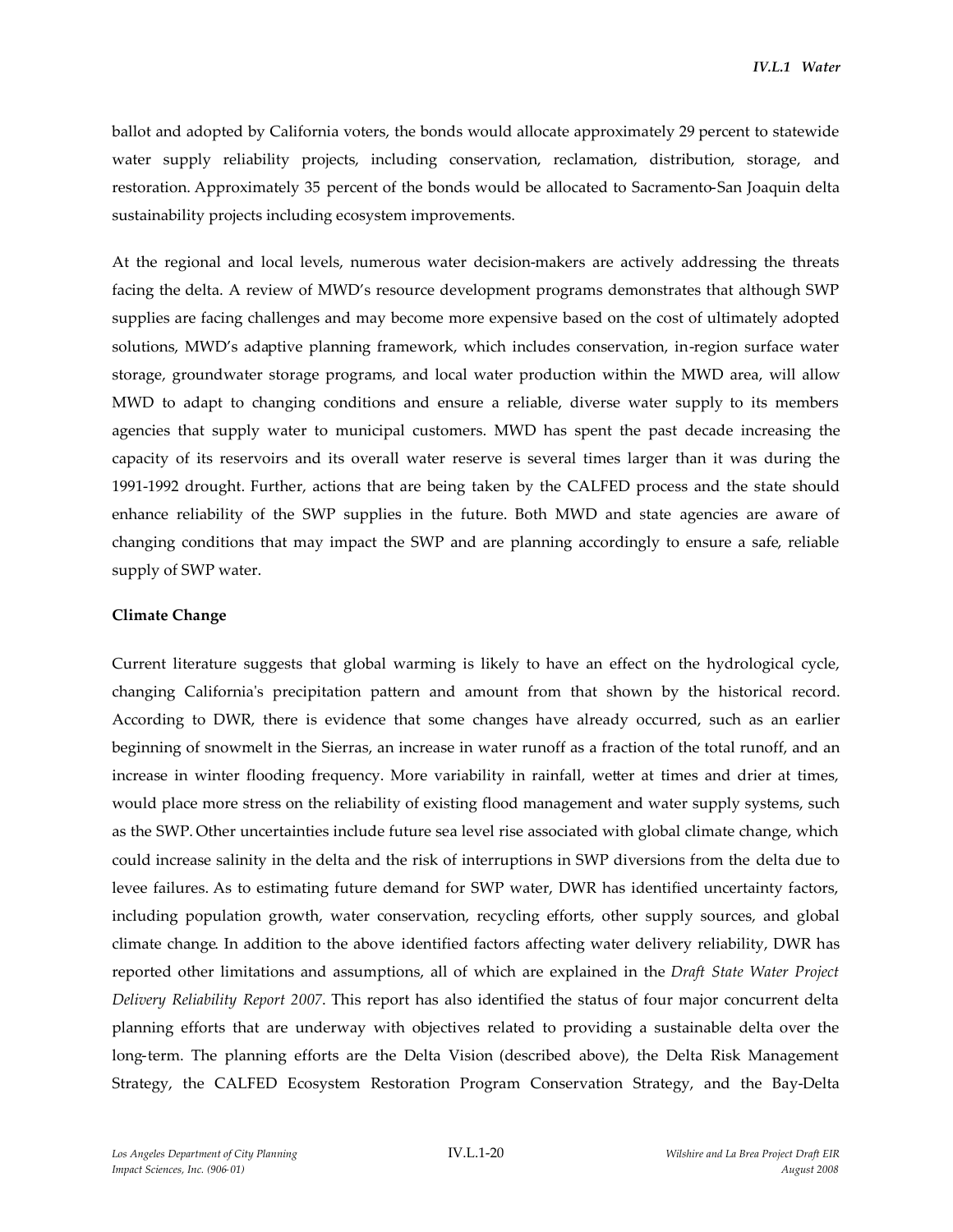ballot and adopted by California voters, the bonds would allocate approximately 29 percent to statewide water supply reliability projects, including conservation, reclamation, distribution, storage, and restoration. Approximately 35 percent of the bonds would be allocated to Sacramento-San Joaquin delta sustainability projects including ecosystem improvements.

At the regional and local levels, numerous water decision-makers are actively addressing the threats facing the delta. A review of MWD's resource development programs demonstrates that although SWP supplies are facing challenges and may become more expensive based on the cost of ultimately adopted solutions, MWD's adaptive planning framework, which includes conservation, in-region surface water storage, groundwater storage programs, and local water production within the MWD area, will allow MWD to adapt to changing conditions and ensure a reliable, diverse water supply to its members agencies that supply water to municipal customers. MWD has spent the past decade increasing the capacity of its reservoirs and its overall water reserve is several times larger than it was during the 1991-1992 drought. Further, actions that are being taken by the CALFED process and the state should enhance reliability of the SWP supplies in the future. Both MWD and state agencies are aware of changing conditions that may impact the SWP and are planning accordingly to ensure a safe, reliable supply of SWP water.

**Climate Change**

Current literature suggests that global warming is likely to have an effect on the hydrological cycle, changing California's precipitation pattern and amount from that shown by the historical record. According to DWR, there is evidence that some changes have already occurred, such as an earlier beginning of snowmelt in the Sierras, an increase in water runoff as a fraction of the total runoff, and an increase in winter flooding frequency. More variability in rainfall, wetter at times and drier at times, would place more stress on the reliability of existing flood management and water supply systems, such as the SWP. Other uncertainties include future sea level rise associated with global climate change, which could increase salinity in the delta and the risk of interruptions in SWP diversions from the delta due to levee failures. As to estimating future demand for SWP water, DWR has identified uncertainty factors, including population growth, water conservation, recycling efforts, other supply sources, and global climate change. In addition to the above identified factors affecting water delivery reliability, DWR has reported other limitations and assumptions, all of which are explained in the *Draft State Water Project Delivery Reliability Report 2007*. This report has also identified the status of four major concurrent delta planning efforts that are underway with objectives related to providing a sustainable delta over the long-term. The planning efforts are the Delta Vision (described above), the Delta Risk Management Strategy, the CALFED Ecosystem Restoration Program Conservation Strategy, and the Bay-Delta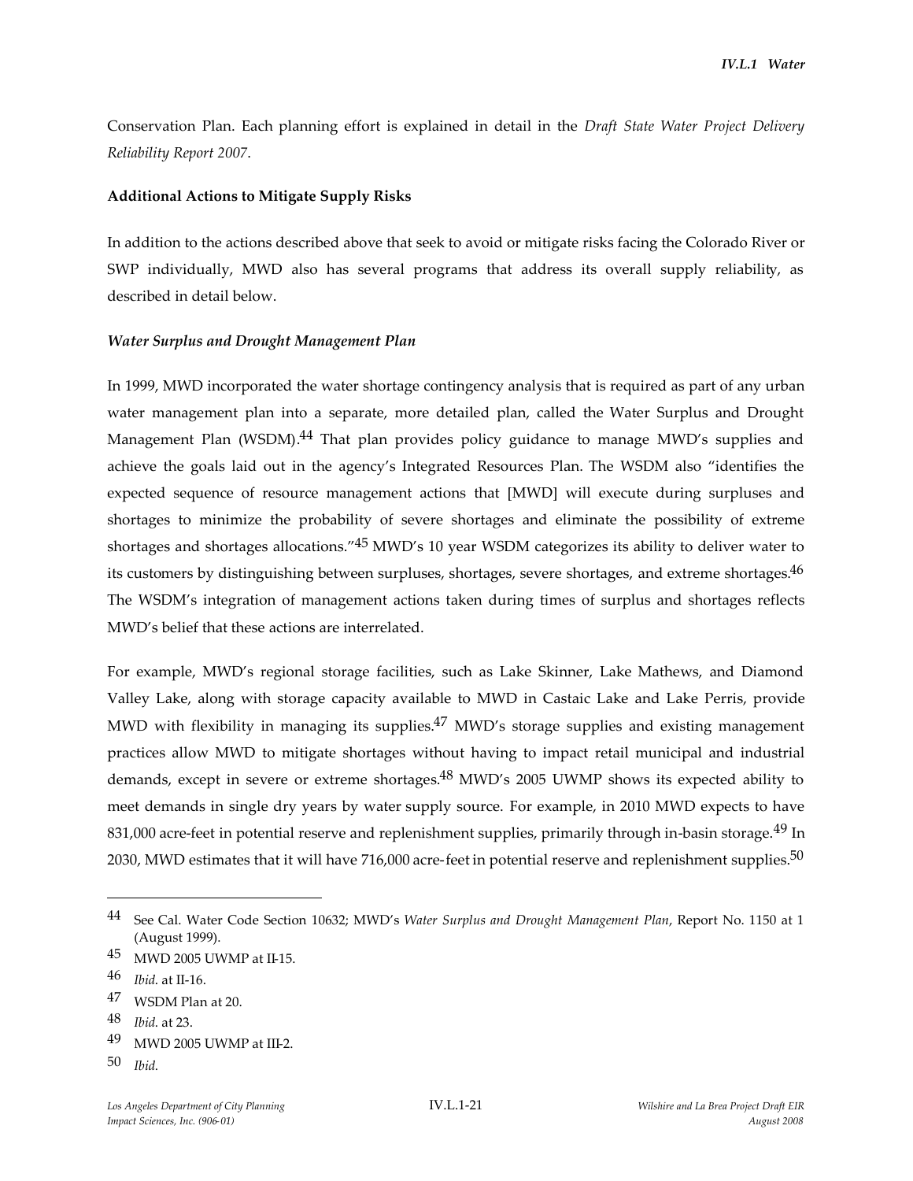Conservation Plan. Each planning effort is explained in detail in the *Draft State Water Project Delivery Reliability Report 2007*.

**Additional Actions to Mitigate Supply Risks**

In addition to the actions described above that seek to avoid or mitigate risks facing the Colorado River or SWP individually, MWD also has several programs that address its overall supply reliability, as described in detail below.

***Water Surplus and Drought Management Plan***

In 1999, MWD incorporated the water shortage contingency analysis that is required as part of any urban water management plan into a separate, more detailed plan, called the Water Surplus and Drought Management Plan (WSDM).[44] That plan provides policy guidance to manage MWD's supplies and achieve the goals laid out in the agency's Integrated Resources Plan. The WSDM also "identifies the expected sequence of resource management actions that [MWD] will execute during surpluses and shortages to minimize the probability of severe shortages and eliminate the possibility of extreme shortages and shortages allocations."[45] MWD's 10 year WSDM categorizes its ability to deliver water to its customers by distinguishing between surpluses, shortages, severe shortages, and extreme shortages.[46] The WSDM's integration of management actions taken during times of surplus and shortages reflects MWD's belief that these actions are interrelated.

For example, MWD's regional storage facilities, such as Lake Skinner, Lake Mathews, and Diamond Valley Lake, along with storage capacity available to MWD in Castaic Lake and Lake Perris, provide MWD with flexibility in managing its supplies.[47] MWD's storage supplies and existing management practices allow MWD to mitigate shortages without having to impact retail municipal and industrial demands, except in severe or extreme shortages.[48] MWD's 2005 UWMP shows its expected ability to meet demands in single dry years by water supply source. For example, in 2010 MWD expects to have 831,000 acre-feet in potential reserve and replenishment supplies, primarily through in-basin storage.[49] In 2030, MWD estimates that it will have 716,000 acre-feet in potential reserve and replenishment supplies.[50]

---

44 See Cal. Water Code Section 10632; MWD's *Water Surplus and Drought Management Plan*, Report No. 1150 at 1 (August 1999).

45 MWD 2005 UWMP at II-15.

46 *Ibid.* at II-16.

47 WSDM Plan at 20.

48 *Ibid.* at 23.

49 MWD 2005 UWMP at III-2.

50 *Ibid.*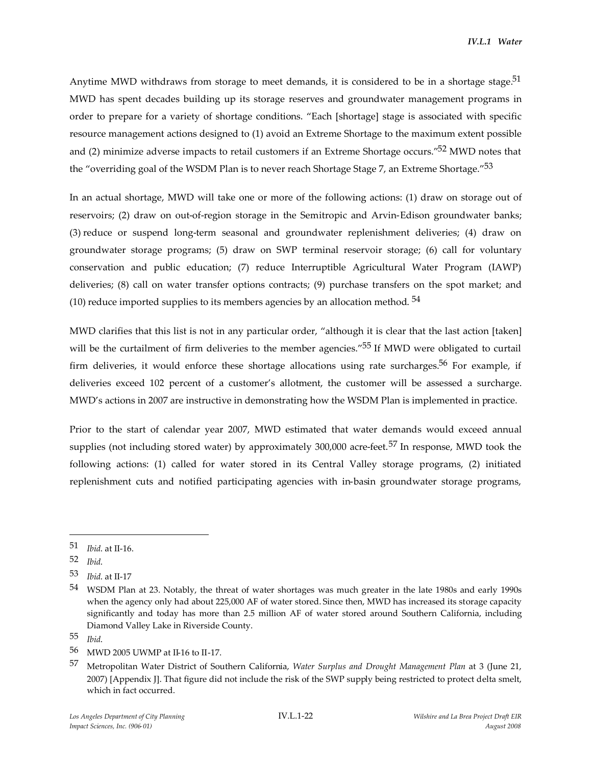Anytime MWD withdraws from storage to meet demands, it is considered to be in a shortage stage.[51] MWD has spent decades building up its storage reserves and groundwater management programs in order to prepare for a variety of shortage conditions. "Each [shortage] stage is associated with specific resource management actions designed to (1) avoid an Extreme Shortage to the maximum extent possible and (2) minimize adverse impacts to retail customers if an Extreme Shortage occurs."[52] MWD notes that the "overriding goal of the WSDM Plan is to never reach Shortage Stage 7, an Extreme Shortage."[53]

In an actual shortage, MWD will take one or more of the following actions: (1) draw on storage out of reservoirs; (2) draw on out-of-region storage in the Semitropic and Arvin-Edison groundwater banks; (3) reduce or suspend long-term seasonal and groundwater replenishment deliveries; (4) draw on groundwater storage programs; (5) draw on SWP terminal reservoir storage; (6) call for voluntary conservation and public education; (7) reduce Interruptible Agricultural Water Program (IAWP) deliveries; (8) call on water transfer options contracts; (9) purchase transfers on the spot market; and (10) reduce imported supplies to its members agencies by an allocation method. [54]

MWD clarifies that this list is not in any particular order, "although it is clear that the last action [taken] will be the curtailment of firm deliveries to the member agencies."[55] If MWD were obligated to curtail firm deliveries, it would enforce these shortage allocations using rate surcharges.[56] For example, if deliveries exceed 102 percent of a customer's allotment, the customer will be assessed a surcharge. MWD's actions in 2007 are instructive in demonstrating how the WSDM Plan is implemented in practice.

Prior to the start of calendar year 2007, MWD estimated that water demands would exceed annual supplies (not including stored water) by approximately 300,000 acre-feet.[57] In response, MWD took the following actions: (1) called for water stored in its Central Valley storage programs, (2) initiated replenishment cuts and notified participating agencies with in-basin groundwater storage programs,

---

51 *Ibid.* at II-16.

52 *Ibid.*

53 *Ibid.* at II-17

54 WSDM Plan at 23. Notably, the threat of water shortages was much greater in the late 1980s and early 1990s when the agency only had about 225,000 AF of water stored. Since then, MWD has increased its storage capacity significantly and today has more than 2.5 million AF of water stored around Southern California, including Diamond Valley Lake in Riverside County.

55 *Ibid.*

56 MWD 2005 UWMP at II-16 to II-17.

57 Metropolitan Water District of Southern California, *Water Surplus and Drought Management Plan* at 3 (June 21, 2007) [Appendix J]. That figure did not include the risk of the SWP supply being restricted to protect delta smelt, which in fact occurred.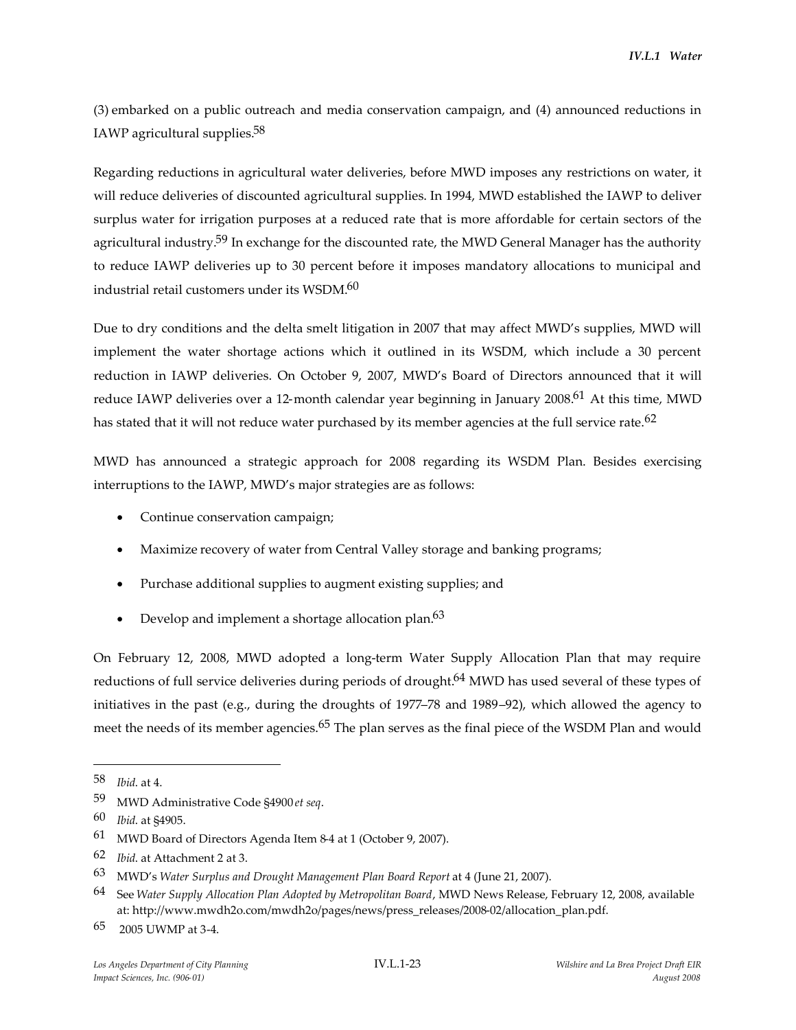(3) embarked on a public outreach and media conservation campaign, and (4) announced reductions in IAWP agricultural supplies.[58]

Regarding reductions in agricultural water deliveries, before MWD imposes any restrictions on water, it will reduce deliveries of discounted agricultural supplies. In 1994, MWD established the IAWP to deliver surplus water for irrigation purposes at a reduced rate that is more affordable for certain sectors of the agricultural industry.[59] In exchange for the discounted rate, the MWD General Manager has the authority to reduce IAWP deliveries up to 30 percent before it imposes mandatory allocations to municipal and industrial retail customers under its WSDM.[60]

Due to dry conditions and the delta smelt litigation in 2007 that may affect MWD's supplies, MWD will implement the water shortage actions which it outlined in its WSDM, which include a 30 percent reduction in IAWP deliveries. On October 9, 2007, MWD's Board of Directors announced that it will reduce IAWP deliveries over a 12-month calendar year beginning in January 2008.[61] At this time, MWD has stated that it will not reduce water purchased by its member agencies at the full service rate.[62]

MWD has announced a strategic approach for 2008 regarding its WSDM Plan. Besides exercising interruptions to the IAWP, MWD's major strategies are as follows:

- Continue conservation campaign;
- Maximize recovery of water from Central Valley storage and banking programs;
- Purchase additional supplies to augment existing supplies; and
- Develop and implement a shortage allocation plan.[63]

On February 12, 2008, MWD adopted a long-term Water Supply Allocation Plan that may require reductions of full service deliveries during periods of drought.[64] MWD has used several of these types of initiatives in the past (e.g., during the droughts of 1977–78 and 1989–92), which allowed the agency to meet the needs of its member agencies.[65] The plan serves as the final piece of the WSDM Plan and would

---

58 *Ibid.* at 4.

59 MWD Administrative Code §4900 *et seq*.

60 *Ibid.* at §4905.

61 MWD Board of Directors Agenda Item 8-4 at 1 (October 9, 2007).

62 *Ibid.* at Attachment 2 at 3.

63 MWD's *Water Surplus and Drought Management Plan Board Report* at 4 (June 21, 2007).

64 See *Water Supply Allocation Plan Adopted by Metropolitan Board*, MWD News Release, February 12, 2008, available at: http://www.mwdh2o.com/mwdh2o/pages/news/press_releases/2008-02/allocation_plan.pdf.

65 2005 UWMP at 3-4.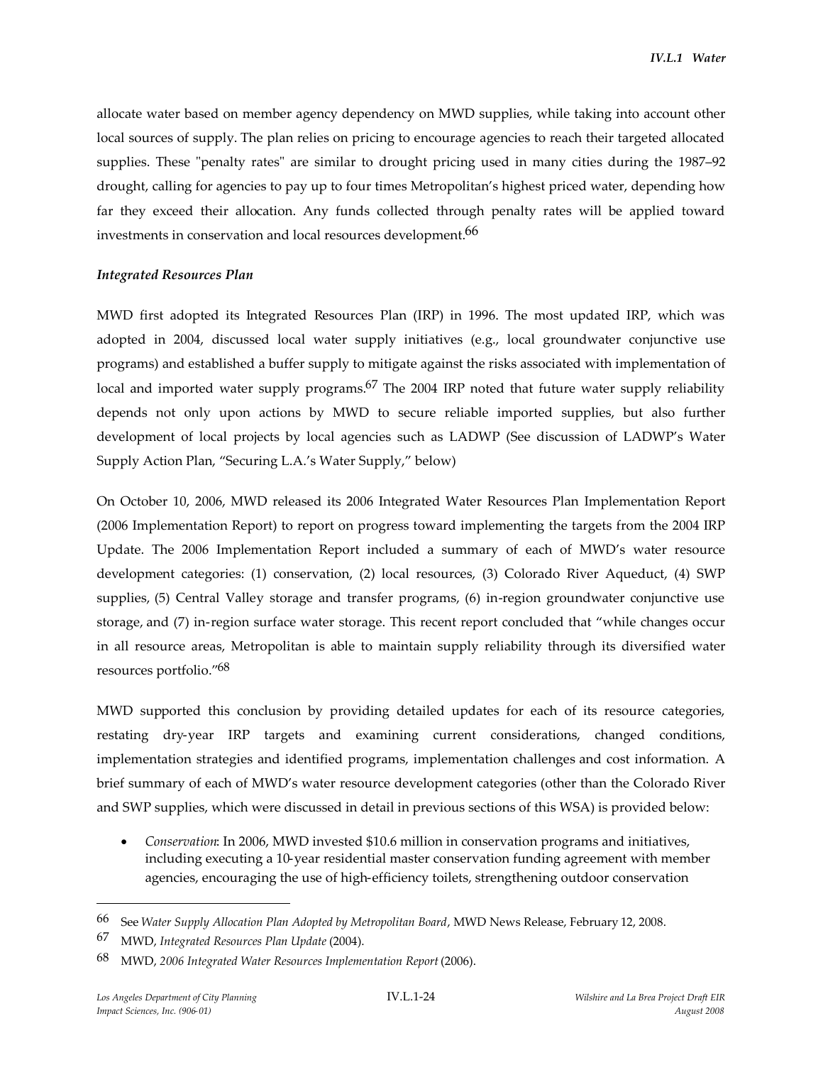allocate water based on member agency dependency on MWD supplies, while taking into account other local sources of supply. The plan relies on pricing to encourage agencies to reach their targeted allocated supplies. These "penalty rates" are similar to drought pricing used in many cities during the 1987–92 drought, calling for agencies to pay up to four times Metropolitan's highest priced water, depending how far they exceed their allocation. Any funds collected through penalty rates will be applied toward investments in conservation and local resources development.[66]

### *Integrated Resources Plan*

MWD first adopted its Integrated Resources Plan (IRP) in 1996. The most updated IRP, which was adopted in 2004, discussed local water supply initiatives (e.g., local groundwater conjunctive use programs) and established a buffer supply to mitigate against the risks associated with implementation of local and imported water supply programs.[67] The 2004 IRP noted that future water supply reliability depends not only upon actions by MWD to secure reliable imported supplies, but also further development of local projects by local agencies such as LADWP (See discussion of LADWP's Water Supply Action Plan, "Securing L.A.'s Water Supply," below)

On October 10, 2006, MWD released its 2006 Integrated Water Resources Plan Implementation Report (2006 Implementation Report) to report on progress toward implementing the targets from the 2004 IRP Update. The 2006 Implementation Report included a summary of each of MWD's water resource development categories: (1) conservation, (2) local resources, (3) Colorado River Aqueduct, (4) SWP supplies, (5) Central Valley storage and transfer programs, (6) in-region groundwater conjunctive use storage, and (7) in-region surface water storage. This recent report concluded that "while changes occur in all resource areas, Metropolitan is able to maintain supply reliability through its diversified water resources portfolio."[68]

MWD supported this conclusion by providing detailed updates for each of its resource categories, restating dry-year IRP targets and examining current considerations, changed conditions, implementation strategies and identified programs, implementation challenges and cost information. A brief summary of each of MWD's water resource development categories (other than the Colorado River and SWP supplies, which were discussed in detail in previous sections of this WSA) is provided below:

- *Conservation*: In 2006, MWD invested $10.6 million in conservation programs and initiatives, including executing a 10-year residential master conservation funding agreement with member agencies, encouraging the use of high-efficiency toilets, strengthening outdoor conservation

---

66 See *Water Supply Allocation Plan Adopted by Metropolitan Board*, MWD News Release, February 12, 2008.

67 MWD, *Integrated Resources Plan Update* (2004).

68 MWD, *2006 Integrated Water Resources Implementation Report* (2006).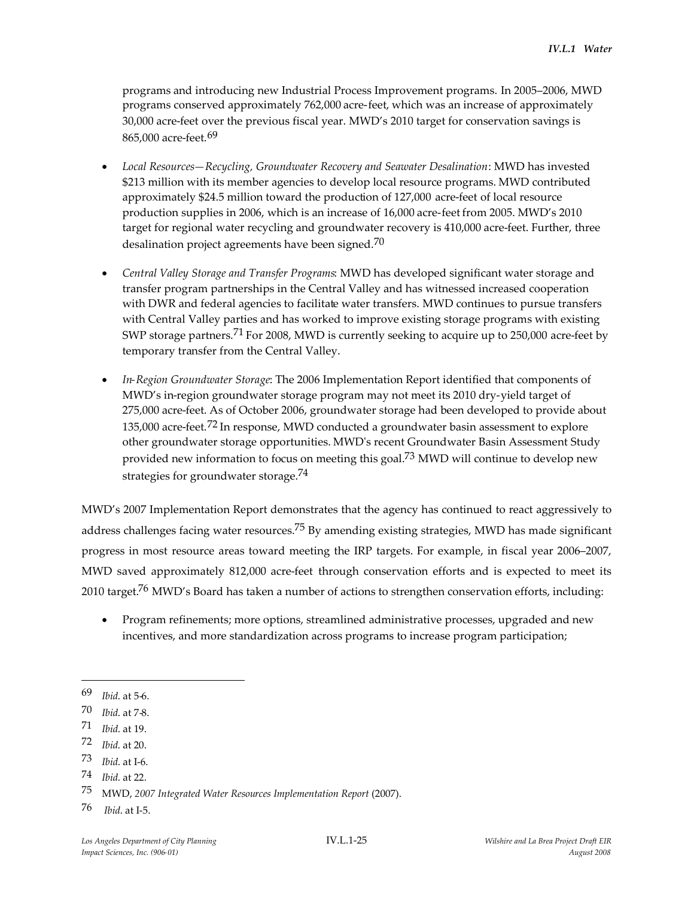programs and introducing new Industrial Process Improvement programs. In 2005–2006, MWD programs conserved approximately 762,000 acre-feet, which was an increase of approximately 30,000 acre-feet over the previous fiscal year. MWD's 2010 target for conservation savings is 865,000 acre-feet.[69]

- *Local Resources—Recycling, Groundwater Recovery and Seawater Desalination*: MWD has invested $213 million with its member agencies to develop local resource programs. MWD contributed approximately $24.5 million toward the production of 127,000 acre-feet of local resource production supplies in 2006, which is an increase of 16,000 acre-feet from 2005. MWD's 2010 target for regional water recycling and groundwater recovery is 410,000 acre-feet. Further, three desalination project agreements have been signed.[70]

- *Central Valley Storage and Transfer Programs*: MWD has developed significant water storage and transfer program partnerships in the Central Valley and has witnessed increased cooperation with DWR and federal agencies to facilitate water transfers. MWD continues to pursue transfers with Central Valley parties and has worked to improve existing storage programs with existing SWP storage partners.[71] For 2008, MWD is currently seeking to acquire up to 250,000 acre-feet by temporary transfer from the Central Valley.

- *In-Region Groundwater Storage*: The 2006 Implementation Report identified that components of MWD's in-region groundwater storage program may not meet its 2010 dry-yield target of 275,000 acre-feet. As of October 2006, groundwater storage had been developed to provide about 135,000 acre-feet.[72] In response, MWD conducted a groundwater basin assessment to explore other groundwater storage opportunities. MWD's recent Groundwater Basin Assessment Study provided new information to focus on meeting this goal.[73] MWD will continue to develop new strategies for groundwater storage.[74]

MWD's 2007 Implementation Report demonstrates that the agency has continued to react aggressively to address challenges facing water resources.[75] By amending existing strategies, MWD has made significant progress in most resource areas toward meeting the IRP targets. For example, in fiscal year 2006–2007, MWD saved approximately 812,000 acre-feet through conservation efforts and is expected to meet its 2010 target.[76] MWD's Board has taken a number of actions to strengthen conservation efforts, including:

- Program refinements; more options, streamlined administrative processes, upgraded and new incentives, and more standardization across programs to increase program participation;

---

69 *Ibid.* at 5-6.

70 *Ibid.* at 7-8.

71 *Ibid.* at 19.

72 *Ibid.* at 20.

73 *Ibid.* at I-6.

74 *Ibid.* at 22.

75 MWD, *2007 Integrated Water Resources Implementation Report* (2007).

76 *Ibid.* at I-5.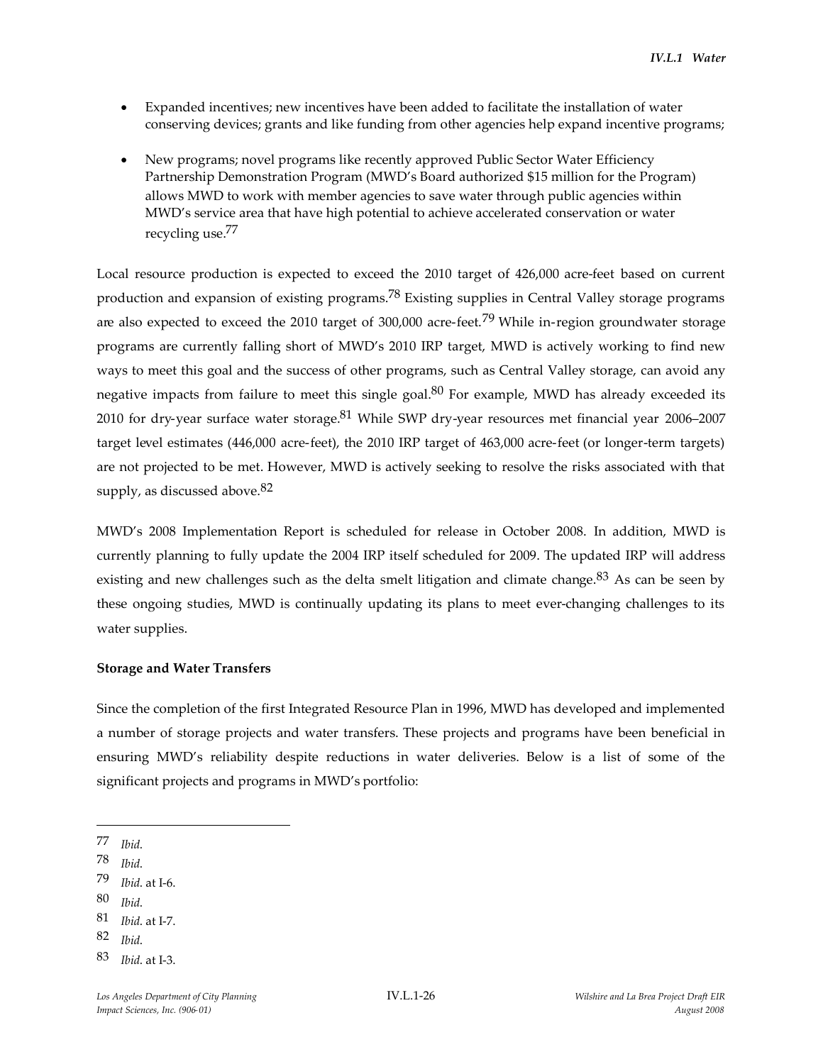- Expanded incentives; new incentives have been added to facilitate the installation of water conserving devices; grants and like funding from other agencies help expand incentive programs;
- New programs; novel programs like recently approved Public Sector Water Efficiency Partnership Demonstration Program (MWD's Board authorized $15 million for the Program) allows MWD to work with member agencies to save water through public agencies within MWD's service area that have high potential to achieve accelerated conservation or water recycling use.[77]

Local resource production is expected to exceed the 2010 target of 426,000 acre-feet based on current production and expansion of existing programs.[78] Existing supplies in Central Valley storage programs are also expected to exceed the 2010 target of 300,000 acre-feet.[79] While in-region groundwater storage programs are currently falling short of MWD's 2010 IRP target, MWD is actively working to find new ways to meet this goal and the success of other programs, such as Central Valley storage, can avoid any negative impacts from failure to meet this single goal.[80] For example, MWD has already exceeded its 2010 for dry-year surface water storage.[81] While SWP dry-year resources met financial year 2006–2007 target level estimates (446,000 acre-feet), the 2010 IRP target of 463,000 acre-feet (or longer-term targets) are not projected to be met. However, MWD is actively seeking to resolve the risks associated with that supply, as discussed above.[82]

MWD's 2008 Implementation Report is scheduled for release in October 2008. In addition, MWD is currently planning to fully update the 2004 IRP itself scheduled for 2009. The updated IRP will address existing and new challenges such as the delta smelt litigation and climate change.[83] As can be seen by these ongoing studies, MWD is continually updating its plans to meet ever-changing challenges to its water supplies.

**Storage and Water Transfers**

Since the completion of the first Integrated Resource Plan in 1996, MWD has developed and implemented a number of storage projects and water transfers. These projects and programs have been beneficial in ensuring MWD's reliability despite reductions in water deliveries. Below is a list of some of the significant projects and programs in MWD's portfolio:

---

77 *Ibid.*

78 *Ibid.*

79 *Ibid.* at I-6.

80 *Ibid.*

81 *Ibid.* at I-7.

82 *Ibid.*

83 *Ibid.* at I-3.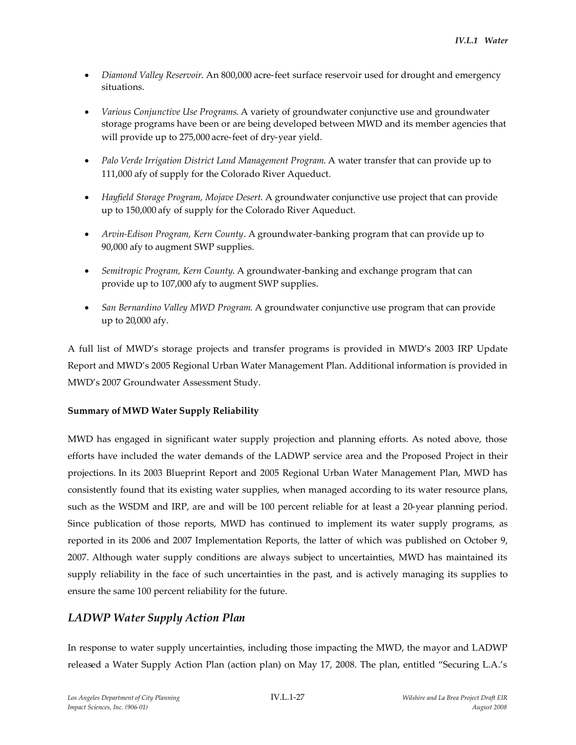- *Diamond Valley Reservoir*. An 800,000 acre-feet surface reservoir used for drought and emergency situations.
- *Various Conjunctive Use Programs*. A variety of groundwater conjunctive use and groundwater storage programs have been or are being developed between MWD and its member agencies that will provide up to 275,000 acre-feet of dry-year yield.
- *Palo Verde Irrigation District Land Management Program*. A water transfer that can provide up to 111,000 afy of supply for the Colorado River Aqueduct.
- *Hayfield Storage Program, Mojave Desert*. A groundwater conjunctive use project that can provide up to 150,000 afy of supply for the Colorado River Aqueduct.
- *Arvin-Edison Program, Kern County*. A groundwater-banking program that can provide up to 90,000 afy to augment SWP supplies.
- *Semitropic Program, Kern County*. A groundwater-banking and exchange program that can provide up to 107,000 afy to augment SWP supplies.
- *San Bernardino Valley MWD Program*. A groundwater conjunctive use program that can provide up to 20,000 afy.

A full list of MWD's storage projects and transfer programs is provided in MWD's 2003 IRP Update Report and MWD's 2005 Regional Urban Water Management Plan. Additional information is provided in MWD's 2007 Groundwater Assessment Study.

**Summary of MWD Water Supply Reliability**

MWD has engaged in significant water supply projection and planning efforts. As noted above, those efforts have included the water demands of the LADWP service area and the Proposed Project in their projections. In its 2003 Blueprint Report and 2005 Regional Urban Water Management Plan, MWD has consistently found that its existing water supplies, when managed according to its water resource plans, such as the WSDM and IRP, are and will be 100 percent reliable for at least a 20-year planning period. Since publication of those reports, MWD has continued to implement its water supply programs, as reported in its 2006 and 2007 Implementation Reports, the latter of which was published on October 9, 2007. Although water supply conditions are always subject to uncertainties, MWD has maintained its supply reliability in the face of such uncertainties in the past, and is actively managing its supplies to ensure the same 100 percent reliability for the future.

## *LADWP Water Supply Action Plan*

In response to water supply uncertainties, including those impacting the MWD, the mayor and LADWP released a Water Supply Action Plan (action plan) on May 17, 2008. The plan, entitled "Securing L.A.'s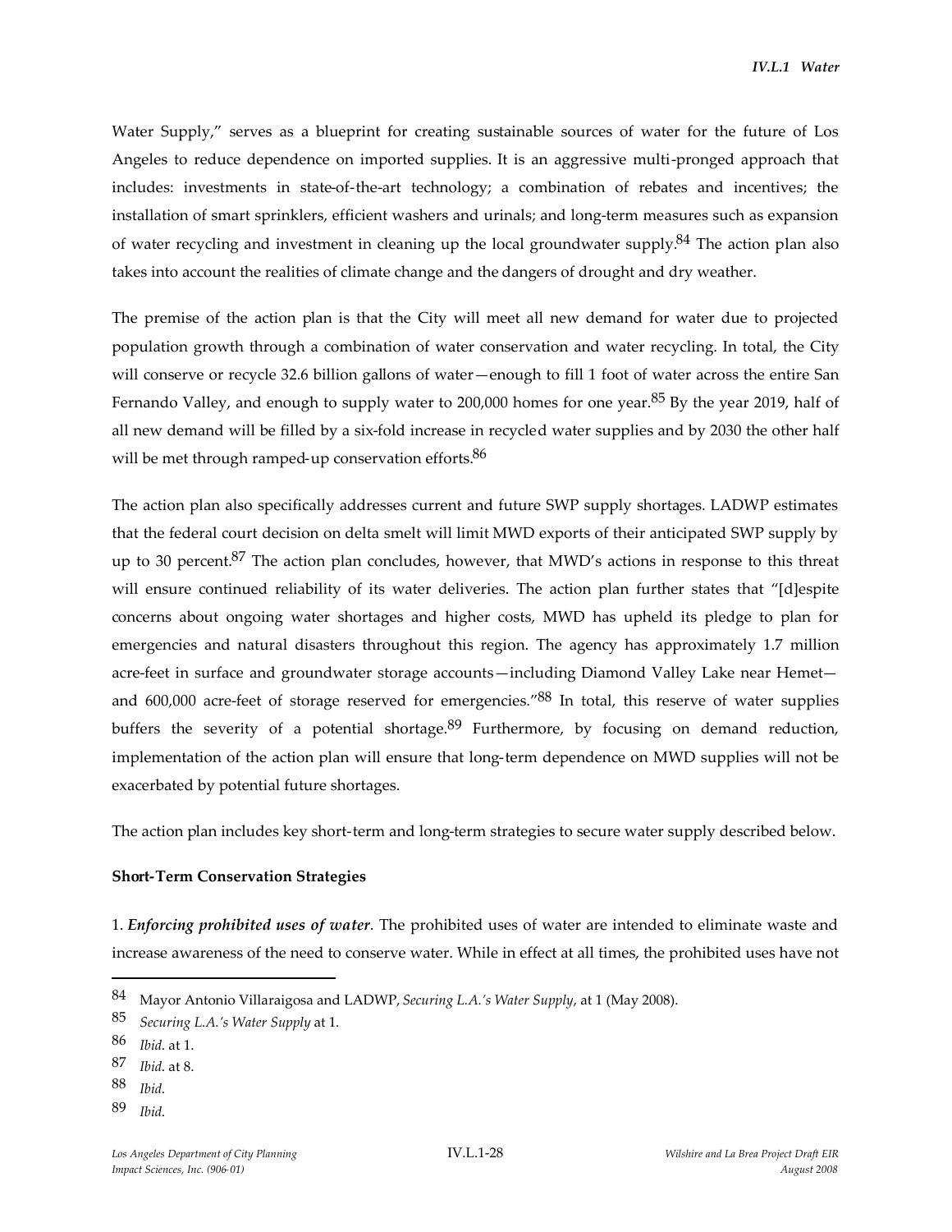Water Supply," serves as a blueprint for creating sustainable sources of water for the future of Los Angeles to reduce dependence on imported supplies. It is an aggressive multi-pronged approach that includes: investments in state-of-the-art technology; a combination of rebates and incentives; the installation of smart sprinklers, efficient washers and urinals; and long-term measures such as expansion of water recycling and investment in cleaning up the local groundwater supply.[84] The action plan also takes into account the realities of climate change and the dangers of drought and dry weather.

The premise of the action plan is that the City will meet all new demand for water due to projected population growth through a combination of water conservation and water recycling. In total, the City will conserve or recycle 32.6 billion gallons of water—enough to fill 1 foot of water across the entire San Fernando Valley, and enough to supply water to 200,000 homes for one year.[85] By the year 2019, half of all new demand will be filled by a six-fold increase in recycled water supplies and by 2030 the other half will be met through ramped-up conservation efforts.[86]

The action plan also specifically addresses current and future SWP supply shortages. LADWP estimates that the federal court decision on delta smelt will limit MWD exports of their anticipated SWP supply by up to 30 percent.[87] The action plan concludes, however, that MWD's actions in response to this threat will ensure continued reliability of its water deliveries. The action plan further states that "[d]espite concerns about ongoing water shortages and higher costs, MWD has upheld its pledge to plan for emergencies and natural disasters throughout this region. The agency has approximately 1.7 million acre-feet in surface and groundwater storage accounts—including Diamond Valley Lake near Hemet—and 600,000 acre-feet of storage reserved for emergencies."[88] In total, this reserve of water supplies buffers the severity of a potential shortage.[89] Furthermore, by focusing on demand reduction, implementation of the action plan will ensure that long-term dependence on MWD supplies will not be exacerbated by potential future shortages.

The action plan includes key short-term and long-term strategies to secure water supply described below.

**Short-Term Conservation Strategies**

1. ***Enforcing prohibited uses of water***. The prohibited uses of water are intended to eliminate waste and increase awareness of the need to conserve water. While in effect at all times, the prohibited uses have not

---

84 Mayor Antonio Villaraigosa and LADWP, *Securing L.A.'s Water Supply*, at 1 (May 2008).

85 *Securing L.A.'s Water Supply* at 1.

86 *Ibid.* at 1.

87 *Ibid.* at 8.

88 *Ibid.*

89 *Ibid.*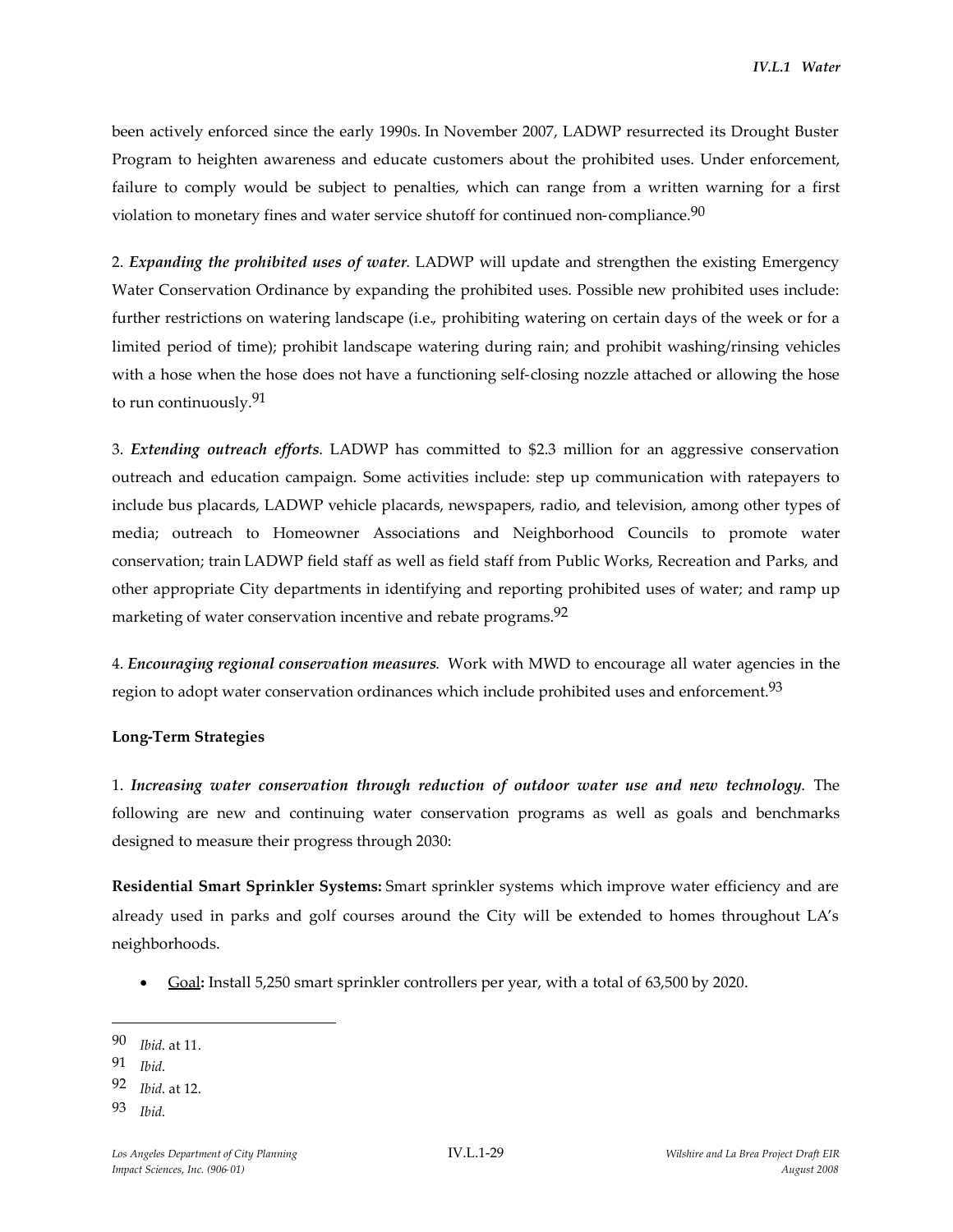been actively enforced since the early 1990s. In November 2007, LADWP resurrected its Drought Buster Program to heighten awareness and educate customers about the prohibited uses. Under enforcement, failure to comply would be subject to penalties, which can range from a written warning for a first violation to monetary fines and water service shutoff for continued non-compliance.[90]

2. ***Expanding the prohibited uses of water***. LADWP will update and strengthen the existing Emergency Water Conservation Ordinance by expanding the prohibited uses. Possible new prohibited uses include: further restrictions on watering landscape (i.e., prohibiting watering on certain days of the week or for a limited period of time); prohibit landscape watering during rain; and prohibit washing/rinsing vehicles with a hose when the hose does not have a functioning self-closing nozzle attached or allowing the hose to run continuously.[91]

3. ***Extending outreach efforts***. LADWP has committed to $2.3 million for an aggressive conservation outreach and education campaign. Some activities include: step up communication with ratepayers to include bus placards, LADWP vehicle placards, newspapers, radio, and television, among other types of media; outreach to Homeowner Associations and Neighborhood Councils to promote water conservation; train LADWP field staff as well as field staff from Public Works, Recreation and Parks, and other appropriate City departments in identifying and reporting prohibited uses of water; and ramp up marketing of water conservation incentive and rebate programs.[92]

4. ***Encouraging regional conservation measures***. Work with MWD to encourage all water agencies in the region to adopt water conservation ordinances which include prohibited uses and enforcement.[93]

**Long-Term Strategies**

1. ***Increasing water conservation through reduction of outdoor water use and new technology***. The following are new and continuing water conservation programs as well as goals and benchmarks designed to measure their progress through 2030:

**Residential Smart Sprinkler Systems:** Smart sprinkler systems which improve water efficiency and are already used in parks and golf courses around the City will be extended to homes throughout LA's neighborhoods.

- Goal**:** Install 5,250 smart sprinkler controllers per year, with a total of 63,500 by 2020.

---

90 *Ibid*. at 11.

91 *Ibid*.

92 *Ibid*. at 12.

93 *Ibid*.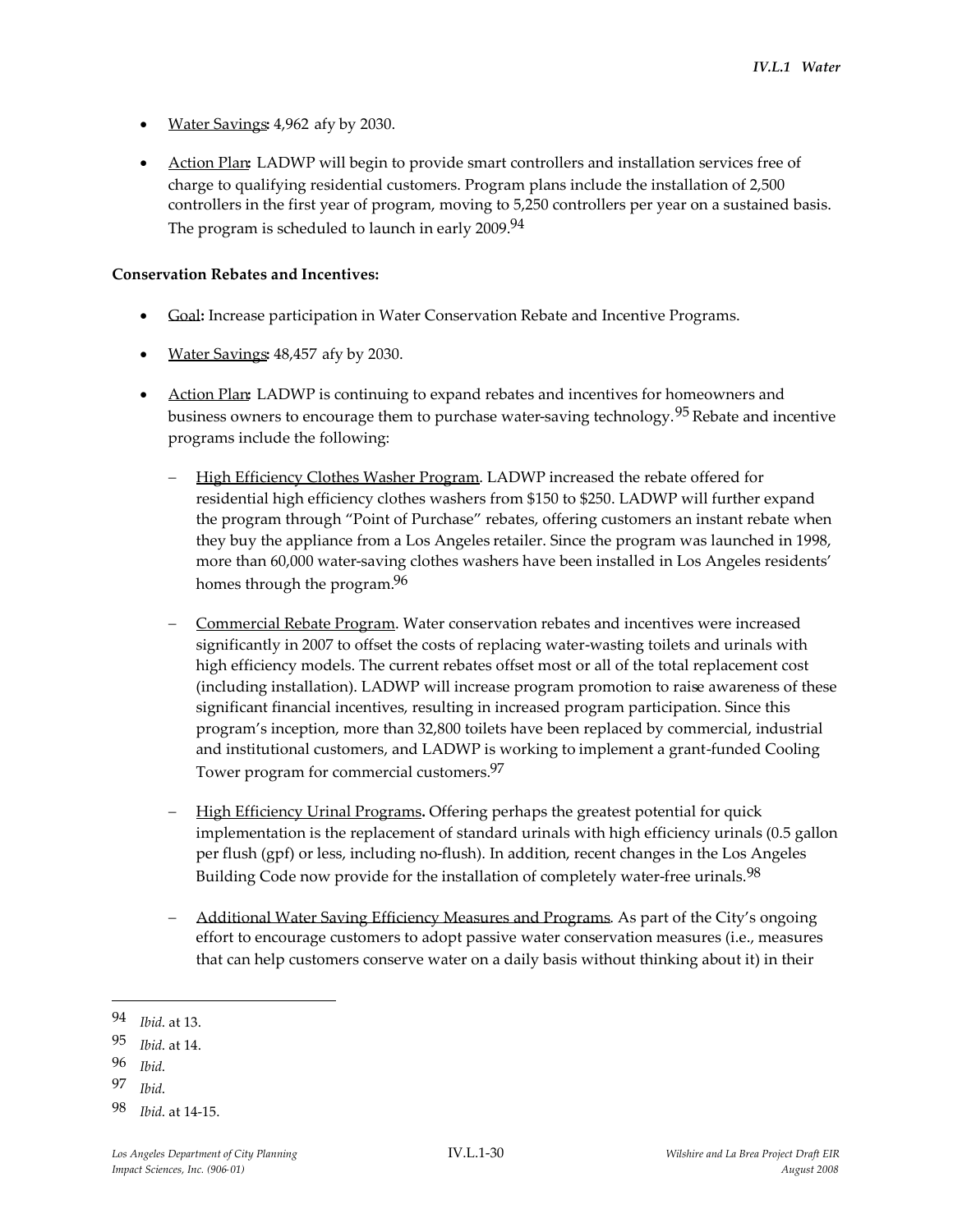- Water Savings: 4,962 afy by 2030.

- Action Plan: LADWP will begin to provide smart controllers and installation services free of charge to qualifying residential customers. Program plans include the installation of 2,500 controllers in the first year of program, moving to 5,250 controllers per year on a sustained basis. The program is scheduled to launch in early 2009.[94]

**Conservation Rebates and Incentives:**

- Goal: Increase participation in Water Conservation Rebate and Incentive Programs.

- Water Savings: 48,457 afy by 2030.

- Action Plan: LADWP is continuing to expand rebates and incentives for homeowners and business owners to encourage them to purchase water-saving technology.[95] Rebate and incentive programs include the following:

  - High Efficiency Clothes Washer Program. LADWP increased the rebate offered for residential high efficiency clothes washers from $150 to $250. LADWP will further expand the program through "Point of Purchase" rebates, offering customers an instant rebate when they buy the appliance from a Los Angeles retailer. Since the program was launched in 1998, more than 60,000 water-saving clothes washers have been installed in Los Angeles residents' homes through the program.[96]

  - Commercial Rebate Program. Water conservation rebates and incentives were increased significantly in 2007 to offset the costs of replacing water-wasting toilets and urinals with high efficiency models. The current rebates offset most or all of the total replacement cost (including installation). LADWP will increase program promotion to raise awareness of these significant financial incentives, resulting in increased program participation. Since this program's inception, more than 32,800 toilets have been replaced by commercial, industrial and institutional customers, and LADWP is working to implement a grant-funded Cooling Tower program for commercial customers.[97]

  - High Efficiency Urinal Programs**.** Offering perhaps the greatest potential for quick implementation is the replacement of standard urinals with high efficiency urinals (0.5 gallon per flush (gpf) or less, including no-flush). In addition, recent changes in the Los Angeles Building Code now provide for the installation of completely water-free urinals.[98]

  - Additional Water Saving Efficiency Measures and Programs. As part of the City's ongoing effort to encourage customers to adopt passive water conservation measures (i.e., measures that can help customers conserve water on a daily basis without thinking about it) in their

---

94 *Ibid.* at 13.

95 *Ibid.* at 14.

96 *Ibid.*

97 *Ibid.*

98 *Ibid.* at 14-15.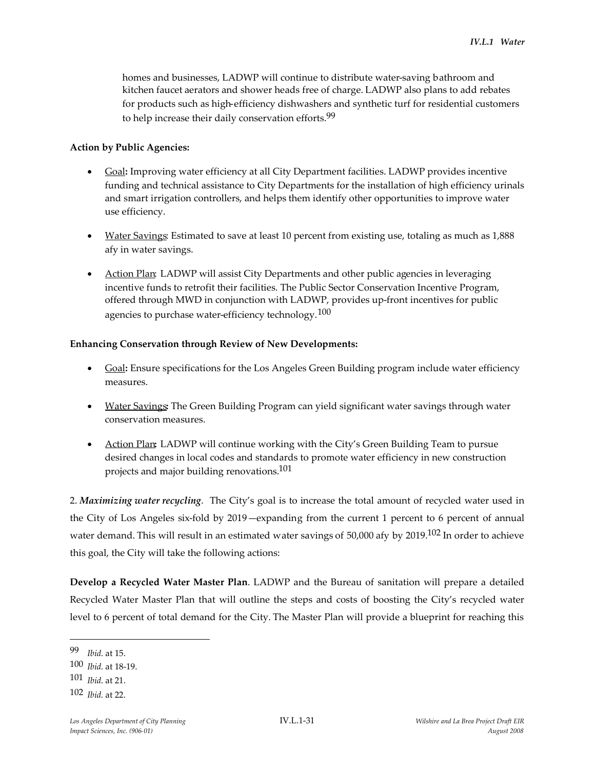homes and businesses, LADWP will continue to distribute water-saving bathroom and kitchen faucet aerators and shower heads free of charge. LADWP also plans to add rebates for products such as high-efficiency dishwashers and synthetic turf for residential customers to help increase their daily conservation efforts.[99]

**Action by Public Agencies:**

- Goal**:** Improving water efficiency at all City Department facilities. LADWP provides incentive funding and technical assistance to City Departments for the installation of high efficiency urinals and smart irrigation controllers, and helps them identify other opportunities to improve water use efficiency.
- Water Savings: Estimated to save at least 10 percent from existing use, totaling as much as 1,888 afy in water savings.
- Action Plan: LADWP will assist City Departments and other public agencies in leveraging incentive funds to retrofit their facilities. The Public Sector Conservation Incentive Program, offered through MWD in conjunction with LADWP, provides up-front incentives for public agencies to purchase water-efficiency technology.[100]

**Enhancing Conservation through Review of New Developments:**

- Goal**:** Ensure specifications for the Los Angeles Green Building program include water efficiency measures.
- Water Savings**:** The Green Building Program can yield significant water savings through water conservation measures.
- Action Plan**:** LADWP will continue working with the City's Green Building Team to pursue desired changes in local codes and standards to promote water efficiency in new construction projects and major building renovations.[101]

2. ***Maximizing water recycling***. The City's goal is to increase the total amount of recycled water used in the City of Los Angeles six-fold by 2019—expanding from the current 1 percent to 6 percent of annual water demand. This will result in an estimated water savings of 50,000 afy by 2019.[102] In order to achieve this goal, the City will take the following actions:

**Develop a Recycled Water Master Plan**. LADWP and the Bureau of sanitation will prepare a detailed Recycled Water Master Plan that will outline the steps and costs of boosting the City's recycled water level to 6 percent of total demand for the City. The Master Plan will provide a blueprint for reaching this

---

99 *Ibid*. at 15.

100 *Ibid*. at 18-19.

101 *Ibid*. at 21.

102 *Ibid*. at 22.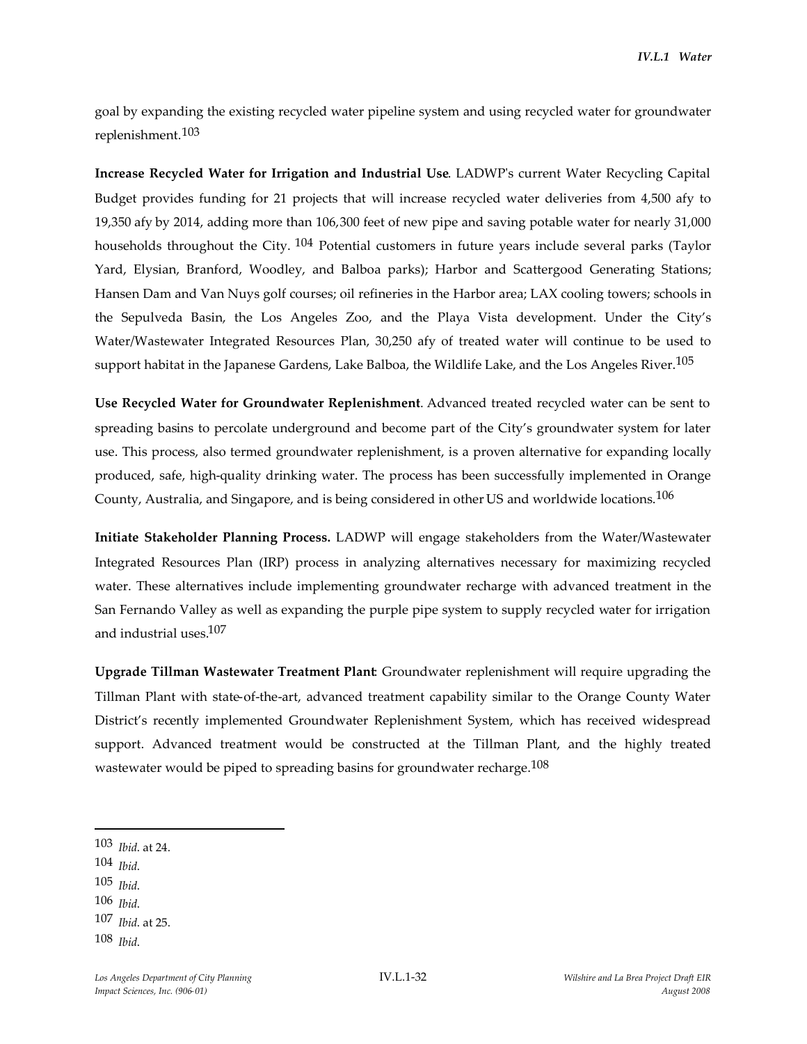goal by expanding the existing recycled water pipeline system and using recycled water for groundwater replenishment.[103]

**Increase Recycled Water for Irrigation and Industrial Use**. LADWP's current Water Recycling Capital Budget provides funding for 21 projects that will increase recycled water deliveries from 4,500 afy to 19,350 afy by 2014, adding more than 106,300 feet of new pipe and saving potable water for nearly 31,000 households throughout the City. [104] Potential customers in future years include several parks (Taylor Yard, Elysian, Branford, Woodley, and Balboa parks); Harbor and Scattergood Generating Stations; Hansen Dam and Van Nuys golf courses; oil refineries in the Harbor area; LAX cooling towers; schools in the Sepulveda Basin, the Los Angeles Zoo, and the Playa Vista development. Under the City's Water/Wastewater Integrated Resources Plan, 30,250 afy of treated water will continue to be used to support habitat in the Japanese Gardens, Lake Balboa, the Wildlife Lake, and the Los Angeles River.[105]

**Use Recycled Water for Groundwater Replenishment**. Advanced treated recycled water can be sent to spreading basins to percolate underground and become part of the City's groundwater system for later use. This process, also termed groundwater replenishment, is a proven alternative for expanding locally produced, safe, high-quality drinking water. The process has been successfully implemented in Orange County, Australia, and Singapore, and is being considered in other US and worldwide locations.[106]

**Initiate Stakeholder Planning Process.** LADWP will engage stakeholders from the Water/Wastewater Integrated Resources Plan (IRP) process in analyzing alternatives necessary for maximizing recycled water. These alternatives include implementing groundwater recharge with advanced treatment in the San Fernando Valley as well as expanding the purple pipe system to supply recycled water for irrigation and industrial uses.[107]

**Upgrade Tillman Wastewater Treatment Plant**: Groundwater replenishment will require upgrading the Tillman Plant with state-of-the-art, advanced treatment capability similar to the Orange County Water District's recently implemented Groundwater Replenishment System, which has received widespread support. Advanced treatment would be constructed at the Tillman Plant, and the highly treated wastewater would be piped to spreading basins for groundwater recharge.[108]

---

103 *Ibid.* at 24.

104 *Ibid.*

105 *Ibid.*

106 *Ibid.*

107 *Ibid.* at 25.

108 *Ibid.*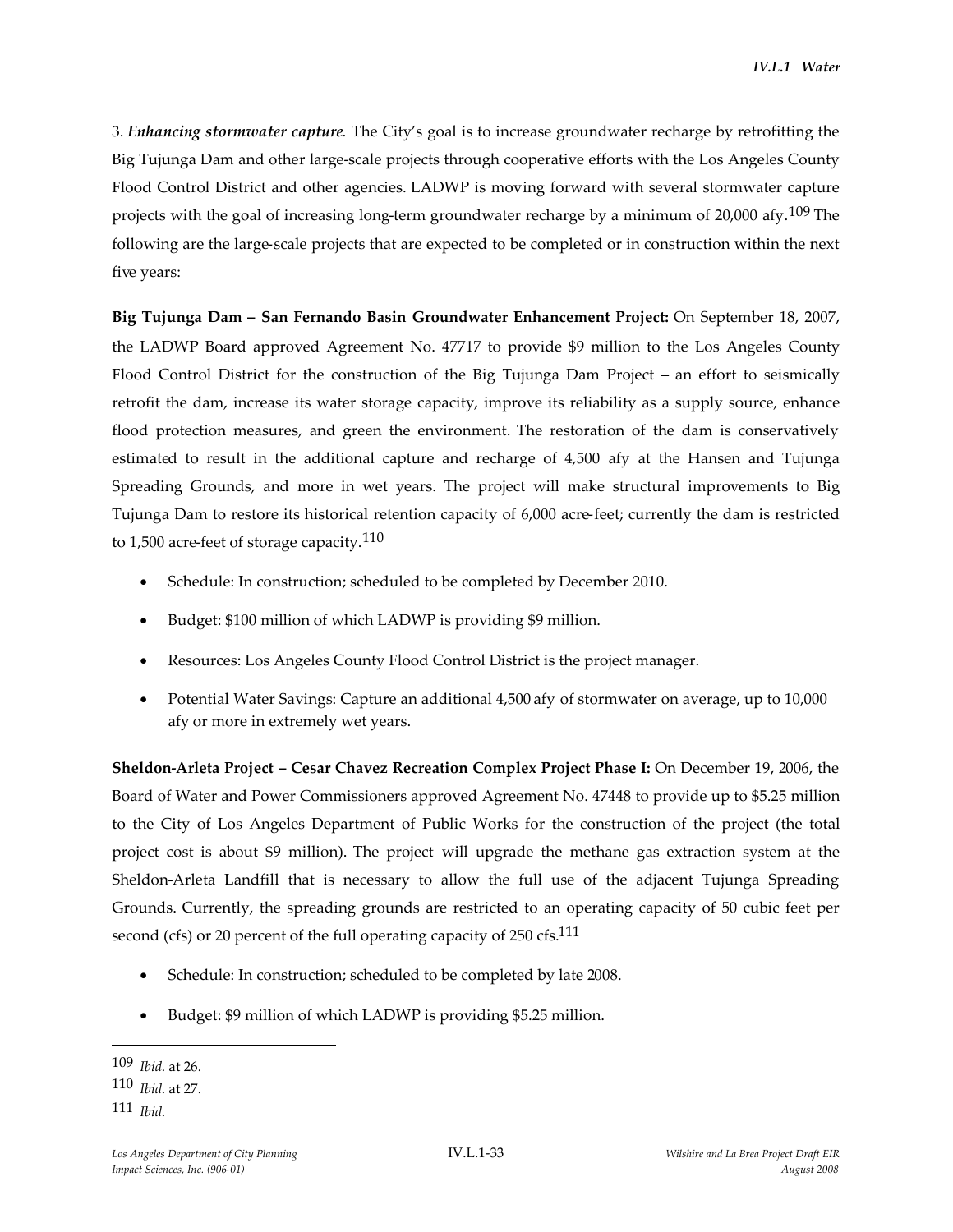3. ***Enhancing stormwater capture.*** The City's goal is to increase groundwater recharge by retrofitting the Big Tujunga Dam and other large-scale projects through cooperative efforts with the Los Angeles County Flood Control District and other agencies. LADWP is moving forward with several stormwater capture projects with the goal of increasing long-term groundwater recharge by a minimum of 20,000 afy.[109] The following are the large-scale projects that are expected to be completed or in construction within the next five years:

**Big Tujunga Dam – San Fernando Basin Groundwater Enhancement Project:** On September 18, 2007, the LADWP Board approved Agreement No. 47717 to provide $9 million to the Los Angeles County Flood Control District for the construction of the Big Tujunga Dam Project – an effort to seismically retrofit the dam, increase its water storage capacity, improve its reliability as a supply source, enhance flood protection measures, and green the environment. The restoration of the dam is conservatively estimated to result in the additional capture and recharge of 4,500 afy at the Hansen and Tujunga Spreading Grounds, and more in wet years. The project will make structural improvements to Big Tujunga Dam to restore its historical retention capacity of 6,000 acre-feet; currently the dam is restricted to 1,500 acre-feet of storage capacity.[110]

- Schedule: In construction; scheduled to be completed by December 2010.
- Budget: $100 million of which LADWP is providing $9 million.
- Resources: Los Angeles County Flood Control District is the project manager.
- Potential Water Savings: Capture an additional 4,500 afy of stormwater on average, up to 10,000 afy or more in extremely wet years.

**Sheldon-Arleta Project – Cesar Chavez Recreation Complex Project Phase I:** On December 19, 2006, the Board of Water and Power Commissioners approved Agreement No. 47448 to provide up to $5.25 million to the City of Los Angeles Department of Public Works for the construction of the project (the total project cost is about $9 million). The project will upgrade the methane gas extraction system at the Sheldon-Arleta Landfill that is necessary to allow the full use of the adjacent Tujunga Spreading Grounds. Currently, the spreading grounds are restricted to an operating capacity of 50 cubic feet per second (cfs) or 20 percent of the full operating capacity of 250 cfs.[111]

- Schedule: In construction; scheduled to be completed by late 2008.
- Budget: $9 million of which LADWP is providing $5.25 million.

---

109 *Ibid.* at 26.

110 *Ibid.* at 27.

111 *Ibid.*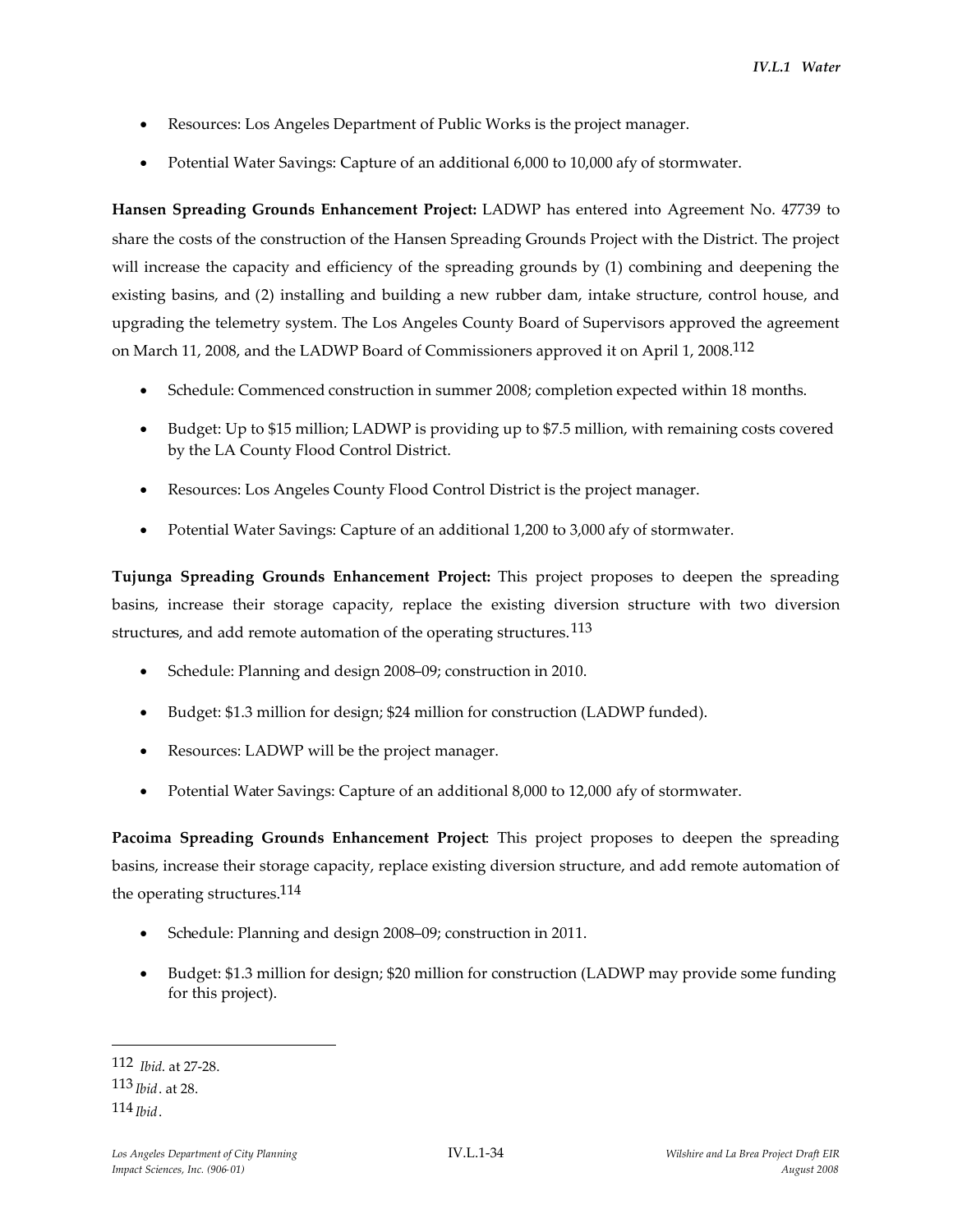- Resources: Los Angeles Department of Public Works is the project manager.
- Potential Water Savings: Capture of an additional 6,000 to 10,000 afy of stormwater.

**Hansen Spreading Grounds Enhancement Project:** LADWP has entered into Agreement No. 47739 to share the costs of the construction of the Hansen Spreading Grounds Project with the District. The project will increase the capacity and efficiency of the spreading grounds by (1) combining and deepening the existing basins, and (2) installing and building a new rubber dam, intake structure, control house, and upgrading the telemetry system. The Los Angeles County Board of Supervisors approved the agreement on March 11, 2008, and the LADWP Board of Commissioners approved it on April 1, 2008.[112]

- Schedule: Commenced construction in summer 2008; completion expected within 18 months.
- Budget: Up to $15 million; LADWP is providing up to $7.5 million, with remaining costs covered by the LA County Flood Control District.
- Resources: Los Angeles County Flood Control District is the project manager.
- Potential Water Savings: Capture of an additional 1,200 to 3,000 afy of stormwater.

**Tujunga Spreading Grounds Enhancement Project:** This project proposes to deepen the spreading basins, increase their storage capacity, replace the existing diversion structure with two diversion structures, and add remote automation of the operating structures.[113]

- Schedule: Planning and design 2008–09; construction in 2010.
- Budget: $1.3 million for design; $24 million for construction (LADWP funded).
- Resources: LADWP will be the project manager.
- Potential Water Savings: Capture of an additional 8,000 to 12,000 afy of stormwater.

**Pacoima Spreading Grounds Enhancement Project**: This project proposes to deepen the spreading basins, increase their storage capacity, replace existing diversion structure, and add remote automation of the operating structures.[114]

- Schedule: Planning and design 2008–09; construction in 2011.
- Budget: $1.3 million for design; $20 million for construction (LADWP may provide some funding for this project).

---

112 *Ibid.* at 27-28.

113 *Ibid*. at 28.

114 *Ibid*.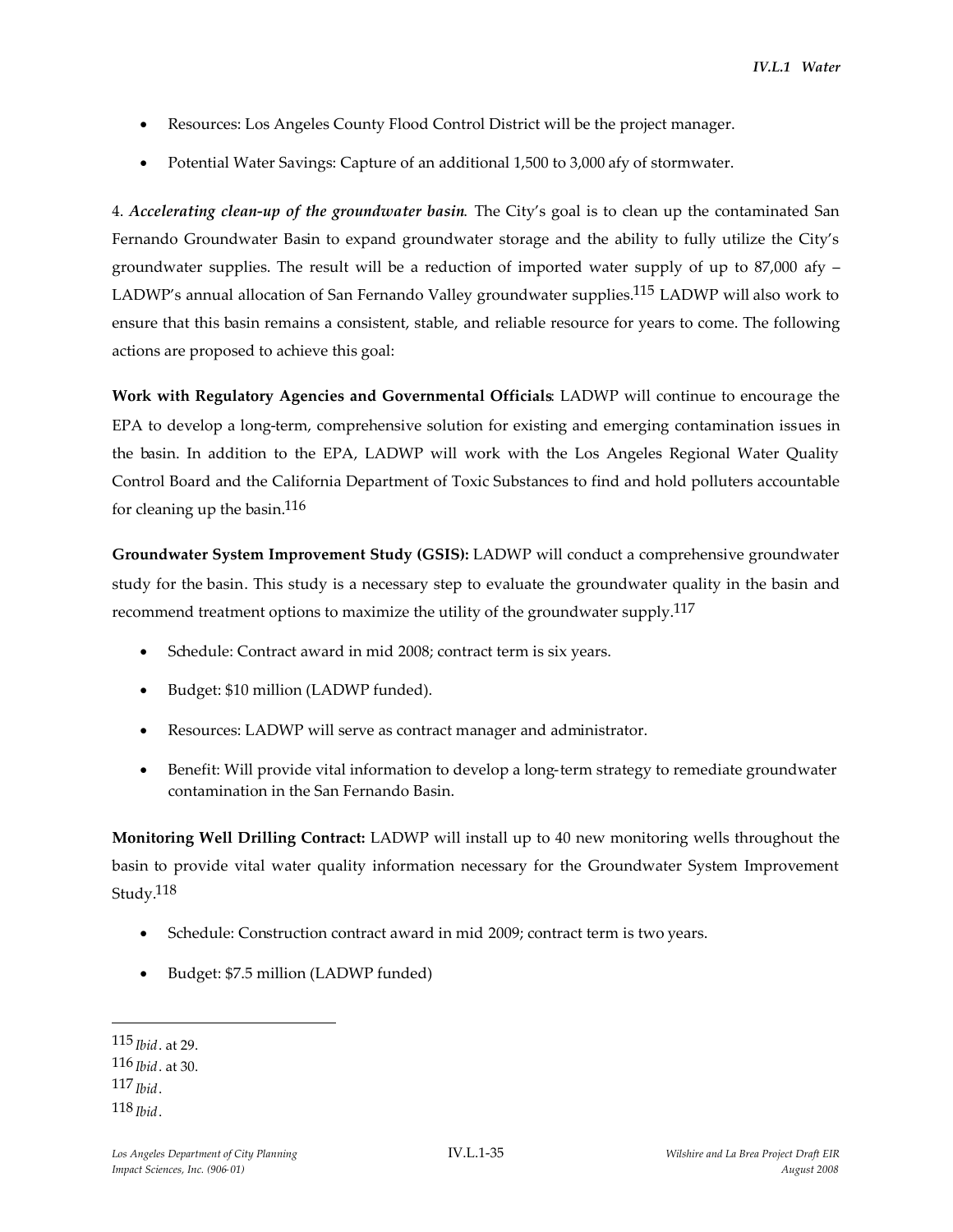- Resources: Los Angeles County Flood Control District will be the project manager.
- Potential Water Savings: Capture of an additional 1,500 to 3,000 afy of stormwater.

4. ***Accelerating clean-up of the groundwater basin***. The City's goal is to clean up the contaminated San Fernando Groundwater Basin to expand groundwater storage and the ability to fully utilize the City's groundwater supplies. The result will be a reduction of imported water supply of up to 87,000 afy – LADWP's annual allocation of San Fernando Valley groundwater supplies.[115] LADWP will also work to ensure that this basin remains a consistent, stable, and reliable resource for years to come. The following actions are proposed to achieve this goal:

**Work with Regulatory Agencies and Governmental Officials**: LADWP will continue to encourage the EPA to develop a long-term, comprehensive solution for existing and emerging contamination issues in the basin. In addition to the EPA, LADWP will work with the Los Angeles Regional Water Quality Control Board and the California Department of Toxic Substances to find and hold polluters accountable for cleaning up the basin.[116]

**Groundwater System Improvement Study (GSIS):** LADWP will conduct a comprehensive groundwater study for the basin. This study is a necessary step to evaluate the groundwater quality in the basin and recommend treatment options to maximize the utility of the groundwater supply.[117]

- Schedule: Contract award in mid 2008; contract term is six years.
- Budget: $10 million (LADWP funded).
- Resources: LADWP will serve as contract manager and administrator.
- Benefit: Will provide vital information to develop a long-term strategy to remediate groundwater contamination in the San Fernando Basin.

**Monitoring Well Drilling Contract:** LADWP will install up to 40 new monitoring wells throughout the basin to provide vital water quality information necessary for the Groundwater System Improvement Study.[118]

- Schedule: Construction contract award in mid 2009; contract term is two years.
- Budget: $7.5 million (LADWP funded)

---

115 *Ibid*. at 29.
116 *Ibid*. at 30.
117 *Ibid*.
118 *Ibid*.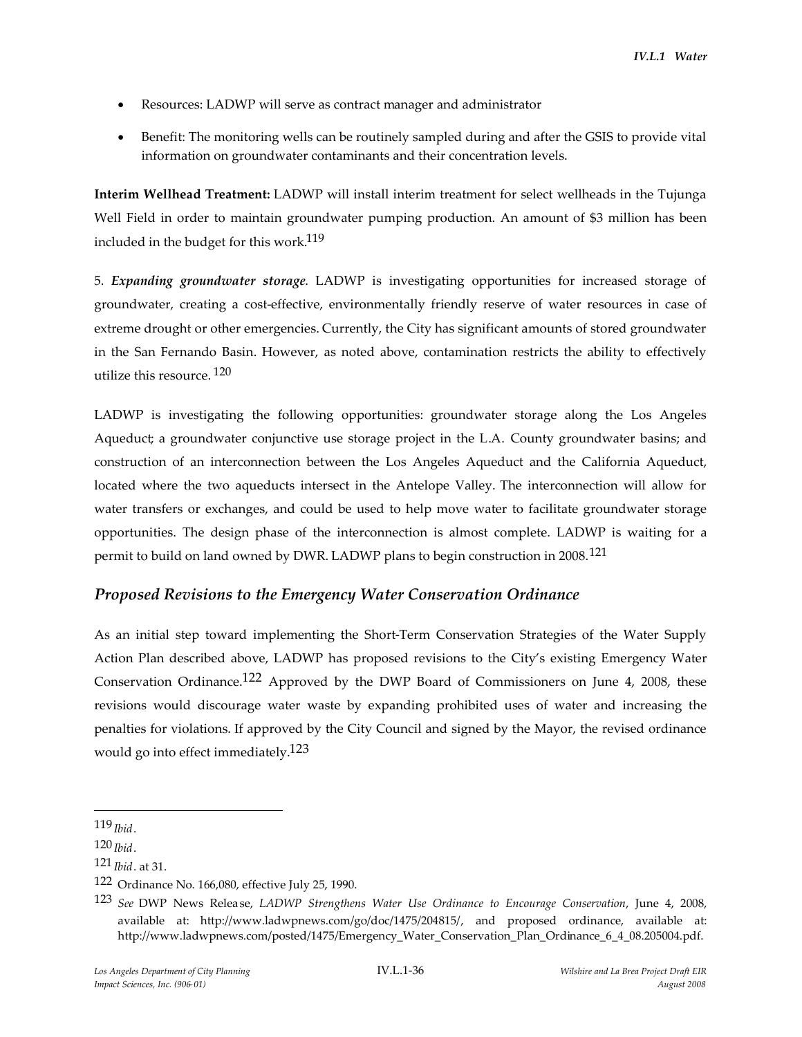- Resources: LADWP will serve as contract manager and administrator
- Benefit: The monitoring wells can be routinely sampled during and after the GSIS to provide vital information on groundwater contaminants and their concentration levels.

**Interim Wellhead Treatment:** LADWP will install interim treatment for select wellheads in the Tujunga Well Field in order to maintain groundwater pumping production. An amount of $3 million has been included in the budget for this work.[119]

5. ***Expanding groundwater storage***. LADWP is investigating opportunities for increased storage of groundwater, creating a cost-effective, environmentally friendly reserve of water resources in case of extreme drought or other emergencies. Currently, the City has significant amounts of stored groundwater in the San Fernando Basin. However, as noted above, contamination restricts the ability to effectively utilize this resource.[120]

LADWP is investigating the following opportunities: groundwater storage along the Los Angeles Aqueduct; a groundwater conjunctive use storage project in the L.A. County groundwater basins; and construction of an interconnection between the Los Angeles Aqueduct and the California Aqueduct, located where the two aqueducts intersect in the Antelope Valley. The interconnection will allow for water transfers or exchanges, and could be used to help move water to facilitate groundwater storage opportunities. The design phase of the interconnection is almost complete. LADWP is waiting for a permit to build on land owned by DWR. LADWP plans to begin construction in 2008.[121]

## *Proposed Revisions to the Emergency Water Conservation Ordinance*

As an initial step toward implementing the Short-Term Conservation Strategies of the Water Supply Action Plan described above, LADWP has proposed revisions to the City's existing Emergency Water Conservation Ordinance.[122] Approved by the DWP Board of Commissioners on June 4, 2008, these revisions would discourage water waste by expanding prohibited uses of water and increasing the penalties for violations. If approved by the City Council and signed by the Mayor, the revised ordinance would go into effect immediately.[123]

---

[119] *Ibid*.

[120] *Ibid*.

[121] *Ibid*. at 31.

[122] Ordinance No. 166,080, effective July 25, 1990.

[123] *See* DWP News Release, *LADWP Strengthens Water Use Ordinance to Encourage Conservation*, June 4, 2008, available at: http://www.ladwpnews.com/go/doc/1475/204815/, and proposed ordinance, available at: http://www.ladwpnews.com/posted/1475/Emergency_Water_Conservation_Plan_Ordinance_6_4_08.205004.pdf.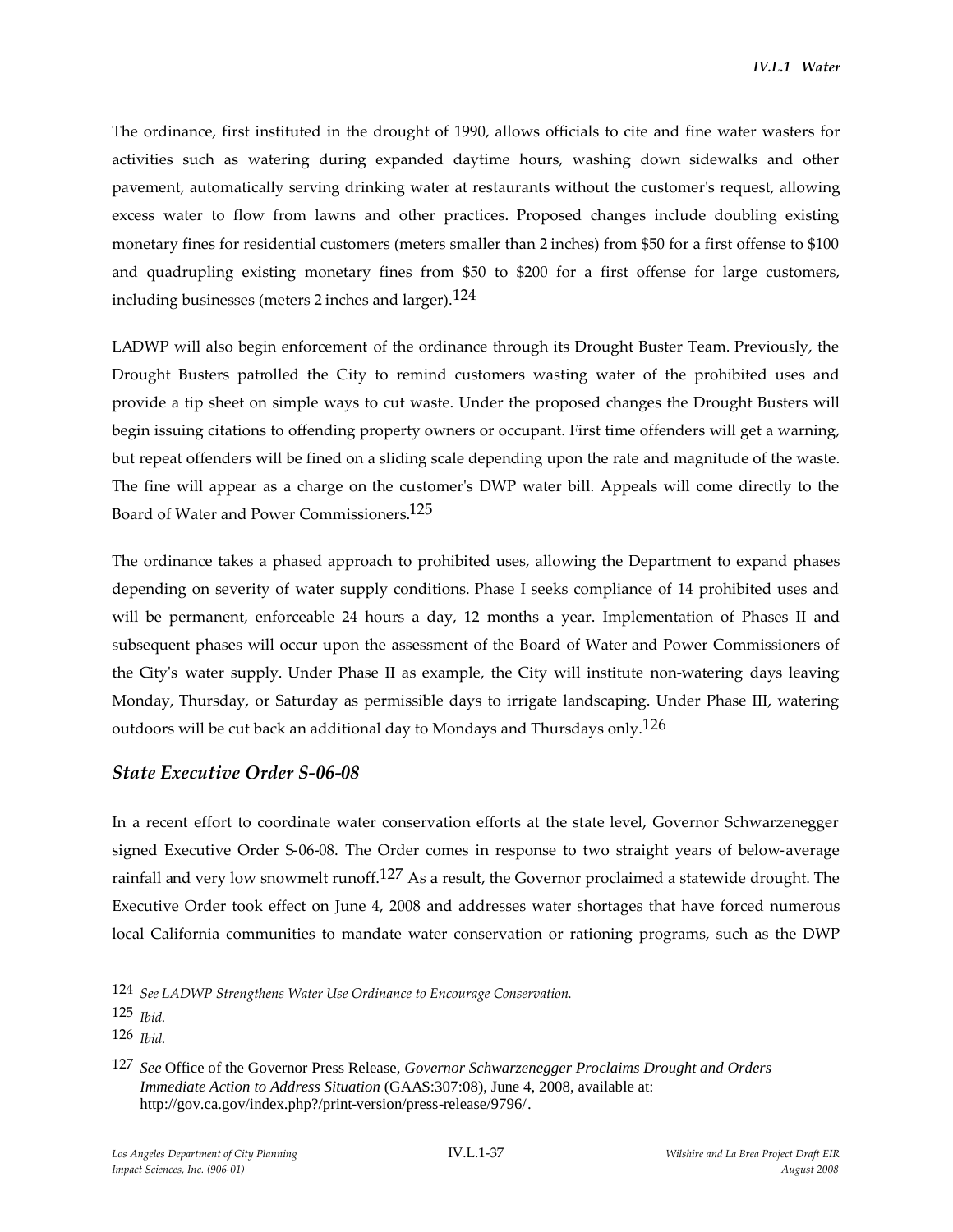The ordinance, first instituted in the drought of 1990, allows officials to cite and fine water wasters for activities such as watering during expanded daytime hours, washing down sidewalks and other pavement, automatically serving drinking water at restaurants without the customer's request, allowing excess water to flow from lawns and other practices. Proposed changes include doubling existing monetary fines for residential customers (meters smaller than 2 inches) from $50 for a first offense to $100 and quadrupling existing monetary fines from $50 to $200 for a first offense for large customers, including businesses (meters 2 inches and larger).[124]

LADWP will also begin enforcement of the ordinance through its Drought Buster Team. Previously, the Drought Busters patrolled the City to remind customers wasting water of the prohibited uses and provide a tip sheet on simple ways to cut waste. Under the proposed changes the Drought Busters will begin issuing citations to offending property owners or occupant. First time offenders will get a warning, but repeat offenders will be fined on a sliding scale depending upon the rate and magnitude of the waste. The fine will appear as a charge on the customer's DWP water bill. Appeals will come directly to the Board of Water and Power Commissioners.[125]

The ordinance takes a phased approach to prohibited uses, allowing the Department to expand phases depending on severity of water supply conditions. Phase I seeks compliance of 14 prohibited uses and will be permanent, enforceable 24 hours a day, 12 months a year. Implementation of Phases II and subsequent phases will occur upon the assessment of the Board of Water and Power Commissioners of the City's water supply. Under Phase II as example, the City will institute non-watering days leaving Monday, Thursday, or Saturday as permissible days to irrigate landscaping. Under Phase III, watering outdoors will be cut back an additional day to Mondays and Thursdays only.[126]

### *State Executive Order S-06-08*

In a recent effort to coordinate water conservation efforts at the state level, Governor Schwarzenegger signed Executive Order S-06-08. The Order comes in response to two straight years of below-average rainfall and very low snowmelt runoff.[127] As a result, the Governor proclaimed a statewide drought. The Executive Order took effect on June 4, 2008 and addresses water shortages that have forced numerous local California communities to mandate water conservation or rationing programs, such as the DWP

---

124 *See LADWP Strengthens Water Use Ordinance to Encourage Conservation.*

125 *Ibid.*

126 *Ibid.*

127 *See* Office of the Governor Press Release, *Governor Schwarzenegger Proclaims Drought and Orders Immediate Action to Address Situation* (GAAS:307:08), June 4, 2008, available at: http://gov.ca.gov/index.php?/print-version/press-release/9796/.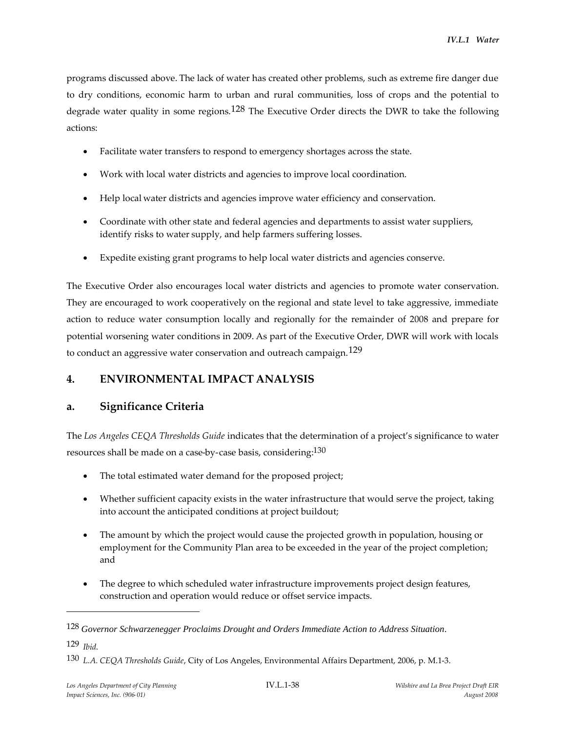programs discussed above. The lack of water has created other problems, such as extreme fire danger due to dry conditions, economic harm to urban and rural communities, loss of crops and the potential to degrade water quality in some regions.[128] The Executive Order directs the DWR to take the following actions:

- Facilitate water transfers to respond to emergency shortages across the state.
- Work with local water districts and agencies to improve local coordination.
- Help local water districts and agencies improve water efficiency and conservation.
- Coordinate with other state and federal agencies and departments to assist water suppliers, identify risks to water supply, and help farmers suffering losses.
- Expedite existing grant programs to help local water districts and agencies conserve.

The Executive Order also encourages local water districts and agencies to promote water conservation. They are encouraged to work cooperatively on the regional and state level to take aggressive, immediate action to reduce water consumption locally and regionally for the remainder of 2008 and prepare for potential worsening water conditions in 2009. As part of the Executive Order, DWR will work with locals to conduct an aggressive water conservation and outreach campaign.[129]

## 4. ENVIRONMENTAL IMPACT ANALYSIS

### a. Significance Criteria

The *Los Angeles CEQA Thresholds Guide* indicates that the determination of a project's significance to water resources shall be made on a case-by-case basis, considering:[130]

- The total estimated water demand for the proposed project;
- Whether sufficient capacity exists in the water infrastructure that would serve the project, taking into account the anticipated conditions at project buildout;
- The amount by which the project would cause the projected growth in population, housing or employment for the Community Plan area to be exceeded in the year of the project completion; and
- The degree to which scheduled water infrastructure improvements project design features, construction and operation would reduce or offset service impacts.

---

[128] *Governor Schwarzenegger Proclaims Drought and Orders Immediate Action to Address Situation*.

[129] *Ibid.*

[130] *L.A. CEQA Thresholds Guide*, City of Los Angeles, Environmental Affairs Department, 2006, p. M.1-3.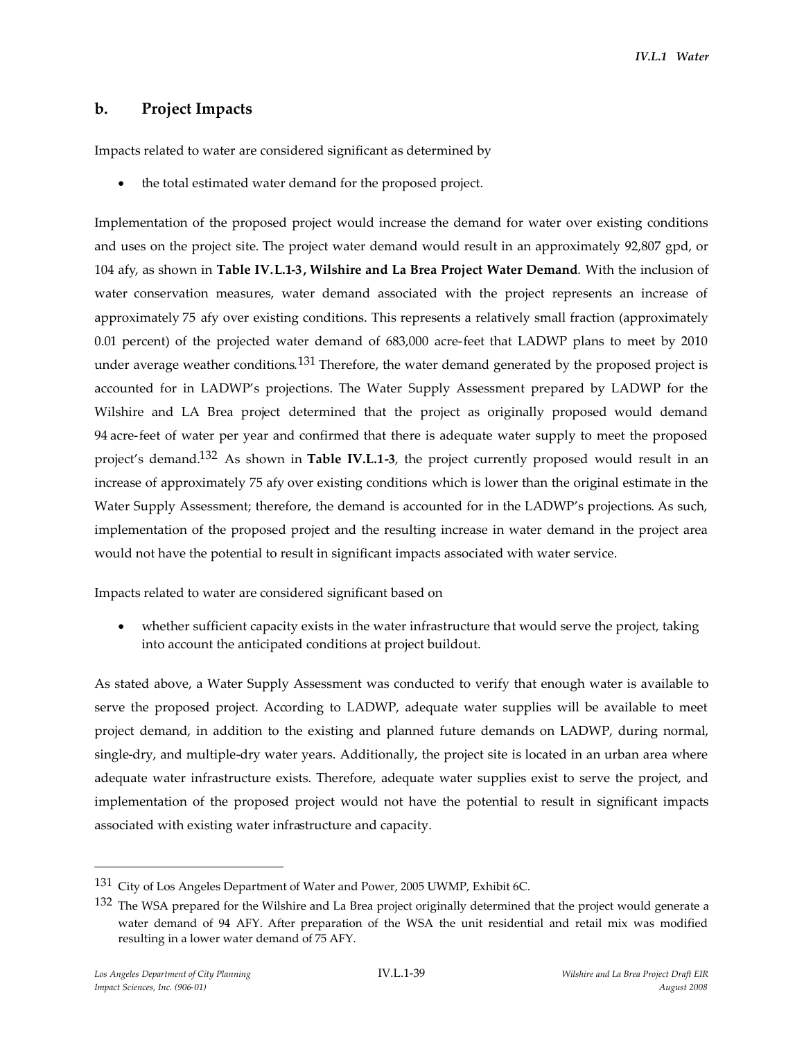## b. Project Impacts

Impacts related to water are considered significant as determined by

- the total estimated water demand for the proposed project.

Implementation of the proposed project would increase the demand for water over existing conditions and uses on the project site. The project water demand would result in an approximately 92,807 gpd, or 104 afy, as shown in **Table IV.L.1-3, Wilshire and La Brea Project Water Demand**. With the inclusion of water conservation measures, water demand associated with the project represents an increase of approximately 75 afy over existing conditions. This represents a relatively small fraction (approximately 0.01 percent) of the projected water demand of 683,000 acre-feet that LADWP plans to meet by 2010 under average weather conditions.[131] Therefore, the water demand generated by the proposed project is accounted for in LADWP's projections. The Water Supply Assessment prepared by LADWP for the Wilshire and LA Brea project determined that the project as originally proposed would demand 94 acre-feet of water per year and confirmed that there is adequate water supply to meet the proposed project's demand.[132] As shown in **Table IV.L.1-3**, the project currently proposed would result in an increase of approximately 75 afy over existing conditions which is lower than the original estimate in the Water Supply Assessment; therefore, the demand is accounted for in the LADWP's projections. As such, implementation of the proposed project and the resulting increase in water demand in the project area would not have the potential to result in significant impacts associated with water service.

Impacts related to water are considered significant based on

- whether sufficient capacity exists in the water infrastructure that would serve the project, taking into account the anticipated conditions at project buildout.

As stated above, a Water Supply Assessment was conducted to verify that enough water is available to serve the proposed project. According to LADWP, adequate water supplies will be available to meet project demand, in addition to the existing and planned future demands on LADWP, during normal, single-dry, and multiple-dry water years. Additionally, the project site is located in an urban area where adequate water infrastructure exists. Therefore, adequate water supplies exist to serve the project, and implementation of the proposed project would not have the potential to result in significant impacts associated with existing water infrastructure and capacity.

---

[131] City of Los Angeles Department of Water and Power, 2005 UWMP, Exhibit 6C.

[132] The WSA prepared for the Wilshire and La Brea project originally determined that the project would generate a water demand of 94 AFY. After preparation of the WSA the unit residential and retail mix was modified resulting in a lower water demand of 75 AFY.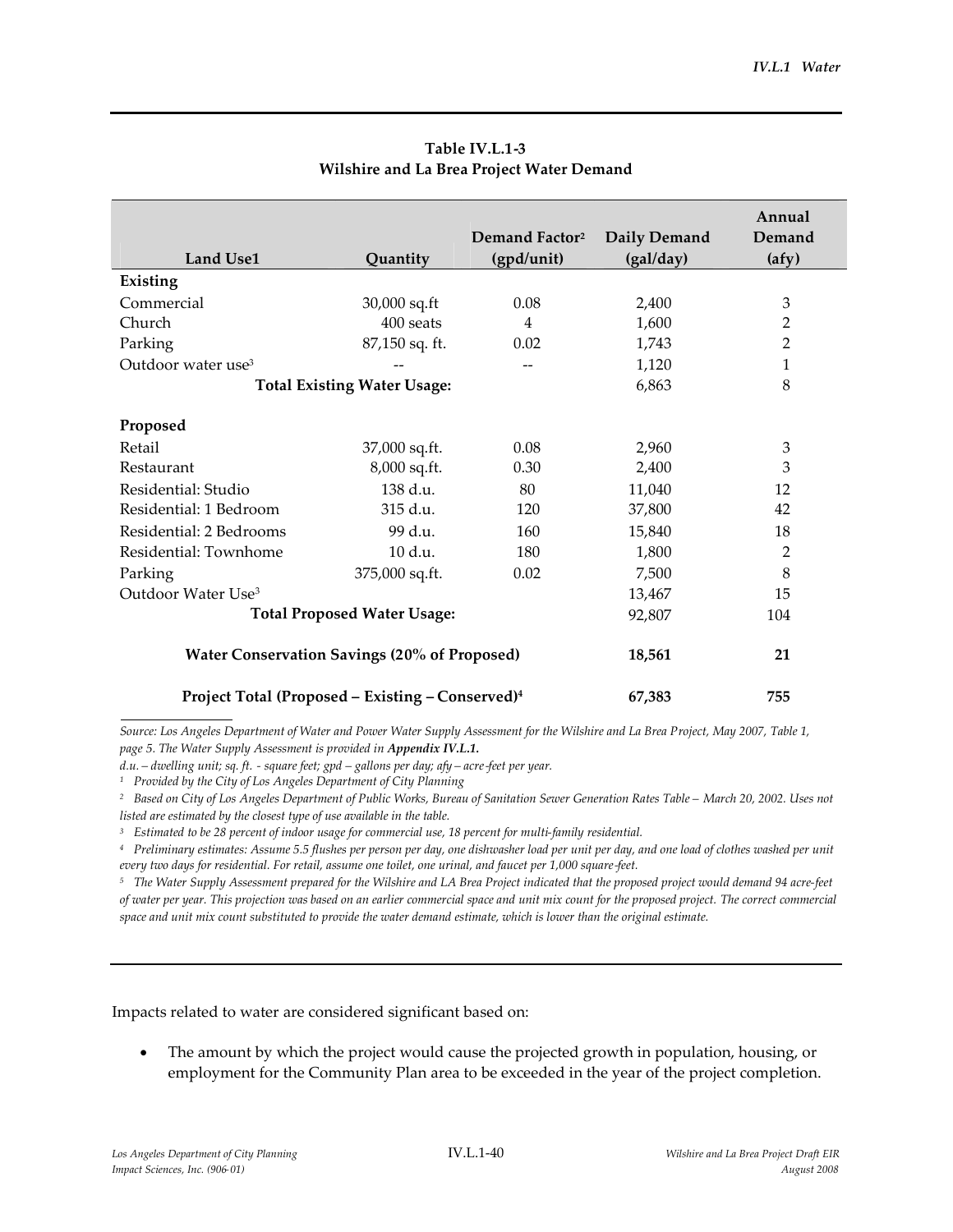**Table IV.L.1-3**
**Wilshire and La Brea Project Water Demand**

| Land Use1 | Quantity | Demand Factor[2] (gpd/unit) | Daily Demand (gal/day) | Annual Demand (afy) |
|---|---|---|---|---|
| **Existing** | | | | |
| Commercial | 30,000 sq.ft | 0.08 | 2,400 | 3 |
| Church | 400 seats | 4 | 1,600 | 2 |
| Parking | 87,150 sq. ft. | 0.02 | 1,743 | 2 |
| Outdoor water use[3] | -- | -- | 1,120 | 1 |
| **Total Existing Water Usage:** | | | 6,863 | 8 |
| **Proposed** | | | | |
| Retail | 37,000 sq.ft. | 0.08 | 2,960 | 3 |
| Restaurant | 8,000 sq.ft. | 0.30 | 2,400 | 3 |
| Residential: Studio | 138 d.u. | 80 | 11,040 | 12 |
| Residential: 1 Bedroom | 315 d.u. | 120 | 37,800 | 42 |
| Residential: 2 Bedrooms | 99 d.u. | 160 | 15,840 | 18 |
| Residential: Townhome | 10 d.u. | 180 | 1,800 | 2 |
| Parking | 375,000 sq.ft. | 0.02 | 7,500 | 8 |
| Outdoor Water Use[3] | | | 13,467 | 15 |
| **Total Proposed Water Usage:** | | | 92,807 | 104 |
| **Water Conservation Savings (20% of Proposed)** | | | **18,561** | **21** |
| **Project Total (Proposed – Existing – Conserved)[4]** | | | **67,383** | **755** |

*Source: Los Angeles Department of Water and Power Water Supply Assessment for the Wilshire and La Brea Project, May 2007, Table 1, page 5. The Water Supply Assessment is provided in* ***Appendix IV.L.1.***

*d.u. – dwelling unit; sq. ft. - square feet; gpd – gallons per day; afy – acre-feet per year.*

*[1] Provided by the City of Los Angeles Department of City Planning*

*[2] Based on City of Los Angeles Department of Public Works, Bureau of Sanitation Sewer Generation Rates Table – March 20, 2002. Uses not listed are estimated by the closest type of use available in the table.*

*[3] Estimated to be 28 percent of indoor usage for commercial use, 18 percent for multi-family residential.*

*[4] Preliminary estimates: Assume 5.5 flushes per person per day, one dishwasher load per unit per day, and one load of clothes washed per unit every two days for residential. For retail, assume one toilet, one urinal, and faucet per 1,000 square-feet.*

*[5] The Water Supply Assessment prepared for the Wilshire and LA Brea Project indicated that the proposed project would demand 94 acre-feet of water per year. This projection was based on an earlier commercial space and unit mix count for the proposed project. The correct commercial space and unit mix count substituted to provide the water demand estimate, which is lower than the original estimate.*

Impacts related to water are considered significant based on:

- The amount by which the project would cause the projected growth in population, housing, or employment for the Community Plan area to be exceeded in the year of the project completion.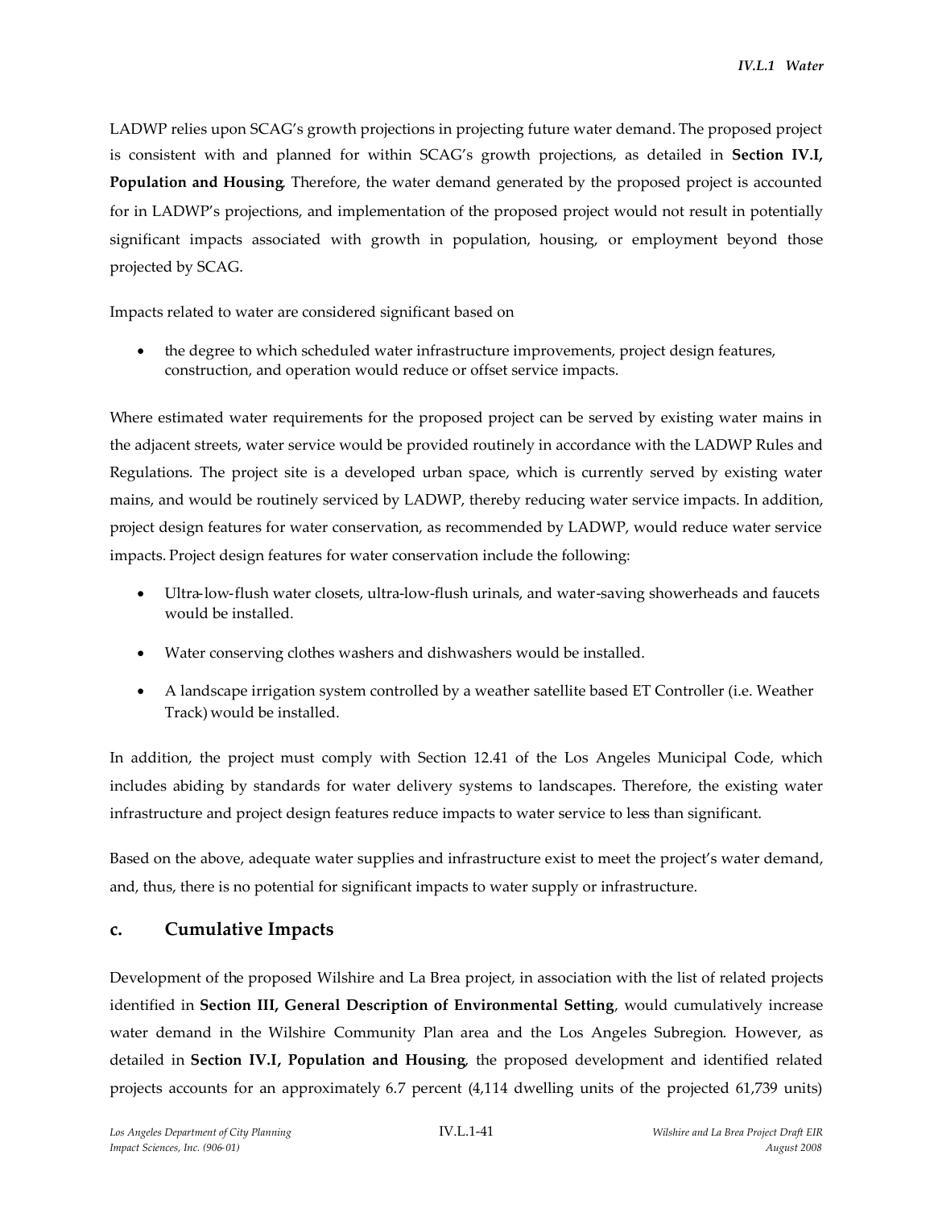LADWP relies upon SCAG's growth projections in projecting future water demand. The proposed project is consistent with and planned for within SCAG's growth projections, as detailed in **Section IV.I, Population and Housing**. Therefore, the water demand generated by the proposed project is accounted for in LADWP's projections, and implementation of the proposed project would not result in potentially significant impacts associated with growth in population, housing, or employment beyond those projected by SCAG.

Impacts related to water are considered significant based on

- the degree to which scheduled water infrastructure improvements, project design features, construction, and operation would reduce or offset service impacts.

Where estimated water requirements for the proposed project can be served by existing water mains in the adjacent streets, water service would be provided routinely in accordance with the LADWP Rules and Regulations. The project site is a developed urban space, which is currently served by existing water mains, and would be routinely serviced by LADWP, thereby reducing water service impacts. In addition, project design features for water conservation, as recommended by LADWP, would reduce water service impacts. Project design features for water conservation include the following:

- Ultra-low-flush water closets, ultra-low-flush urinals, and water-saving showerheads and faucets would be installed.
- Water conserving clothes washers and dishwashers would be installed.
- A landscape irrigation system controlled by a weather satellite based ET Controller (i.e. Weather Track) would be installed.

In addition, the project must comply with Section 12.41 of the Los Angeles Municipal Code, which includes abiding by standards for water delivery systems to landscapes. Therefore, the existing water infrastructure and project design features reduce impacts to water service to less than significant.

Based on the above, adequate water supplies and infrastructure exist to meet the project's water demand, and, thus, there is no potential for significant impacts to water supply or infrastructure.

## c. Cumulative Impacts

Development of the proposed Wilshire and La Brea project, in association with the list of related projects identified in **Section III, General Description of Environmental Setting**, would cumulatively increase water demand in the Wilshire Community Plan area and the Los Angeles Subregion. However, as detailed in **Section IV.I, Population and Housing**, the proposed development and identified related projects accounts for an approximately 6.7 percent (4,114 dwelling units of the projected 61,739 units)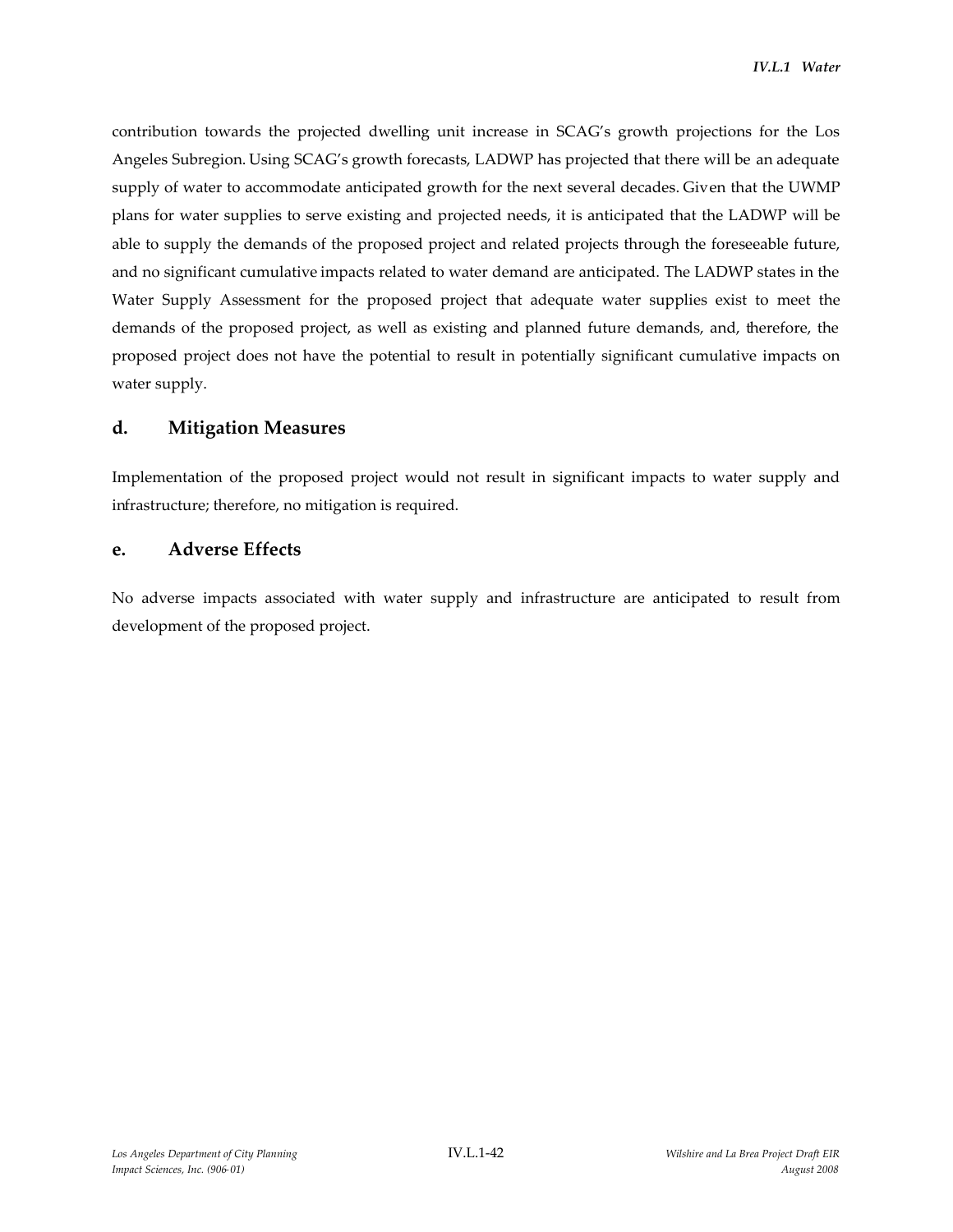contribution towards the projected dwelling unit increase in SCAG's growth projections for the Los Angeles Subregion. Using SCAG's growth forecasts, LADWP has projected that there will be an adequate supply of water to accommodate anticipated growth for the next several decades. Given that the UWMP plans for water supplies to serve existing and projected needs, it is anticipated that the LADWP will be able to supply the demands of the proposed project and related projects through the foreseeable future, and no significant cumulative impacts related to water demand are anticipated. The LADWP states in the Water Supply Assessment for the proposed project that adequate water supplies exist to meet the demands of the proposed project, as well as existing and planned future demands, and, therefore, the proposed project does not have the potential to result in potentially significant cumulative impacts on water supply.

## d. Mitigation Measures

Implementation of the proposed project would not result in significant impacts to water supply and infrastructure; therefore, no mitigation is required.

## e. Adverse Effects

No adverse impacts associated with water supply and infrastructure are anticipated to result from development of the proposed project.